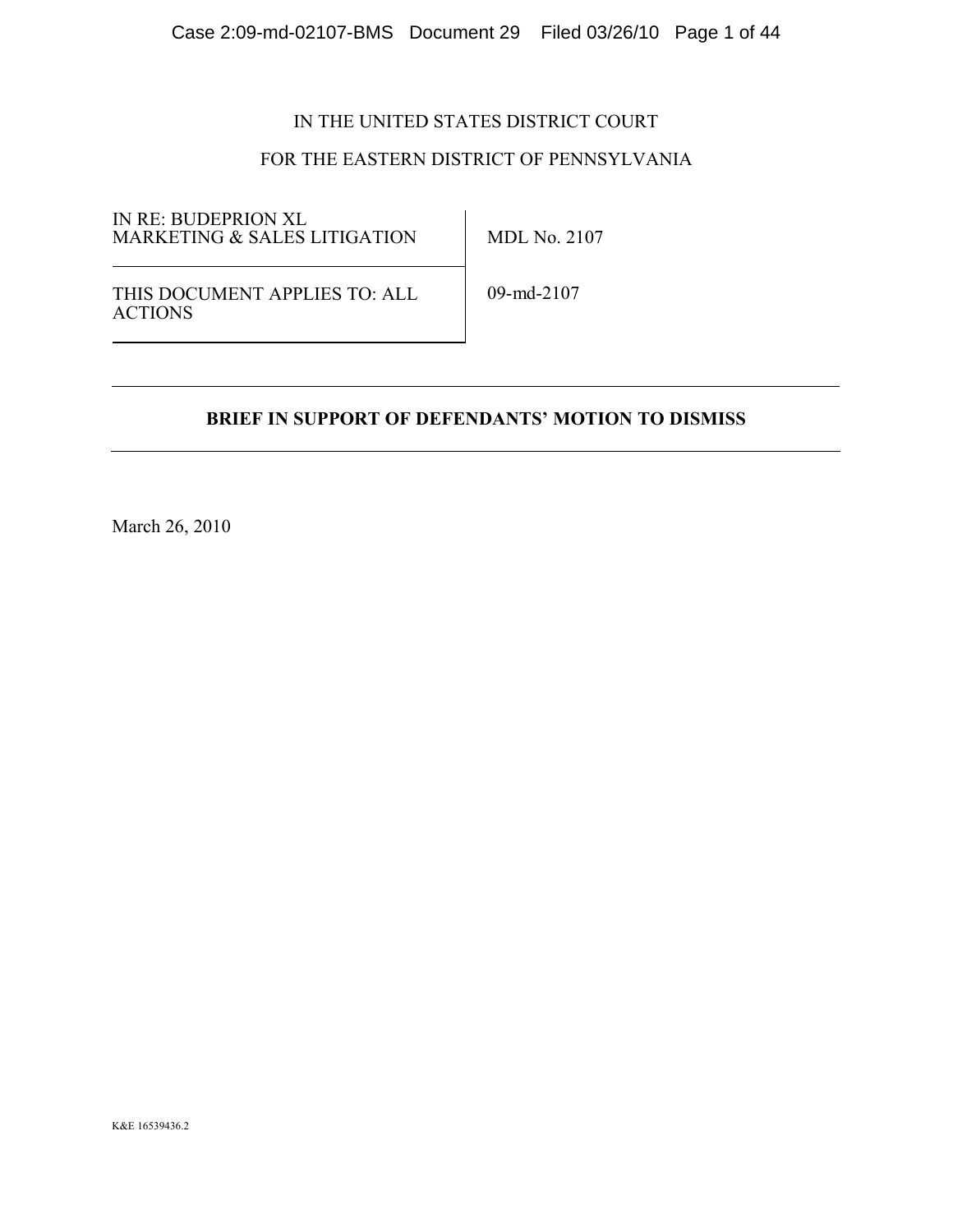IN THE UNITED STATES DISTRICT COURT

FOR THE EASTERN DISTRICT OF PENNSYLVANIA

| | |
|---|---|
| IN RE: BUDEPRION XL MARKETING & SALES LITIGATION | MDL No. 2107 |
| THIS DOCUMENT APPLIES TO: ALL ACTIONS | 09-md-2107 |

**BRIEF IN SUPPORT OF DEFENDANTS' MOTION TO DISMISS**

March 26, 2010

K&E 16539436.2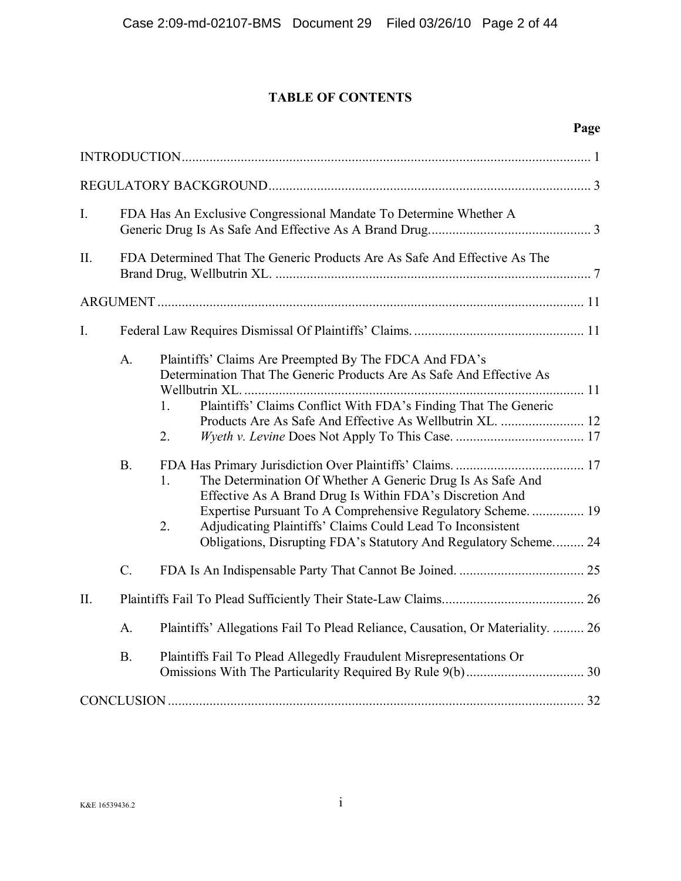# TABLE OF CONTENTS

| | | | Page |
|---|---|---|---|
| INTRODUCTION | | | 1 |
| REGULATORY BACKGROUND | | | 3 |
| I. | FDA Has An Exclusive Congressional Mandate To Determine Whether A Generic Drug Is As Safe And Effective As A Brand Drug. | | 3 |
| II. | FDA Determined That The Generic Products Are As Safe And Effective As The Brand Drug, Wellbutrin XL. | | 7 |
| ARGUMENT | | | 11 |
| I. | Federal Law Requires Dismissal Of Plaintiffs' Claims. | | 11 |
| | A. | Plaintiffs' Claims Are Preempted By The FDCA And FDA's Determination That The Generic Products Are As Safe And Effective As Wellbutrin XL. | 11 |
| | | 1. Plaintiffs' Claims Conflict With FDA's Finding That The Generic Products Are As Safe And Effective As Wellbutrin XL. | 12 |
| | | 2. *Wyeth v. Levine* Does Not Apply To This Case. | 17 |
| | B. | FDA Has Primary Jurisdiction Over Plaintiffs' Claims. | 17 |
| | | 1. The Determination Of Whether A Generic Drug Is As Safe And Effective As A Brand Drug Is Within FDA's Discretion And Expertise Pursuant To A Comprehensive Regulatory Scheme. | 19 |
| | | 2. Adjudicating Plaintiffs' Claims Could Lead To Inconsistent Obligations, Disrupting FDA's Statutory And Regulatory Scheme. | 24 |
| | C. | FDA Is An Indispensable Party That Cannot Be Joined. | 25 |
| II. | Plaintiffs Fail To Plead Sufficiently Their State-Law Claims. | | 26 |
| | A. | Plaintiffs' Allegations Fail To Plead Reliance, Causation, Or Materiality. | 26 |
| | B. | Plaintiffs Fail To Plead Allegedly Fraudulent Misrepresentations Or Omissions With The Particularity Required By Rule 9(b) | 30 |
| CONCLUSION | | | 32 |

K&E 16539436.2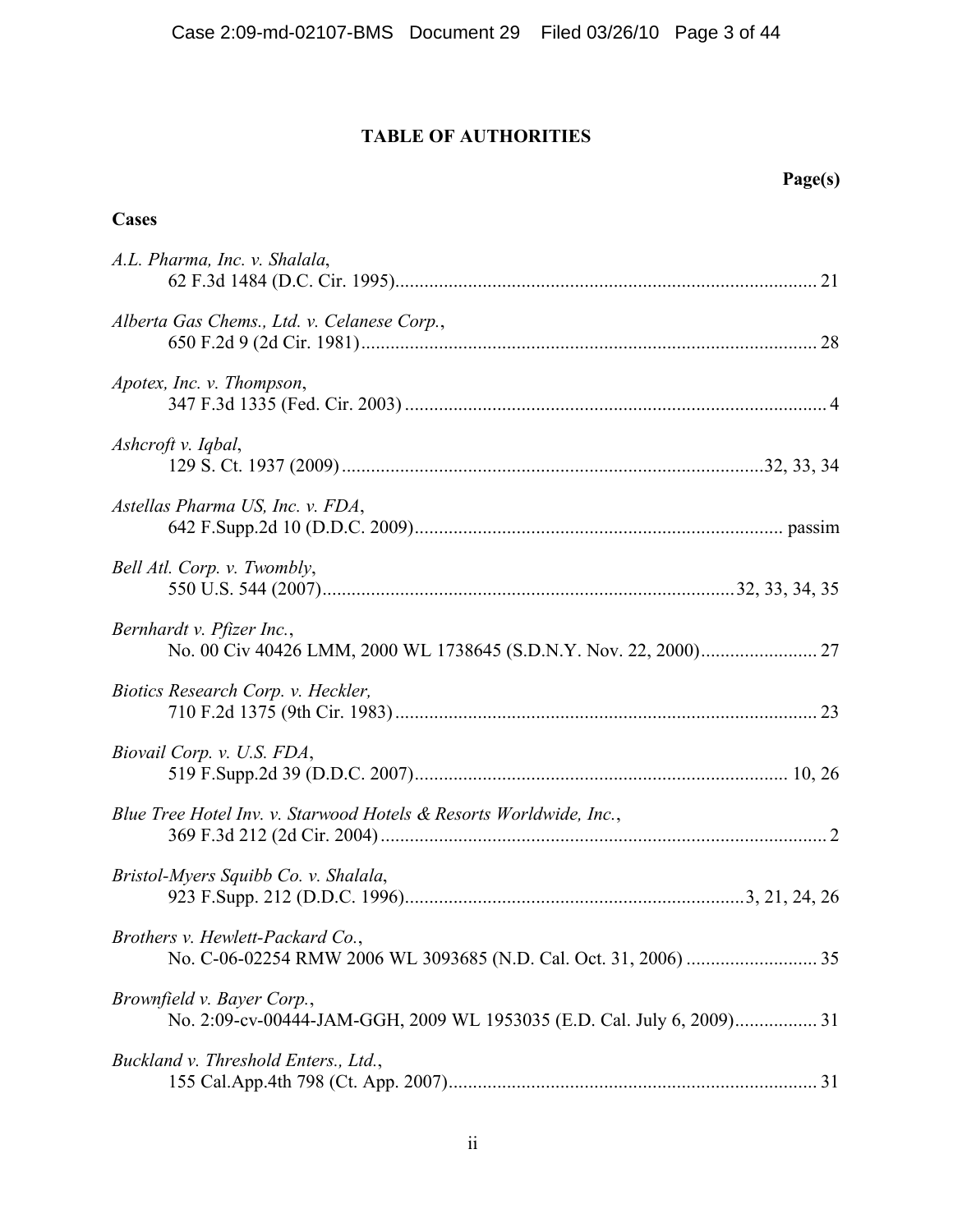## TABLE OF AUTHORITIES

**Page(s)**

**Cases**

*A.L. Pharma, Inc. v. Shalala*,
62 F.3d 1484 (D.C. Cir. 1995) ... 21

*Alberta Gas Chems., Ltd. v. Celanese Corp.*,
650 F.2d 9 (2d Cir. 1981) ... 28

*Apotex, Inc. v. Thompson*,
347 F.3d 1335 (Fed. Cir. 2003) ... 4

*Ashcroft v. Iqbal*,
129 S. Ct. 1937 (2009) ... 32, 33, 34

*Astellas Pharma US, Inc. v. FDA*,
642 F.Supp.2d 10 (D.D.C. 2009) ... passim

*Bell Atl. Corp. v. Twombly*,
550 U.S. 544 (2007) ... 32, 33, 34, 35

*Bernhardt v. Pfizer Inc.*,
No. 00 Civ 40426 LMM, 2000 WL 1738645 (S.D.N.Y. Nov. 22, 2000) ... 27

*Biotics Research Corp. v. Heckler,*
710 F.2d 1375 (9th Cir. 1983) ... 23

*Biovail Corp. v. U.S. FDA*,
519 F.Supp.2d 39 (D.D.C. 2007) ... 10, 26

*Blue Tree Hotel Inv. v. Starwood Hotels & Resorts Worldwide, Inc.*,
369 F.3d 212 (2d Cir. 2004) ... 2

*Bristol-Myers Squibb Co. v. Shalala*,
923 F.Supp. 212 (D.D.C. 1996) ... 3, 21, 24, 26

*Brothers v. Hewlett-Packard Co.*,
No. C-06-02254 RMW 2006 WL 3093685 (N.D. Cal. Oct. 31, 2006) ... 35

*Brownfield v. Bayer Corp.*,
No. 2:09-cv-00444-JAM-GGH, 2009 WL 1953035 (E.D. Cal. July 6, 2009) ... 31

*Buckland v. Threshold Enters., Ltd.*,
155 Cal.App.4th 798 (Ct. App. 2007) ... 31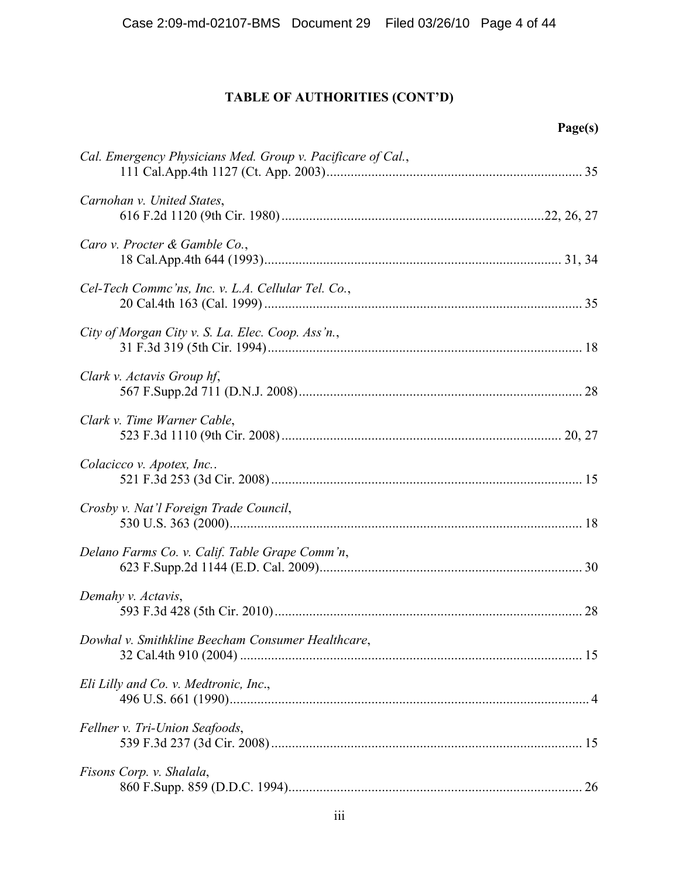**TABLE OF AUTHORITIES (CONT'D)**

**Page(s)**

*Cal. Emergency Physicians Med. Group v. Pacificare of Cal.*,
111 Cal.App.4th 1127 (Ct. App. 2003) ........................................................................ 35

*Carnohan v. United States*,
616 F.2d 1120 (9th Cir. 1980) ..........................................................................22, 26, 27

*Caro v. Procter & Gamble Co.*,
18 Cal.App.4th 644 (1993).................................................................................... 31, 34

*Cel-Tech Commc'ns, Inc. v. L.A. Cellular Tel. Co.*,
20 Cal.4th 163 (Cal. 1999) .......................................................................................... 35

*City of Morgan City v. S. La. Elec. Coop. Ass'n.*,
31 F.3d 319 (5th Cir. 1994).......................................................................................... 18

*Clark v. Actavis Group hf*,
567 F.Supp.2d 711 (D.N.J. 2008)................................................................................ 28

*Clark v. Time Warner Cable*,
523 F.3d 1110 (9th Cir. 2008)................................................................................ 20, 27

*Colacicco v. Apotex, Inc.*.
521 F.3d 253 (3d Cir. 2008)......................................................................................... 15

*Crosby v. Nat'l Foreign Trade Council*,
530 U.S. 363 (2000)..................................................................................................... 18

*Delano Farms Co. v. Calif. Table Grape Comm'n*,
623 F.Supp.2d 1144 (E.D. Cal. 2009).......................................................................... 30

*Demahy v. Actavis*,
593 F.3d 428 (5th Cir. 2010)........................................................................................ 28

*Dowhal v. Smithkline Beecham Consumer Healthcare*,
32 Cal.4th 910 (2004) .................................................................................................. 15

*Eli Lilly and Co. v. Medtronic, Inc*.,
496 U.S. 661 (1990)....................................................................................................... 4

*Fellner v. Tri-Union Seafoods*,
539 F.3d 237 (3d Cir. 2008)......................................................................................... 15

*Fisons Corp. v. Shalala*,
860 F.Supp. 859 (D.D.C. 1994)................................................................................... 26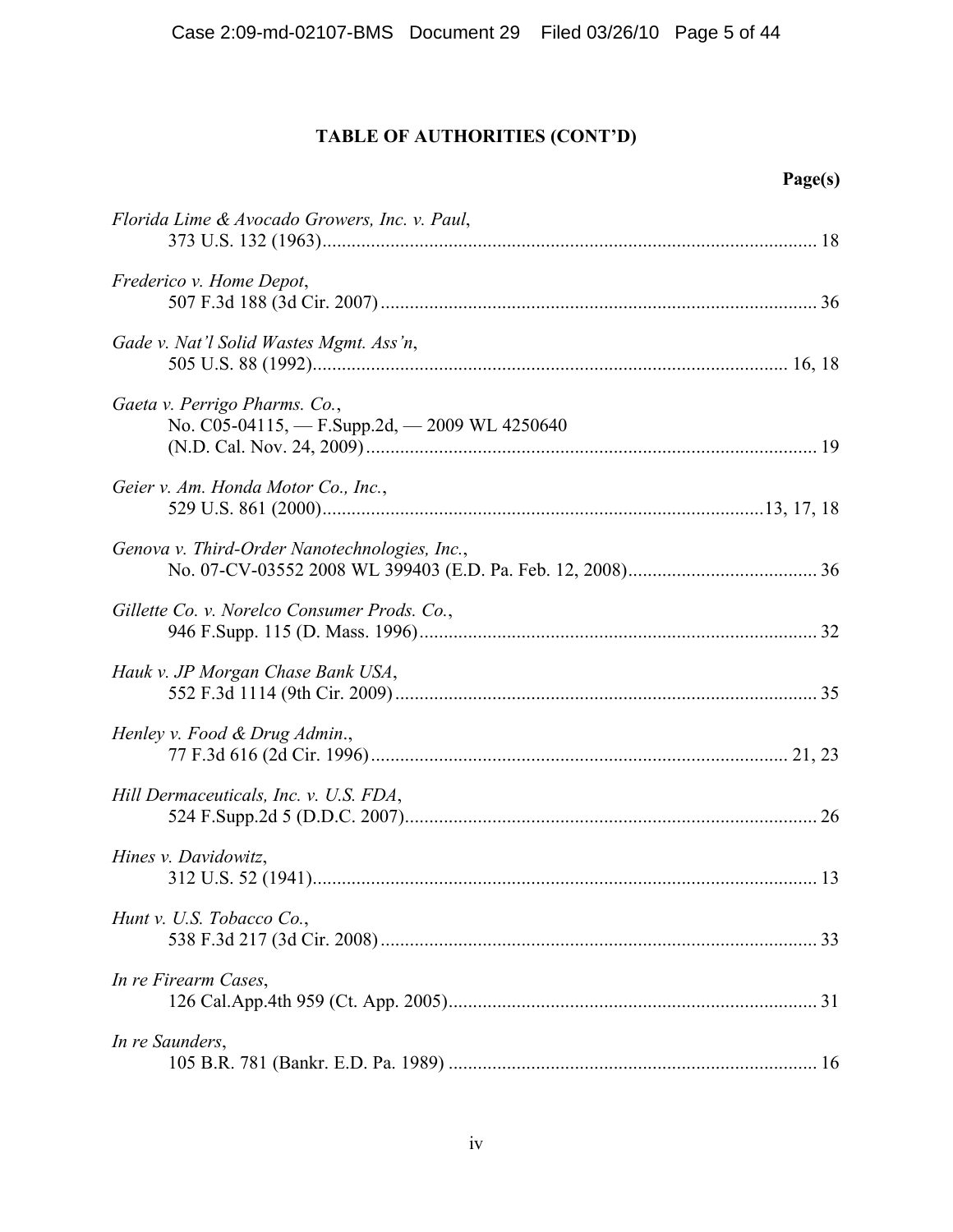## TABLE OF AUTHORITIES (CONT'D)

**Page(s)**

*Florida Lime & Avocado Growers, Inc. v. Paul*,
373 U.S. 132 (1963) ..... 18

*Frederico v. Home Depot*,
507 F.3d 188 (3d Cir. 2007) ..... 36

*Gade v. Nat'l Solid Wastes Mgmt. Ass'n*,
505 U.S. 88 (1992) ..... 16, 18

*Gaeta v. Perrigo Pharms. Co.*,
No. C05-04115, — F.Supp.2d, — 2009 WL 4250640
(N.D. Cal. Nov. 24, 2009) ..... 19

*Geier v. Am. Honda Motor Co., Inc.*,
529 U.S. 861 (2000) ..... 13, 17, 18

*Genova v. Third-Order Nanotechnologies, Inc.*,
No. 07-CV-03552 2008 WL 399403 (E.D. Pa. Feb. 12, 2008) ..... 36

*Gillette Co. v. Norelco Consumer Prods. Co.*,
946 F.Supp. 115 (D. Mass. 1996) ..... 32

*Hauk v. JP Morgan Chase Bank USA*,
552 F.3d 1114 (9th Cir. 2009) ..... 35

*Henley v. Food & Drug Admin.*,
77 F.3d 616 (2d Cir. 1996) ..... 21, 23

*Hill Dermaceuticals, Inc. v. U.S. FDA*,
524 F.Supp.2d 5 (D.D.C. 2007) ..... 26

*Hines v. Davidowitz*,
312 U.S. 52 (1941) ..... 13

*Hunt v. U.S. Tobacco Co.*,
538 F.3d 217 (3d Cir. 2008) ..... 33

*In re Firearm Cases*,
126 Cal.App.4th 959 (Ct. App. 2005) ..... 31

*In re Saunders*,
105 B.R. 781 (Bankr. E.D. Pa. 1989) ..... 16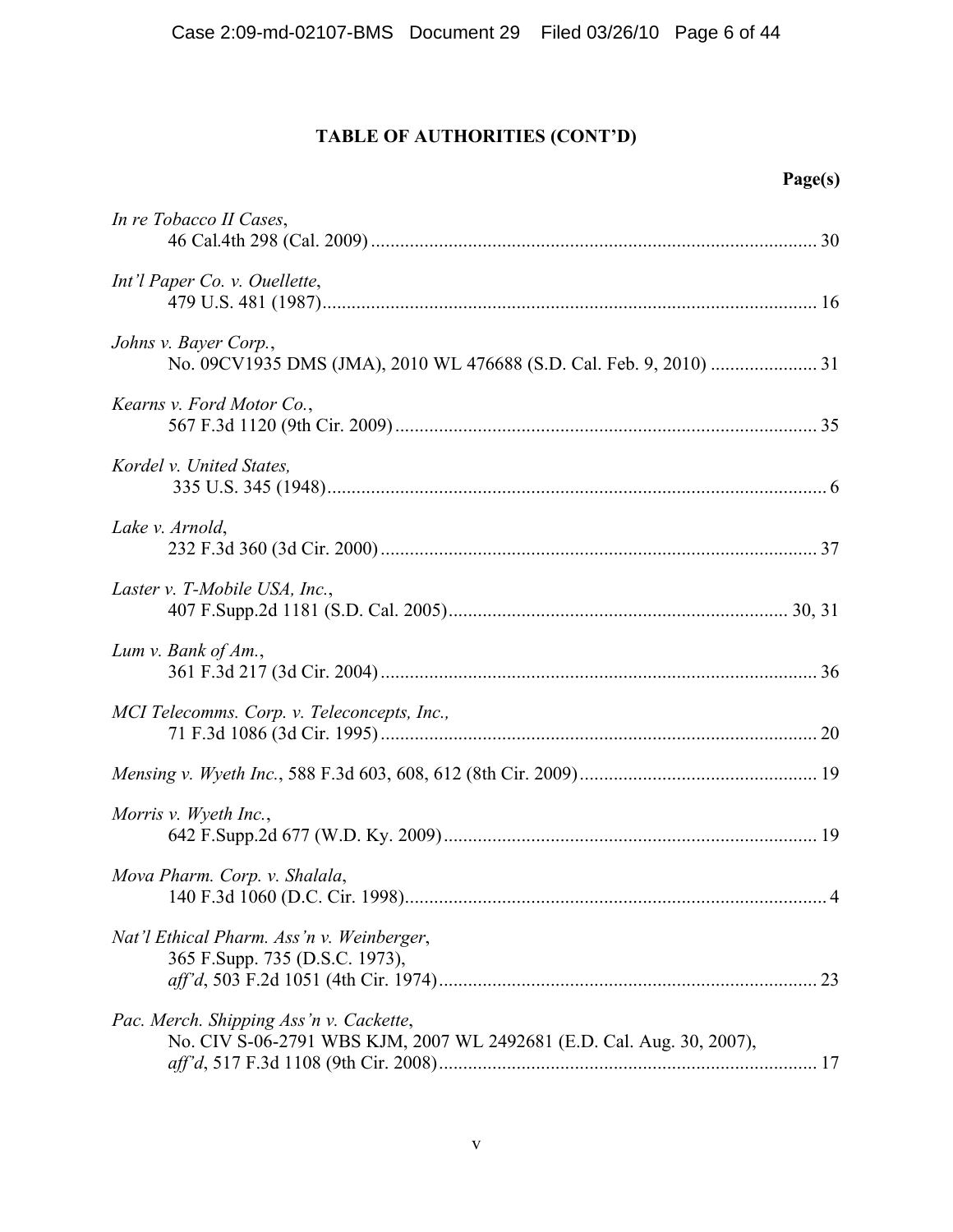**TABLE OF AUTHORITIES (CONT'D)**

**Page(s)**

*In re Tobacco II Cases*,
46 Cal.4th 298 (Cal. 2009) ..................................................... 30

*Int'l Paper Co. v. Ouellette*,
479 U.S. 481 (1987) ..................................................... 16

*Johns v. Bayer Corp.*,
No. 09CV1935 DMS (JMA), 2010 WL 476688 (S.D. Cal. Feb. 9, 2010) ..................... 31

*Kearns v. Ford Motor Co.*,
567 F.3d 1120 (9th Cir. 2009) ..................................................... 35

*Kordel v. United States,*
335 U.S. 345 (1948) ..................................................... 6

*Lake v. Arnold*,
232 F.3d 360 (3d Cir. 2000) ..................................................... 37

*Laster v. T-Mobile USA, Inc.*,
407 F.Supp.2d 1181 (S.D. Cal. 2005) ..................................................... 30, 31

*Lum v. Bank of Am.*,
361 F.3d 217 (3d Cir. 2004) ..................................................... 36

*MCI Telecomms. Corp. v. Teleconcepts, Inc.,*
71 F.3d 1086 (3d Cir. 1995) ..................................................... 20

*Mensing v. Wyeth Inc.*, 588 F.3d 603, 608, 612 (8th Cir. 2009) ..................................................... 19

*Morris v. Wyeth Inc.*,
642 F.Supp.2d 677 (W.D. Ky. 2009) ..................................................... 19

*Mova Pharm. Corp. v. Shalala*,
140 F.3d 1060 (D.C. Cir. 1998) ..................................................... 4

*Nat'l Ethical Pharm. Ass'n v. Weinberger*,
365 F.Supp. 735 (D.S.C. 1973),
*aff'd*, 503 F.2d 1051 (4th Cir. 1974) ..................................................... 23

*Pac. Merch. Shipping Ass'n v. Cackette*,
No. CIV S-06-2791 WBS KJM, 2007 WL 2492681 (E.D. Cal. Aug. 30, 2007),
*aff'd*, 517 F.3d 1108 (9th Cir. 2008) ..................................................... 17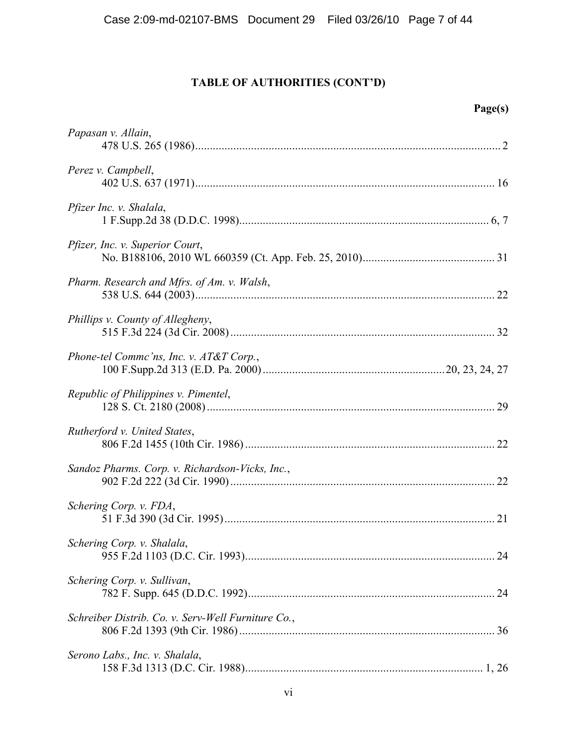## TABLE OF AUTHORITIES (CONT'D)

**Page(s)**

*Papasan v. Allain*,
478 U.S. 265 (1986) ........................................................................................................ 2

*Perez v. Campbell*,
402 U.S. 637 (1971) ...................................................................................................... 16

*Pfizer Inc. v. Shalala*,
1 F.Supp.2d 38 (D.D.C. 1998) .................................................................................... 6, 7

*Pfizer, Inc. v. Superior Court*,
No. B188106, 2010 WL 660359 (Ct. App. Feb. 25, 2010) ............................................. 31

*Pharm. Research and Mfrs. of Am. v. Walsh*,
538 U.S. 644 (2003) ...................................................................................................... 22

*Phillips v. County of Allegheny*,
515 F.3d 224 (3d Cir. 2008) .......................................................................................... 32

*Phone-tel Commc'ns, Inc. v. AT&T Corp.*,
100 F.Supp.2d 313 (E.D. Pa. 2000) ............................................................. 20, 23, 24, 27

*Republic of Philippines v. Pimentel*,
128 S. Ct. 2180 (2008) .................................................................................................. 29

*Rutherford v. United States*,
806 F.2d 1455 (10th Cir. 1986) ..................................................................................... 22

*Sandoz Pharms. Corp. v. Richardson-Vicks, Inc.*,
902 F.2d 222 (3d Cir. 1990) .......................................................................................... 22

*Schering Corp. v. FDA*,
51 F.3d 390 (3d Cir. 1995) ............................................................................................ 21

*Schering Corp. v. Shalala*,
955 F.2d 1103 (D.C. Cir. 1993) ..................................................................................... 24

*Schering Corp. v. Sullivan*,
782 F. Supp. 645 (D.D.C. 1992) .................................................................................... 24

*Schreiber Distrib. Co. v. Serv-Well Furniture Co.*,
806 F.2d 1393 (9th Cir. 1986) ....................................................................................... 36

*Serono Labs., Inc. v. Shalala*,
158 F.3d 1313 (D.C. Cir. 1988) ................................................................................. 1, 26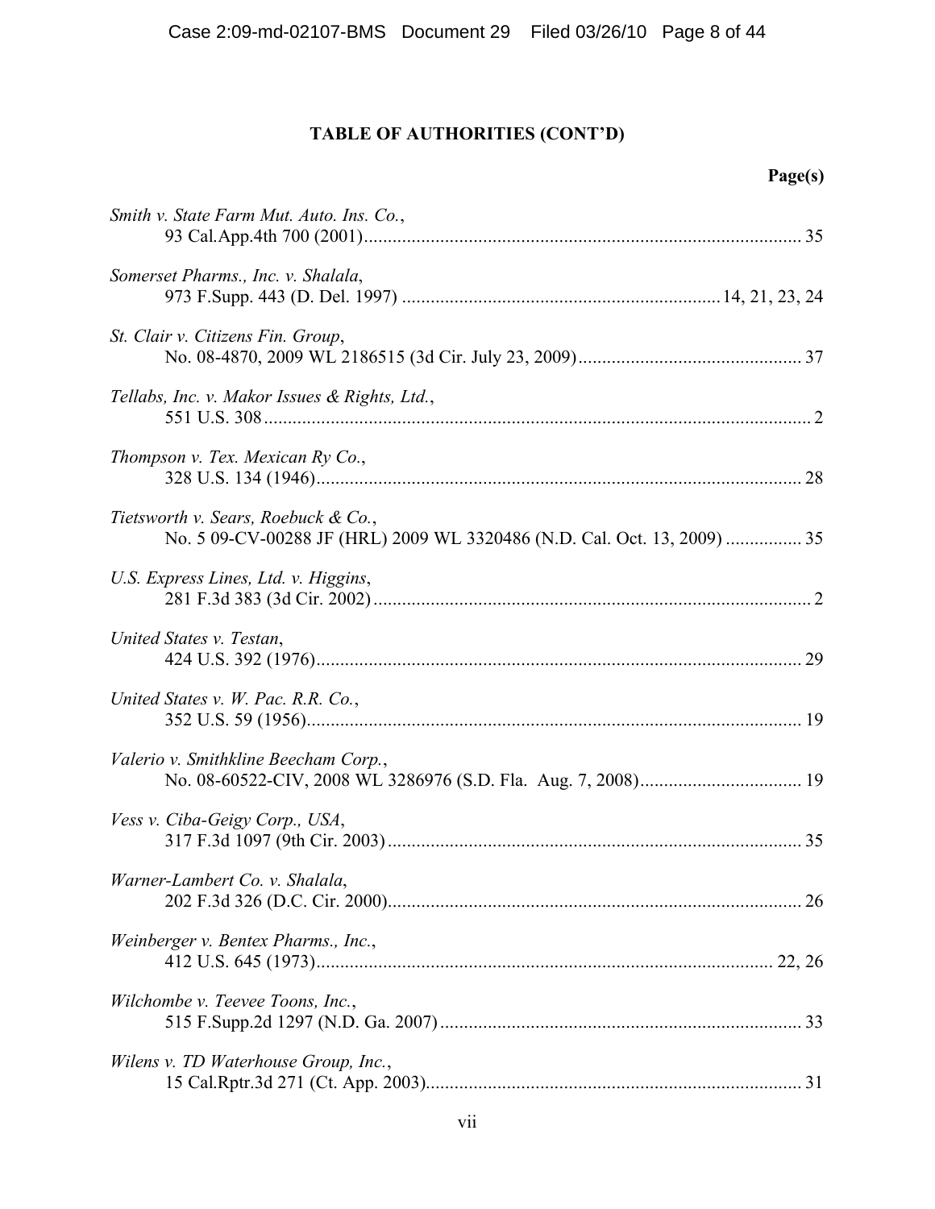**TABLE OF AUTHORITIES (CONT'D)**

**Page(s)**

*Smith v. State Farm Mut. Auto. Ins. Co.*,
93 Cal.App.4th 700 (2001) ........................................................ 35

*Somerset Pharms., Inc. v. Shalala*,
973 F.Supp. 443 (D. Del. 1997) ........................................................ 14, 21, 23, 24

*St. Clair v. Citizens Fin. Group*,
No. 08-4870, 2009 WL 2186515 (3d Cir. July 23, 2009) ........................................................ 37

*Tellabs, Inc. v. Makor Issues & Rights, Ltd.*,
551 U.S. 308 ........................................................ 2

*Thompson v. Tex. Mexican Ry Co.*,
328 U.S. 134 (1946) ........................................................ 28

*Tietsworth v. Sears, Roebuck & Co.*,
No. 5 09-CV-00288 JF (HRL) 2009 WL 3320486 (N.D. Cal. Oct. 13, 2009) ................ 35

*U.S. Express Lines, Ltd. v. Higgins*,
281 F.3d 383 (3d Cir. 2002) ........................................................ 2

*United States v. Testan*,
424 U.S. 392 (1976) ........................................................ 29

*United States v. W. Pac. R.R. Co.*,
352 U.S. 59 (1956) ........................................................ 19

*Valerio v. Smithkline Beecham Corp.*,
No. 08-60522-CIV, 2008 WL 3286976 (S.D. Fla. Aug. 7, 2008) ........................................................ 19

*Vess v. Ciba-Geigy Corp., USA*,
317 F.3d 1097 (9th Cir. 2003) ........................................................ 35

*Warner-Lambert Co. v. Shalala*,
202 F.3d 326 (D.C. Cir. 2000) ........................................................ 26

*Weinberger v. Bentex Pharms., Inc.*,
412 U.S. 645 (1973) ........................................................ 22, 26

*Wilchombe v. Teevee Toons, Inc.*,
515 F.Supp.2d 1297 (N.D. Ga. 2007) ........................................................ 33

*Wilens v. TD Waterhouse Group, Inc.*,
15 Cal.Rptr.3d 271 (Ct. App. 2003) ........................................................ 31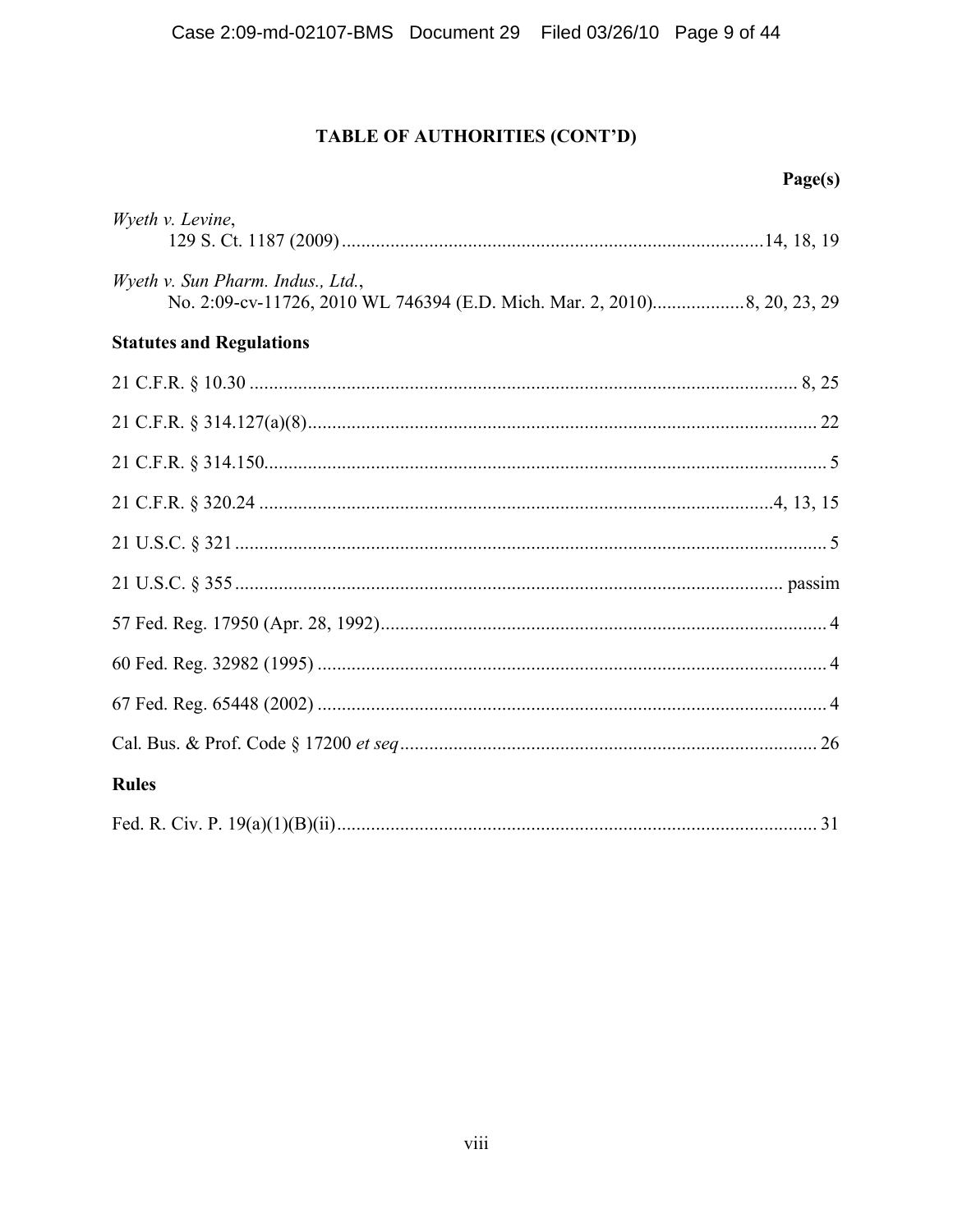## TABLE OF AUTHORITIES (CONT'D)

**Page(s)**

*Wyeth v. Levine*,
129 S. Ct. 1187 (2009) ........................................................................................ 14, 18, 19

*Wyeth v. Sun Pharm. Indus., Ltd.*,
No. 2:09-cv-11726, 2010 WL 746394 (E.D. Mich. Mar. 2, 2010) .................. 8, 20, 23, 29

**Statutes and Regulations**

21 C.F.R. § 10.30 ........................................................................................................ 8, 25

21 C.F.R. § 314.127(a)(8) ................................................................................................ 22

21 C.F.R. § 314.150 ........................................................................................................... 5

21 C.F.R. § 320.24 ............................................................................................... 4, 13, 15

21 U.S.C. § 321 ................................................................................................................ 5

21 U.S.C. § 355 ....................................................................................................... passim

57 Fed. Reg. 17950 (Apr. 28, 1992) ................................................................................. 4

60 Fed. Reg. 32982 (1995) ............................................................................................... 4

67 Fed. Reg. 65448 (2002) ............................................................................................... 4

Cal. Bus. & Prof. Code § 17200 *et seq* ........................................................................... 26

**Rules**

Fed. R. Civ. P. 19(a)(1)(B)(ii) ......................................................................................... 31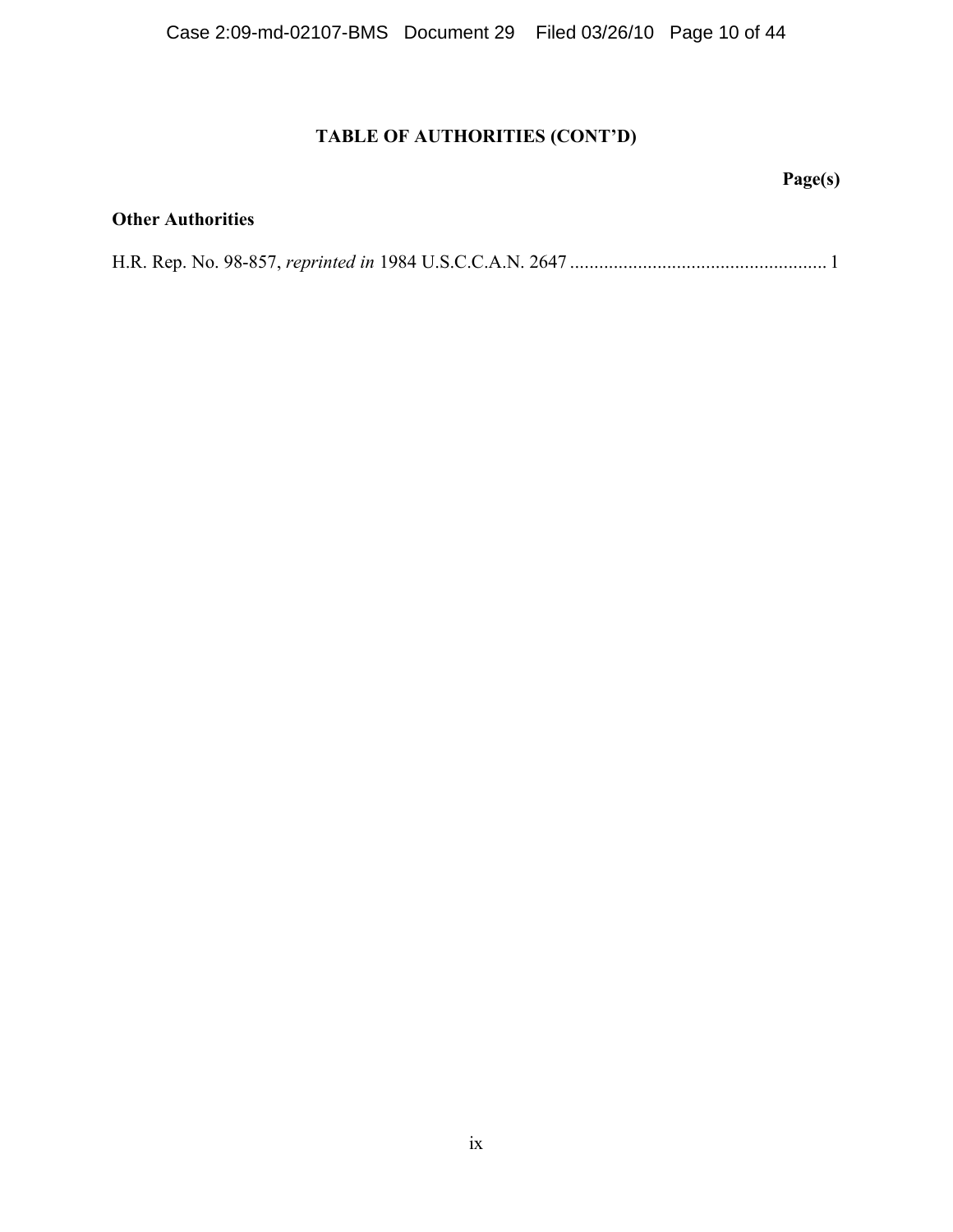## TABLE OF AUTHORITIES (CONT'D)

**Page(s)**

### Other Authorities

H.R. Rep. No. 98-857, *reprinted in* 1984 U.S.C.C.A.N. 2647 .................................................... 1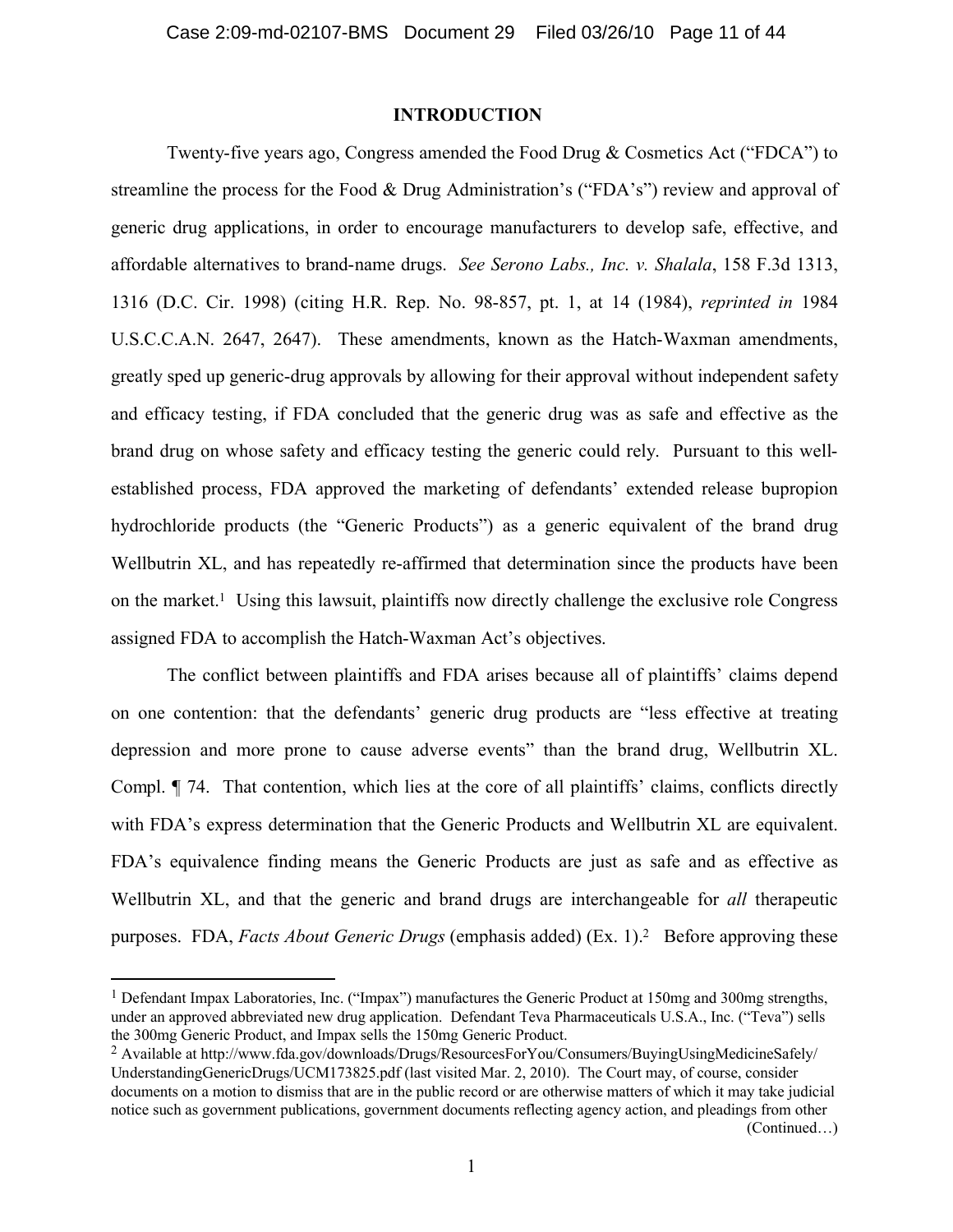## INTRODUCTION

Twenty-five years ago, Congress amended the Food Drug & Cosmetics Act ("FDCA") to streamline the process for the Food & Drug Administration's ("FDA's") review and approval of generic drug applications, in order to encourage manufacturers to develop safe, effective, and affordable alternatives to brand-name drugs. *See Serono Labs., Inc. v. Shalala*, 158 F.3d 1313, 1316 (D.C. Cir. 1998) (citing H.R. Rep. No. 98-857, pt. 1, at 14 (1984), *reprinted in* 1984 U.S.C.C.A.N. 2647, 2647). These amendments, known as the Hatch-Waxman amendments, greatly sped up generic-drug approvals by allowing for their approval without independent safety and efficacy testing, if FDA concluded that the generic drug was as safe and effective as the brand drug on whose safety and efficacy testing the generic could rely. Pursuant to this well-established process, FDA approved the marketing of defendants' extended release bupropion hydrochloride products (the "Generic Products") as a generic equivalent of the brand drug Wellbutrin XL, and has repeatedly re-affirmed that determination since the products have been on the market.[1] Using this lawsuit, plaintiffs now directly challenge the exclusive role Congress assigned FDA to accomplish the Hatch-Waxman Act's objectives.

The conflict between plaintiffs and FDA arises because all of plaintiffs' claims depend on one contention: that the defendants' generic drug products are "less effective at treating depression and more prone to cause adverse events" than the brand drug, Wellbutrin XL. Compl. ¶ 74. That contention, which lies at the core of all plaintiffs' claims, conflicts directly with FDA's express determination that the Generic Products and Wellbutrin XL are equivalent. FDA's equivalence finding means the Generic Products are just as safe and as effective as Wellbutrin XL, and that the generic and brand drugs are interchangeable for *all* therapeutic purposes. FDA, *Facts About Generic Drugs* (emphasis added) (Ex. 1).[2] Before approving these

---

[1] Defendant Impax Laboratories, Inc. ("Impax") manufactures the Generic Product at 150mg and 300mg strengths, under an approved abbreviated new drug application. Defendant Teva Pharmaceuticals U.S.A., Inc. ("Teva") sells the 300mg Generic Product, and Impax sells the 150mg Generic Product.

[2] Available at http://www.fda.gov/downloads/Drugs/ResourcesForYou/Consumers/BuyingUsingMedicineSafely/UnderstandingGenericDrugs/UCM173825.pdf (last visited Mar. 2, 2010). The Court may, of course, consider documents on a motion to dismiss that are in the public record or are otherwise matters of which it may take judicial notice such as government publications, government documents reflecting agency action, and pleadings from other (Continued…)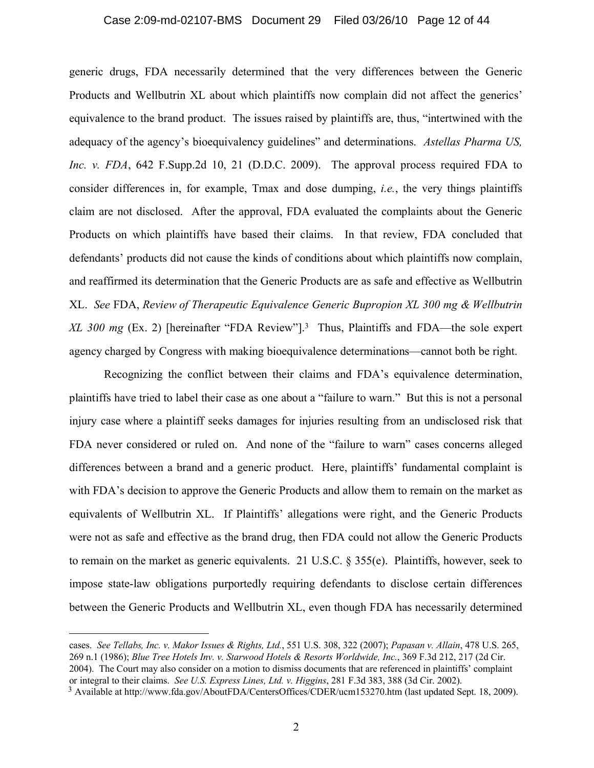generic drugs, FDA necessarily determined that the very differences between the Generic Products and Wellbutrin XL about which plaintiffs now complain did not affect the generics' equivalence to the brand product. The issues raised by plaintiffs are, thus, "intertwined with the adequacy of the agency's bioequivalency guidelines" and determinations. *Astellas Pharma US, Inc. v. FDA*, 642 F.Supp.2d 10, 21 (D.D.C. 2009). The approval process required FDA to consider differences in, for example, Tmax and dose dumping, *i.e.*, the very things plaintiffs claim are not disclosed. After the approval, FDA evaluated the complaints about the Generic Products on which plaintiffs have based their claims. In that review, FDA concluded that defendants' products did not cause the kinds of conditions about which plaintiffs now complain, and reaffirmed its determination that the Generic Products are as safe and effective as Wellbutrin XL. *See* FDA, *Review of Therapeutic Equivalence Generic Bupropion XL 300 mg & Wellbutrin XL 300 mg* (Ex. 2) [hereinafter "FDA Review"].[3] Thus, Plaintiffs and FDA—the sole expert agency charged by Congress with making bioequivalence determinations—cannot both be right.

Recognizing the conflict between their claims and FDA's equivalence determination, plaintiffs have tried to label their case as one about a "failure to warn." But this is not a personal injury case where a plaintiff seeks damages for injuries resulting from an undisclosed risk that FDA never considered or ruled on. And none of the "failure to warn" cases concerns alleged differences between a brand and a generic product. Here, plaintiffs' fundamental complaint is with FDA's decision to approve the Generic Products and allow them to remain on the market as equivalents of Wellbutrin XL. If Plaintiffs' allegations were right, and the Generic Products were not as safe and effective as the brand drug, then FDA could not allow the Generic Products to remain on the market as generic equivalents. 21 U.S.C. § 355(e). Plaintiffs, however, seek to impose state-law obligations purportedly requiring defendants to disclose certain differences between the Generic Products and Wellbutrin XL, even though FDA has necessarily determined

---

cases. *See Tellabs, Inc. v. Makor Issues & Rights, Ltd.*, 551 U.S. 308, 322 (2007); *Papasan v. Allain*, 478 U.S. 265, 269 n.1 (1986); *Blue Tree Hotels Inv. v. Starwood Hotels & Resorts Worldwide, Inc.*, 369 F.3d 212, 217 (2d Cir. 2004). The Court may also consider on a motion to dismiss documents that are referenced in plaintiffs' complaint or integral to their claims. *See U.S. Express Lines, Ltd. v. Higgins*, 281 F.3d 383, 388 (3d Cir. 2002).

[3] Available at http://www.fda.gov/AboutFDA/CentersOffices/CDER/ucm153270.htm (last updated Sept. 18, 2009).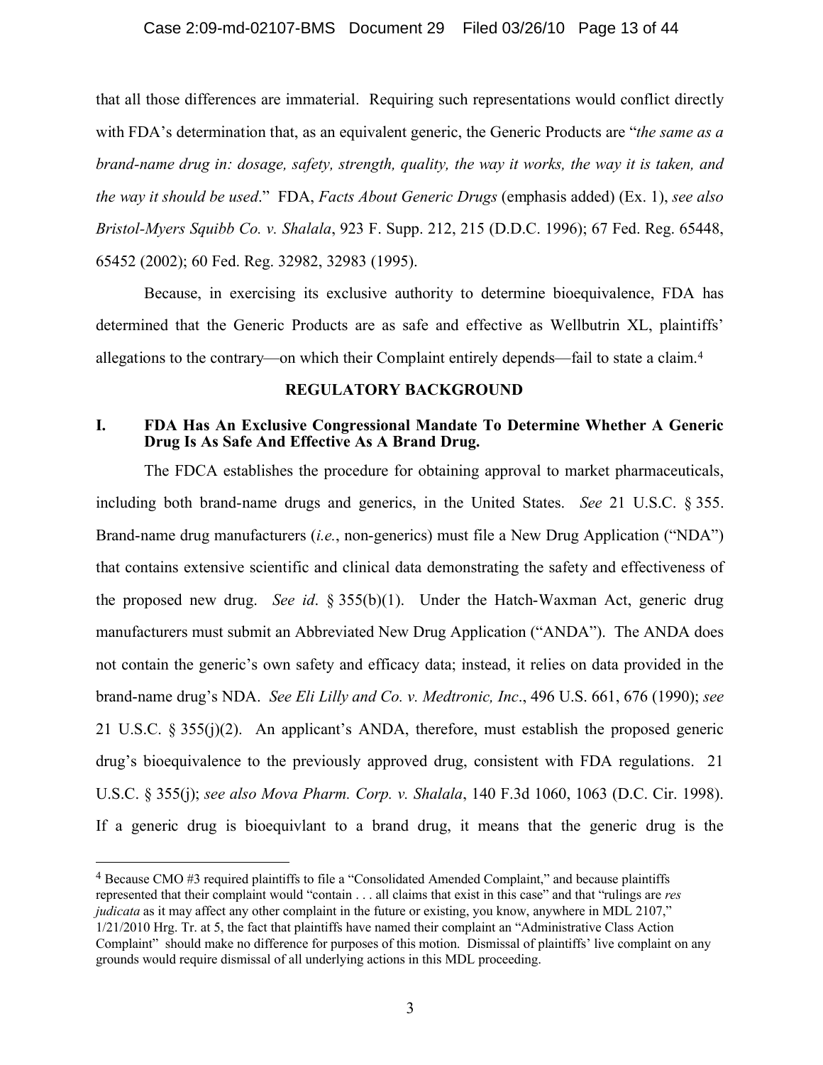that all those differences are immaterial. Requiring such representations would conflict directly with FDA's determination that, as an equivalent generic, the Generic Products are "*the same as a brand-name drug in: dosage, safety, strength, quality, the way it works, the way it is taken, and the way it should be used*." FDA, *Facts About Generic Drugs* (emphasis added) (Ex. 1), *see also Bristol-Myers Squibb Co. v. Shalala*, 923 F. Supp. 212, 215 (D.D.C. 1996); 67 Fed. Reg. 65448, 65452 (2002); 60 Fed. Reg. 32982, 32983 (1995).

Because, in exercising its exclusive authority to determine bioequivalence, FDA has determined that the Generic Products are as safe and effective as Wellbutrin XL, plaintiffs' allegations to the contrary—on which their Complaint entirely depends—fail to state a claim.[4]

## REGULATORY BACKGROUND

### I. FDA Has An Exclusive Congressional Mandate To Determine Whether A Generic Drug Is As Safe And Effective As A Brand Drug.

The FDCA establishes the procedure for obtaining approval to market pharmaceuticals, including both brand-name drugs and generics, in the United States. *See* 21 U.S.C. § 355. Brand-name drug manufacturers (*i.e.*, non-generics) must file a New Drug Application ("NDA") that contains extensive scientific and clinical data demonstrating the safety and effectiveness of the proposed new drug. *See id*. § 355(b)(1). Under the Hatch-Waxman Act, generic drug manufacturers must submit an Abbreviated New Drug Application ("ANDA"). The ANDA does not contain the generic's own safety and efficacy data; instead, it relies on data provided in the brand-name drug's NDA. *See Eli Lilly and Co. v. Medtronic, Inc*., 496 U.S. 661, 676 (1990); *see* 21 U.S.C. § 355(j)(2). An applicant's ANDA, therefore, must establish the proposed generic drug's bioequivalence to the previously approved drug, consistent with FDA regulations. 21 U.S.C. § 355(j); *see also Mova Pharm. Corp. v. Shalala*, 140 F.3d 1060, 1063 (D.C. Cir. 1998). If a generic drug is bioequivlant to a brand drug, it means that the generic drug is the

---

[4] Because CMO #3 required plaintiffs to file a "Consolidated Amended Complaint," and because plaintiffs represented that their complaint would "contain . . . all claims that exist in this case" and that "rulings are *res judicata* as it may affect any other complaint in the future or existing, you know, anywhere in MDL 2107," 1/21/2010 Hrg. Tr. at 5, the fact that plaintiffs have named their complaint an "Administrative Class Action Complaint" should make no difference for purposes of this motion. Dismissal of plaintiffs' live complaint on any grounds would require dismissal of all underlying actions in this MDL proceeding.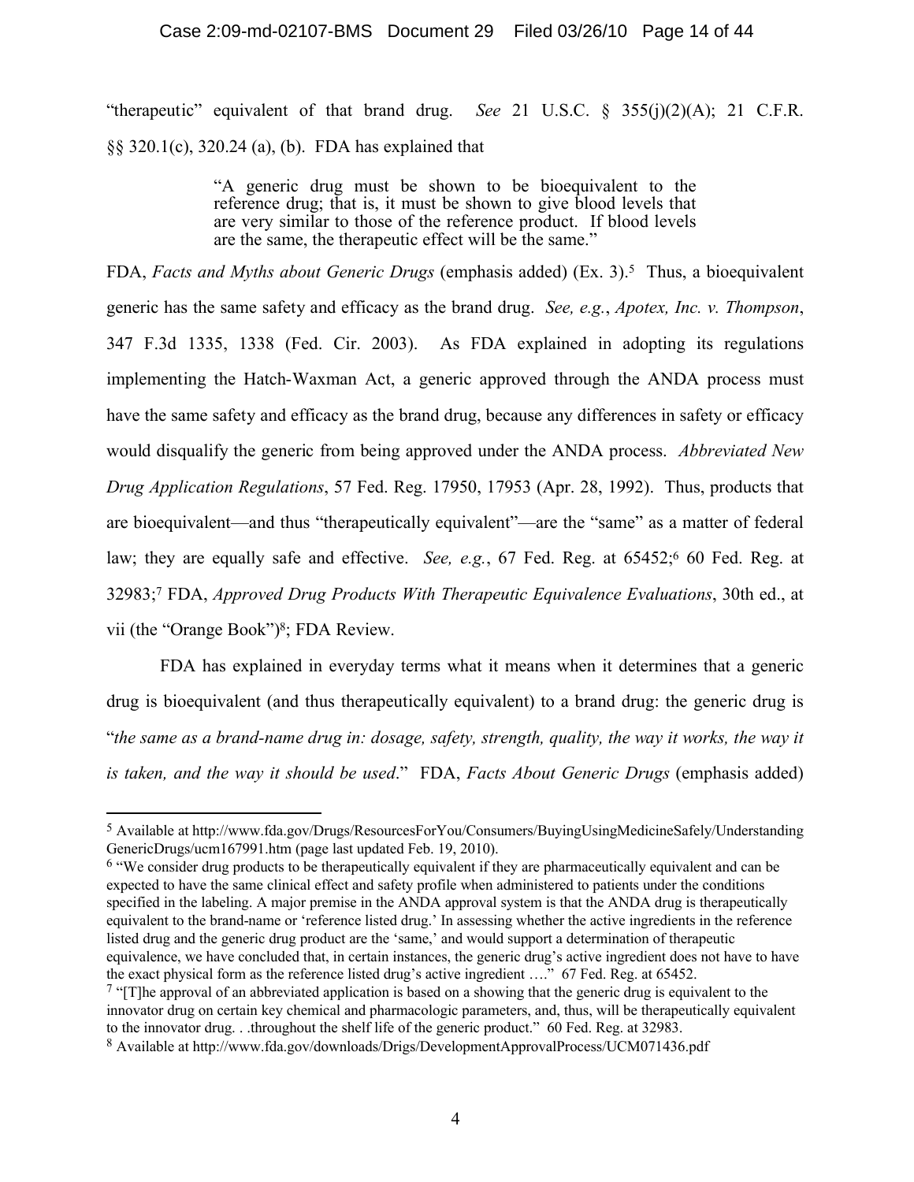"therapeutic" equivalent of that brand drug. *See* 21 U.S.C. § 355(j)(2)(A); 21 C.F.R. §§ 320.1(c), 320.24 (a), (b). FDA has explained that

> "A generic drug must be shown to be bioequivalent to the reference drug; that is, it must be shown to give blood levels that are very similar to those of the reference product. If blood levels are the same, the therapeutic effect will be the same."

FDA, *Facts and Myths about Generic Drugs* (emphasis added) (Ex. 3).[5] Thus, a bioequivalent generic has the same safety and efficacy as the brand drug. *See, e.g.*, *Apotex, Inc. v. Thompson*, 347 F.3d 1335, 1338 (Fed. Cir. 2003). As FDA explained in adopting its regulations implementing the Hatch-Waxman Act, a generic approved through the ANDA process must have the same safety and efficacy as the brand drug, because any differences in safety or efficacy would disqualify the generic from being approved under the ANDA process. *Abbreviated New Drug Application Regulations*, 57 Fed. Reg. 17950, 17953 (Apr. 28, 1992). Thus, products that are bioequivalent—and thus "therapeutically equivalent"—are the "same" as a matter of federal law; they are equally safe and effective. *See, e.g.*, 67 Fed. Reg. at 65452;[6] 60 Fed. Reg. at 32983;[7] FDA, *Approved Drug Products With Therapeutic Equivalence Evaluations*, 30th ed., at vii (the "Orange Book")[8]; FDA Review.

FDA has explained in everyday terms what it means when it determines that a generic drug is bioequivalent (and thus therapeutically equivalent) to a brand drug: the generic drug is "*the same as a brand-name drug in: dosage, safety, strength, quality, the way it works, the way it is taken, and the way it should be used*." FDA, *Facts About Generic Drugs* (emphasis added)

---

[5] Available at http://www.fda.gov/Drugs/ResourcesForYou/Consumers/BuyingUsingMedicineSafely/UnderstandingGenericDrugs/ucm167991.htm (page last updated Feb. 19, 2010).

[6] "We consider drug products to be therapeutically equivalent if they are pharmaceutically equivalent and can be expected to have the same clinical effect and safety profile when administered to patients under the conditions specified in the labeling. A major premise in the ANDA approval system is that the ANDA drug is therapeutically equivalent to the brand-name or 'reference listed drug.' In assessing whether the active ingredients in the reference listed drug and the generic drug product are the 'same,' and would support a determination of therapeutic equivalence, we have concluded that, in certain instances, the generic drug's active ingredient does not have to have the exact physical form as the reference listed drug's active ingredient …." 67 Fed. Reg. at 65452.

[7] "[T]he approval of an abbreviated application is based on a showing that the generic drug is equivalent to the innovator drug on certain key chemical and pharmacologic parameters, and, thus, will be therapeutically equivalent to the innovator drug. . .throughout the shelf life of the generic product." 60 Fed. Reg. at 32983.

[8] Available at http://www.fda.gov/downloads/Drigs/DevelopmentApprovalProcess/UCM071436.pdf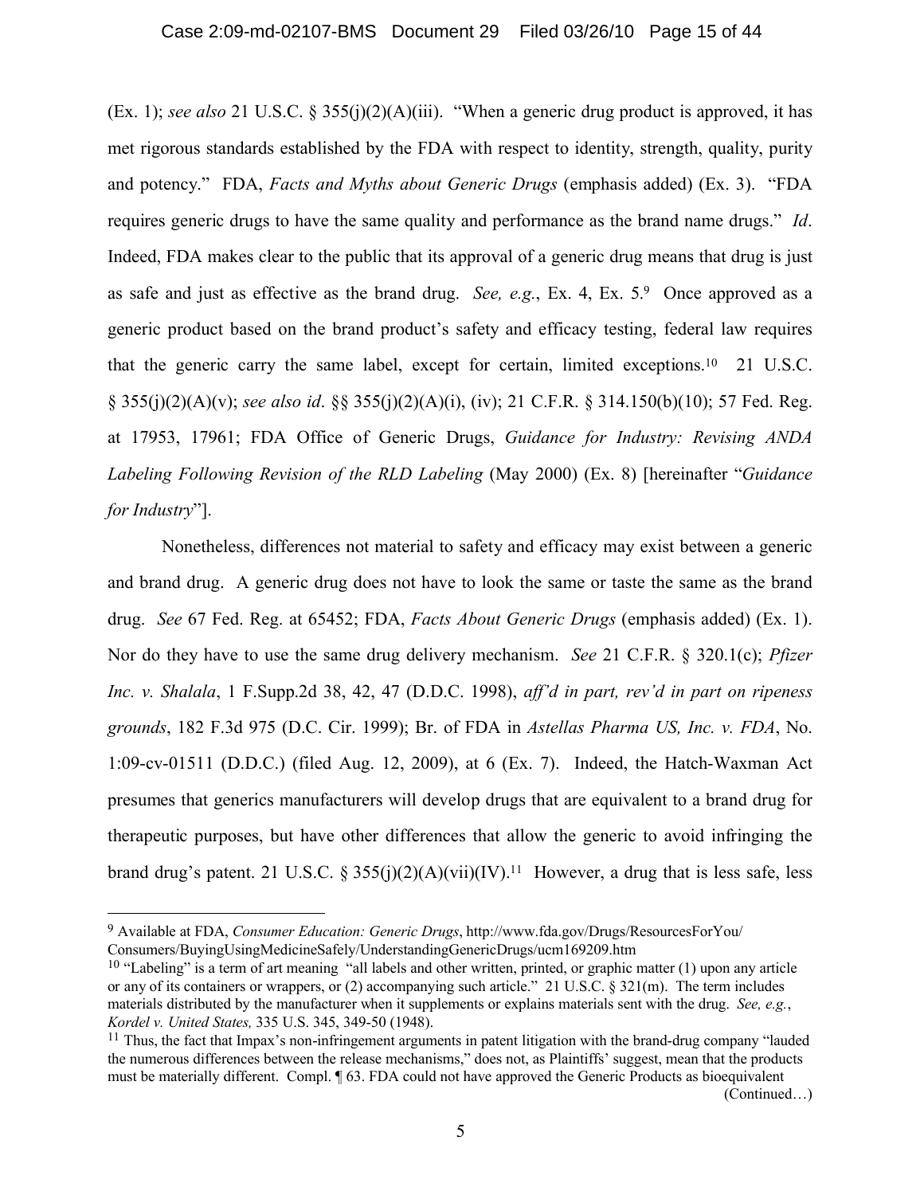(Ex. 1); *see also* 21 U.S.C. § 355(j)(2)(A)(iii). "When a generic drug product is approved, it has met rigorous standards established by the FDA with respect to identity, strength, quality, purity and potency." FDA, *Facts and Myths about Generic Drugs* (emphasis added) (Ex. 3). "FDA requires generic drugs to have the same quality and performance as the brand name drugs." *Id*. Indeed, FDA makes clear to the public that its approval of a generic drug means that drug is just as safe and just as effective as the brand drug. *See, e.g.*, Ex. 4, Ex. 5.[9] Once approved as a generic product based on the brand product's safety and efficacy testing, federal law requires that the generic carry the same label, except for certain, limited exceptions.[10] 21 U.S.C. § 355(j)(2)(A)(v); *see also id*. §§ 355(j)(2)(A)(i), (iv); 21 C.F.R. § 314.150(b)(10); 57 Fed. Reg. at 17953, 17961; FDA Office of Generic Drugs, *Guidance for Industry: Revising ANDA Labeling Following Revision of the RLD Labeling* (May 2000) (Ex. 8) [hereinafter "*Guidance for Industry*"].

Nonetheless, differences not material to safety and efficacy may exist between a generic and brand drug. A generic drug does not have to look the same or taste the same as the brand drug. *See* 67 Fed. Reg. at 65452; FDA, *Facts About Generic Drugs* (emphasis added) (Ex. 1). Nor do they have to use the same drug delivery mechanism. *See* 21 C.F.R. § 320.1(c); *Pfizer Inc. v. Shalala*, 1 F.Supp.2d 38, 42, 47 (D.D.C. 1998), *aff'd in part, rev'd in part on ripeness grounds*, 182 F.3d 975 (D.C. Cir. 1999); Br. of FDA in *Astellas Pharma US, Inc. v. FDA*, No. 1:09-cv-01511 (D.D.C.) (filed Aug. 12, 2009), at 6 (Ex. 7). Indeed, the Hatch-Waxman Act presumes that generics manufacturers will develop drugs that are equivalent to a brand drug for therapeutic purposes, but have other differences that allow the generic to avoid infringing the brand drug's patent. 21 U.S.C. § 355(j)(2)(A)(vii)(IV).[11] However, a drug that is less safe, less

---

[9] Available at FDA, *Consumer Education: Generic Drugs*, http://www.fda.gov/Drugs/ResourcesForYou/Consumers/BuyingUsingMedicineSafely/UnderstandingGenericDrugs/ucm169209.htm

[10] "Labeling" is a term of art meaning "all labels and other written, printed, or graphic matter (1) upon any article or any of its containers or wrappers, or (2) accompanying such article." 21 U.S.C. § 321(m). The term includes materials distributed by the manufacturer when it supplements or explains materials sent with the drug. *See, e.g.*, *Kordel v. United States,* 335 U.S. 345, 349-50 (1948).

[11] Thus, the fact that Impax's non-infringement arguments in patent litigation with the brand-drug company "lauded the numerous differences between the release mechanisms," does not, as Plaintiffs' suggest, mean that the products must be materially different. Compl. ¶ 63. FDA could not have approved the Generic Products as bioequivalent

(Continued…)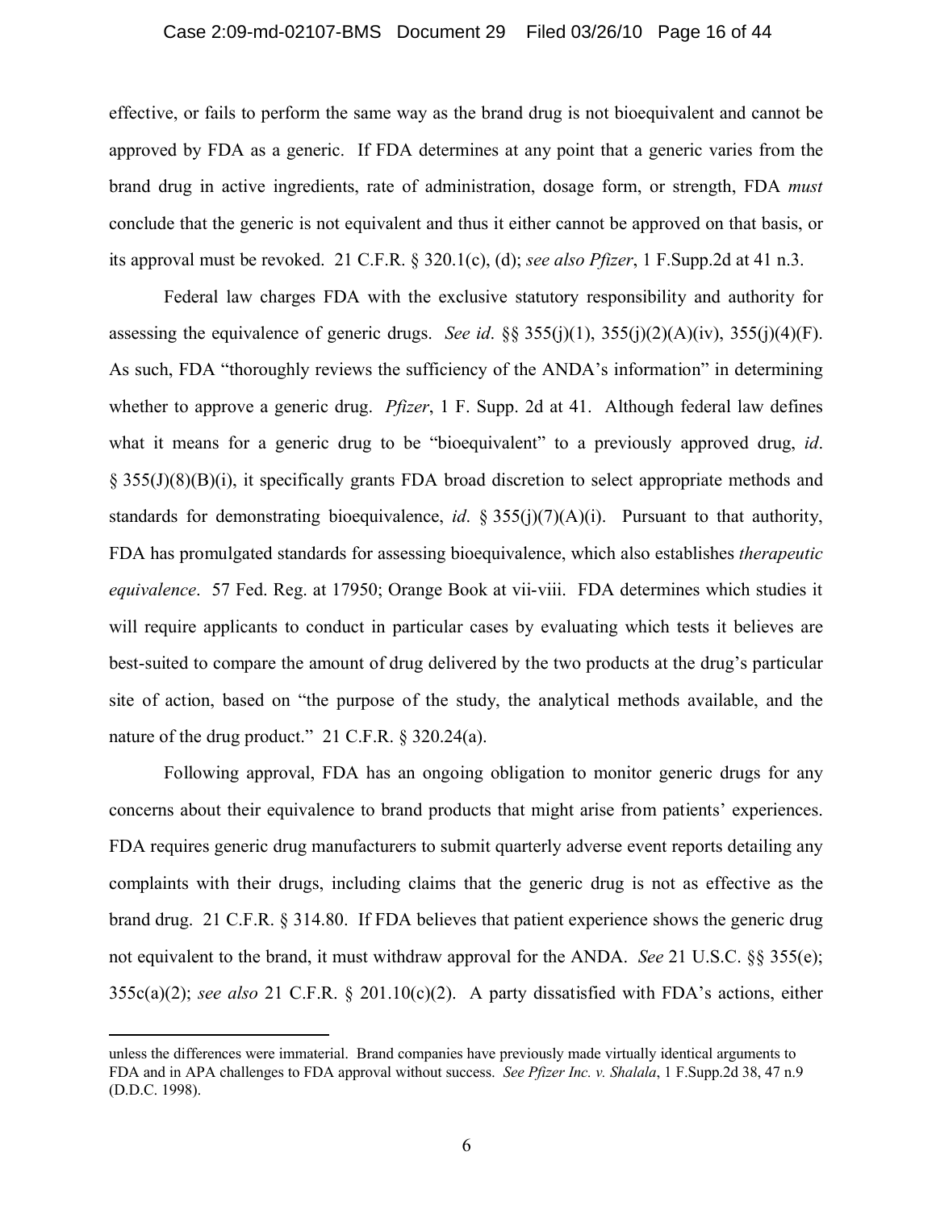effective, or fails to perform the same way as the brand drug is not bioequivalent and cannot be approved by FDA as a generic. If FDA determines at any point that a generic varies from the brand drug in active ingredients, rate of administration, dosage form, or strength, FDA *must* conclude that the generic is not equivalent and thus it either cannot be approved on that basis, or its approval must be revoked. 21 C.F.R. § 320.1(c), (d); *see also Pfizer*, 1 F.Supp.2d at 41 n.3.

Federal law charges FDA with the exclusive statutory responsibility and authority for assessing the equivalence of generic drugs. *See id*. §§ 355(j)(1), 355(j)(2)(A)(iv), 355(j)(4)(F). As such, FDA "thoroughly reviews the sufficiency of the ANDA's information" in determining whether to approve a generic drug. *Pfizer*, 1 F. Supp. 2d at 41. Although federal law defines what it means for a generic drug to be "bioequivalent" to a previously approved drug, *id*. § 355(J)(8)(B)(i), it specifically grants FDA broad discretion to select appropriate methods and standards for demonstrating bioequivalence, *id*. § 355(j)(7)(A)(i). Pursuant to that authority, FDA has promulgated standards for assessing bioequivalence, which also establishes *therapeutic equivalence*. 57 Fed. Reg. at 17950; Orange Book at vii-viii. FDA determines which studies it will require applicants to conduct in particular cases by evaluating which tests it believes are best-suited to compare the amount of drug delivered by the two products at the drug's particular site of action, based on "the purpose of the study, the analytical methods available, and the nature of the drug product." 21 C.F.R. § 320.24(a).

Following approval, FDA has an ongoing obligation to monitor generic drugs for any concerns about their equivalence to brand products that might arise from patients' experiences. FDA requires generic drug manufacturers to submit quarterly adverse event reports detailing any complaints with their drugs, including claims that the generic drug is not as effective as the brand drug. 21 C.F.R. § 314.80. If FDA believes that patient experience shows the generic drug not equivalent to the brand, it must withdraw approval for the ANDA. *See* 21 U.S.C. §§ 355(e); 355c(a)(2); *see also* 21 C.F.R. § 201.10(c)(2). A party dissatisfied with FDA's actions, either

---

unless the differences were immaterial. Brand companies have previously made virtually identical arguments to FDA and in APA challenges to FDA approval without success. *See Pfizer Inc. v. Shalala*, 1 F.Supp.2d 38, 47 n.9 (D.D.C. 1998).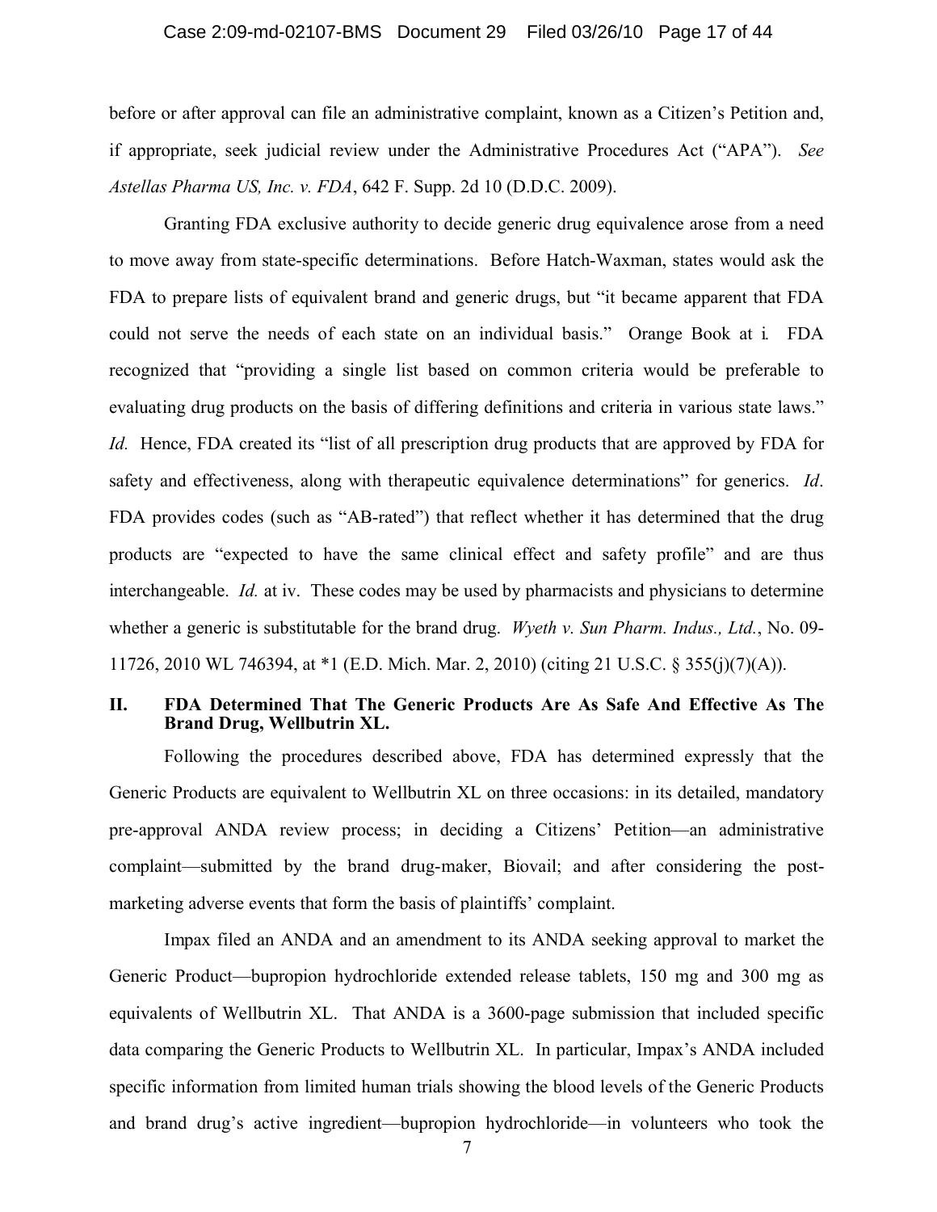before or after approval can file an administrative complaint, known as a Citizen's Petition and, if appropriate, seek judicial review under the Administrative Procedures Act ("APA"). *See Astellas Pharma US, Inc. v. FDA*, 642 F. Supp. 2d 10 (D.D.C. 2009).

Granting FDA exclusive authority to decide generic drug equivalence arose from a need to move away from state-specific determinations. Before Hatch-Waxman, states would ask the FDA to prepare lists of equivalent brand and generic drugs, but "it became apparent that FDA could not serve the needs of each state on an individual basis." Orange Book at i. FDA recognized that "providing a single list based on common criteria would be preferable to evaluating drug products on the basis of differing definitions and criteria in various state laws." *Id.* Hence, FDA created its "list of all prescription drug products that are approved by FDA for safety and effectiveness, along with therapeutic equivalence determinations" for generics. *Id*. FDA provides codes (such as "AB-rated") that reflect whether it has determined that the drug products are "expected to have the same clinical effect and safety profile" and are thus interchangeable. *Id.* at iv. These codes may be used by pharmacists and physicians to determine whether a generic is substitutable for the brand drug. *Wyeth v. Sun Pharm. Indus., Ltd.*, No. 09-11726, 2010 WL 746394, at *1 (E.D. Mich. Mar. 2, 2010) (citing 21 U.S.C. § 355(j)(7)(A)).

## II. FDA Determined That The Generic Products Are As Safe And Effective As The Brand Drug, Wellbutrin XL.

Following the procedures described above, FDA has determined expressly that the Generic Products are equivalent to Wellbutrin XL on three occasions: in its detailed, mandatory pre-approval ANDA review process; in deciding a Citizens' Petition—an administrative complaint—submitted by the brand drug-maker, Biovail; and after considering the post-marketing adverse events that form the basis of plaintiffs' complaint.

Impax filed an ANDA and an amendment to its ANDA seeking approval to market the Generic Product—bupropion hydrochloride extended release tablets, 150 mg and 300 mg as equivalents of Wellbutrin XL. That ANDA is a 3600-page submission that included specific data comparing the Generic Products to Wellbutrin XL. In particular, Impax's ANDA included specific information from limited human trials showing the blood levels of the Generic Products and brand drug's active ingredient—bupropion hydrochloride—in volunteers who took the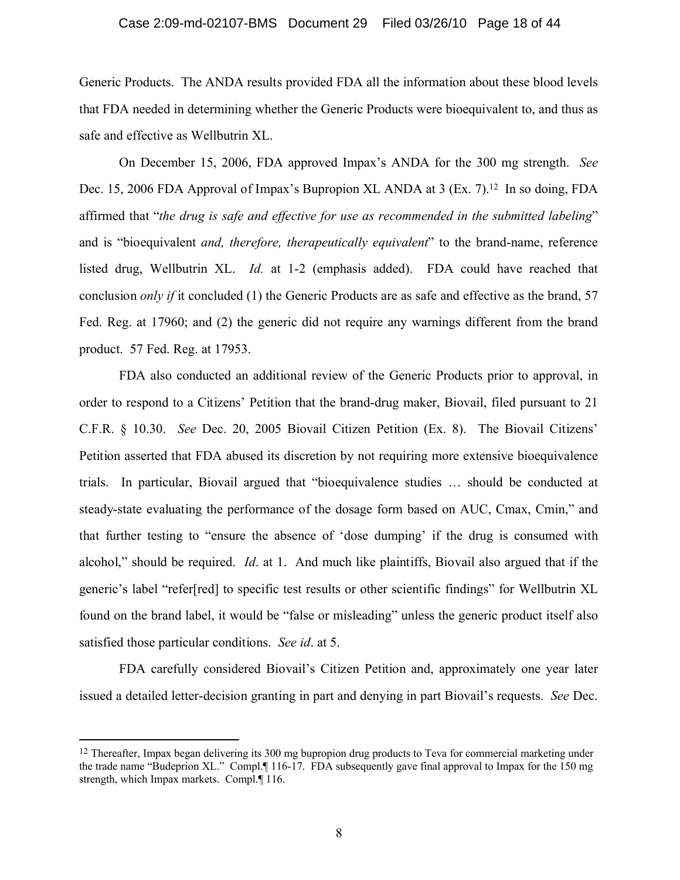Generic Products. The ANDA results provided FDA all the information about these blood levels that FDA needed in determining whether the Generic Products were bioequivalent to, and thus as safe and effective as Wellbutrin XL.

On December 15, 2006, FDA approved Impax's ANDA for the 300 mg strength. *See* Dec. 15, 2006 FDA Approval of Impax's Bupropion XL ANDA at 3 (Ex. 7).[12] In so doing, FDA affirmed that "*the drug is safe and effective for use as recommended in the submitted labeling*" and is "bioequivalent *and, therefore, therapeutically equivalent*" to the brand-name, reference listed drug, Wellbutrin XL. *Id.* at 1-2 (emphasis added). FDA could have reached that conclusion *only if* it concluded (1) the Generic Products are as safe and effective as the brand, 57 Fed. Reg. at 17960; and (2) the generic did not require any warnings different from the brand product. 57 Fed. Reg. at 17953.

FDA also conducted an additional review of the Generic Products prior to approval, in order to respond to a Citizens' Petition that the brand-drug maker, Biovail, filed pursuant to 21 C.F.R. § 10.30. *See* Dec. 20, 2005 Biovail Citizen Petition (Ex. 8). The Biovail Citizens' Petition asserted that FDA abused its discretion by not requiring more extensive bioequivalence trials. In particular, Biovail argued that "bioequivalence studies … should be conducted at steady-state evaluating the performance of the dosage form based on AUC, Cmax, Cmin," and that further testing to "ensure the absence of 'dose dumping' if the drug is consumed with alcohol," should be required. *Id*. at 1. And much like plaintiffs, Biovail also argued that if the generic's label "refer[red] to specific test results or other scientific findings" for Wellbutrin XL found on the brand label, it would be "false or misleading" unless the generic product itself also satisfied those particular conditions. *See id*. at 5.

FDA carefully considered Biovail's Citizen Petition and, approximately one year later issued a detailed letter-decision granting in part and denying in part Biovail's requests. *See* Dec.

---

[12] Thereafter, Impax began delivering its 300 mg bupropion drug products to Teva for commercial marketing under the trade name "Budeprion XL." Compl.¶ 116-17. FDA subsequently gave final approval to Impax for the 150 mg strength, which Impax markets. Compl.¶ 116.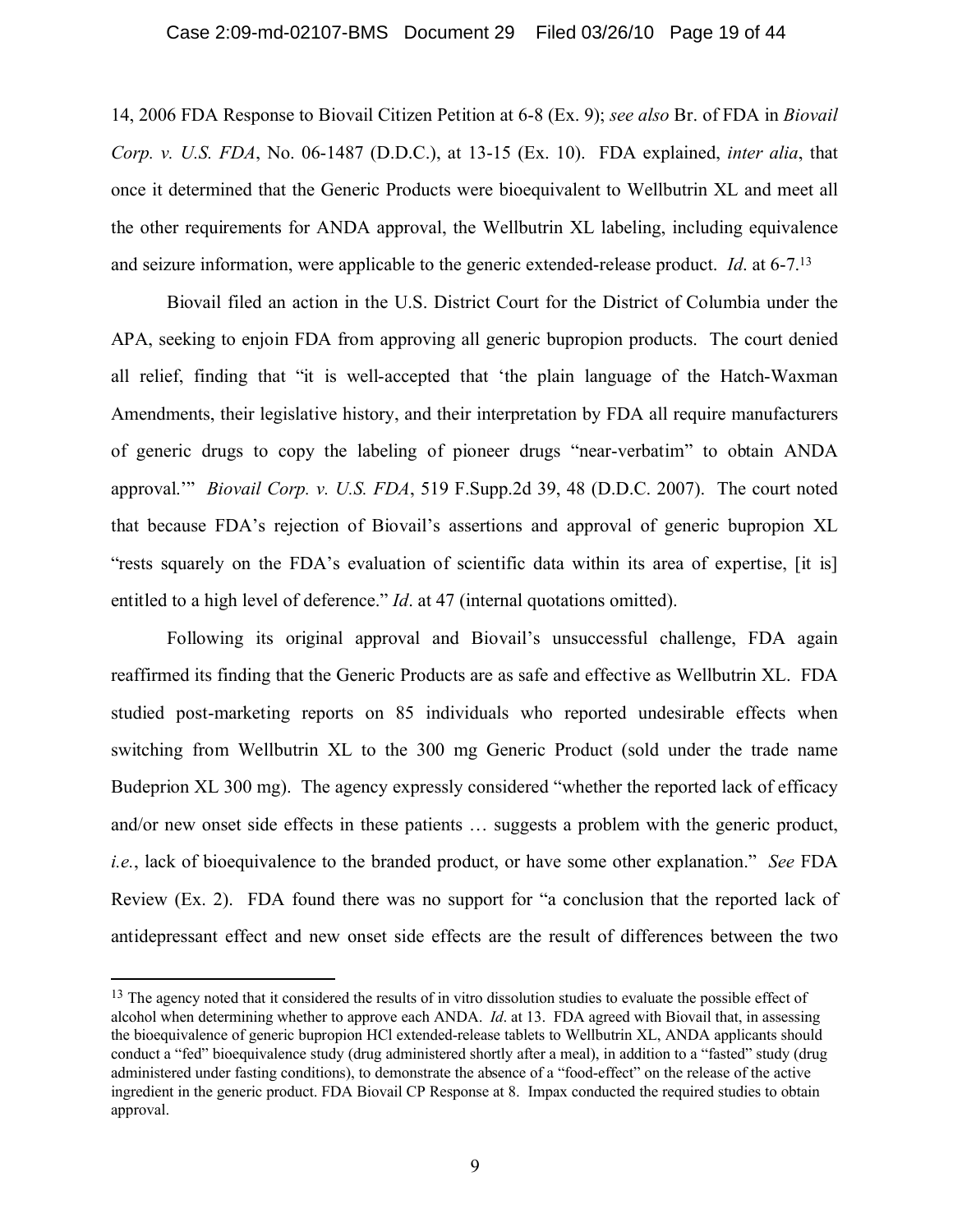14, 2006 FDA Response to Biovail Citizen Petition at 6-8 (Ex. 9); *see also* Br. of FDA in *Biovail Corp. v. U.S. FDA*, No. 06-1487 (D.D.C.), at 13-15 (Ex. 10). FDA explained, *inter alia*, that once it determined that the Generic Products were bioequivalent to Wellbutrin XL and meet all the other requirements for ANDA approval, the Wellbutrin XL labeling, including equivalence and seizure information, were applicable to the generic extended-release product. *Id*. at 6-7.[13]

Biovail filed an action in the U.S. District Court for the District of Columbia under the APA, seeking to enjoin FDA from approving all generic bupropion products. The court denied all relief, finding that "it is well-accepted that 'the plain language of the Hatch-Waxman Amendments, their legislative history, and their interpretation by FDA all require manufacturers of generic drugs to copy the labeling of pioneer drugs "near-verbatim" to obtain ANDA approval.'" *Biovail Corp. v. U.S. FDA*, 519 F.Supp.2d 39, 48 (D.D.C. 2007). The court noted that because FDA's rejection of Biovail's assertions and approval of generic bupropion XL "rests squarely on the FDA's evaluation of scientific data within its area of expertise, [it is] entitled to a high level of deference." *Id*. at 47 (internal quotations omitted).

Following its original approval and Biovail's unsuccessful challenge, FDA again reaffirmed its finding that the Generic Products are as safe and effective as Wellbutrin XL. FDA studied post-marketing reports on 85 individuals who reported undesirable effects when switching from Wellbutrin XL to the 300 mg Generic Product (sold under the trade name Budeprion XL 300 mg). The agency expressly considered "whether the reported lack of efficacy and/or new onset side effects in these patients … suggests a problem with the generic product, *i.e.*, lack of bioequivalence to the branded product, or have some other explanation." *See* FDA Review (Ex. 2). FDA found there was no support for "a conclusion that the reported lack of antidepressant effect and new onset side effects are the result of differences between the two

---

[13] The agency noted that it considered the results of in vitro dissolution studies to evaluate the possible effect of alcohol when determining whether to approve each ANDA. *Id*. at 13. FDA agreed with Biovail that, in assessing the bioequivalence of generic bupropion HCl extended-release tablets to Wellbutrin XL, ANDA applicants should conduct a "fed" bioequivalence study (drug administered shortly after a meal), in addition to a "fasted" study (drug administered under fasting conditions), to demonstrate the absence of a "food-effect" on the release of the active ingredient in the generic product. FDA Biovail CP Response at 8. Impax conducted the required studies to obtain approval.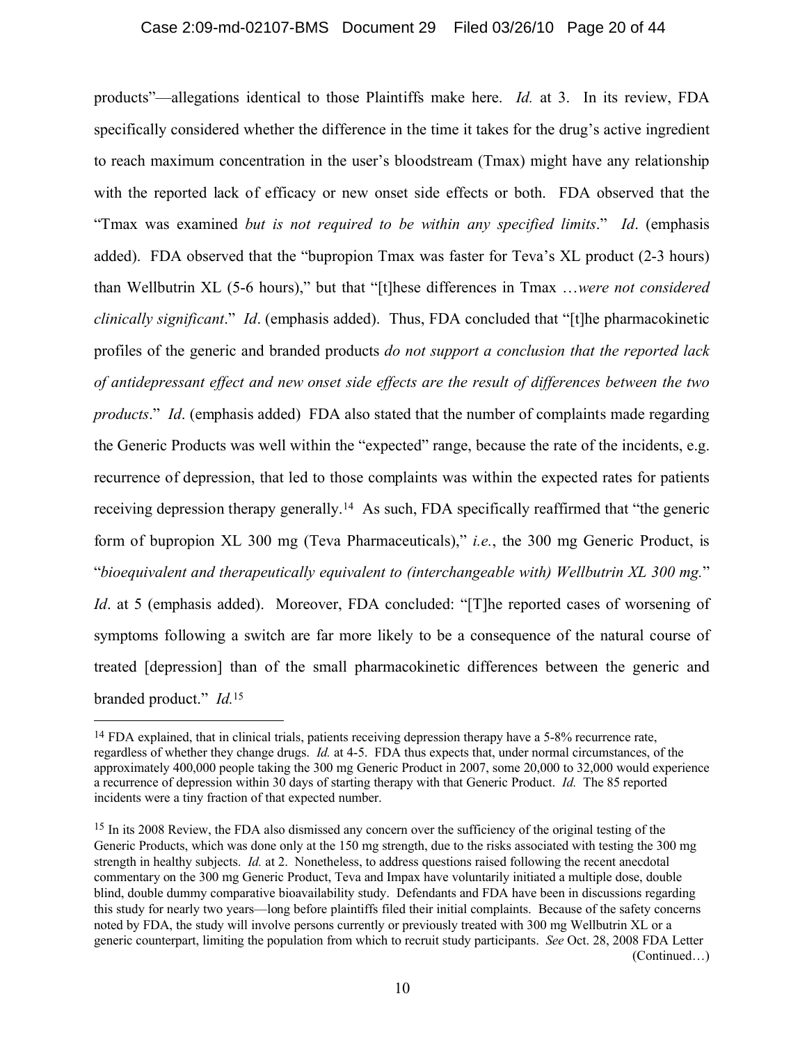products"—allegations identical to those Plaintiffs make here. *Id.* at 3. In its review, FDA specifically considered whether the difference in the time it takes for the drug's active ingredient to reach maximum concentration in the user's bloodstream (Tmax) might have any relationship with the reported lack of efficacy or new onset side effects or both. FDA observed that the "Tmax was examined *but is not required to be within any specified limits*." *Id*. (emphasis added). FDA observed that the "bupropion Tmax was faster for Teva's XL product (2-3 hours) than Wellbutrin XL (5-6 hours)," but that "[t]hese differences in Tmax …*were not considered clinically significant*." *Id*. (emphasis added). Thus, FDA concluded that "[t]he pharmacokinetic profiles of the generic and branded products *do not support a conclusion that the reported lack of antidepressant effect and new onset side effects are the result of differences between the two products*." *Id*. (emphasis added) FDA also stated that the number of complaints made regarding the Generic Products was well within the "expected" range, because the rate of the incidents, e.g. recurrence of depression, that led to those complaints was within the expected rates for patients receiving depression therapy generally.[14] As such, FDA specifically reaffirmed that "the generic form of bupropion XL 300 mg (Teva Pharmaceuticals)," *i.e.*, the 300 mg Generic Product, is "*bioequivalent and therapeutically equivalent to (interchangeable with) Wellbutrin XL 300 mg.*" *Id*. at 5 (emphasis added). Moreover, FDA concluded: "[T]he reported cases of worsening of symptoms following a switch are far more likely to be a consequence of the natural course of treated [depression] than of the small pharmacokinetic differences between the generic and branded product." *Id.*[15]

---

[14] FDA explained, that in clinical trials, patients receiving depression therapy have a 5-8% recurrence rate, regardless of whether they change drugs. *Id.* at 4-5. FDA thus expects that, under normal circumstances, of the approximately 400,000 people taking the 300 mg Generic Product in 2007, some 20,000 to 32,000 would experience a recurrence of depression within 30 days of starting therapy with that Generic Product. *Id.* The 85 reported incidents were a tiny fraction of that expected number.

[15] In its 2008 Review, the FDA also dismissed any concern over the sufficiency of the original testing of the Generic Products, which was done only at the 150 mg strength, due to the risks associated with testing the 300 mg strength in healthy subjects. *Id.* at 2. Nonetheless, to address questions raised following the recent anecdotal commentary on the 300 mg Generic Product, Teva and Impax have voluntarily initiated a multiple dose, double blind, double dummy comparative bioavailability study. Defendants and FDA have been in discussions regarding this study for nearly two years—long before plaintiffs filed their initial complaints. Because of the safety concerns noted by FDA, the study will involve persons currently or previously treated with 300 mg Wellbutrin XL or a generic counterpart, limiting the population from which to recruit study participants. *See* Oct. 28, 2008 FDA Letter (Continued…)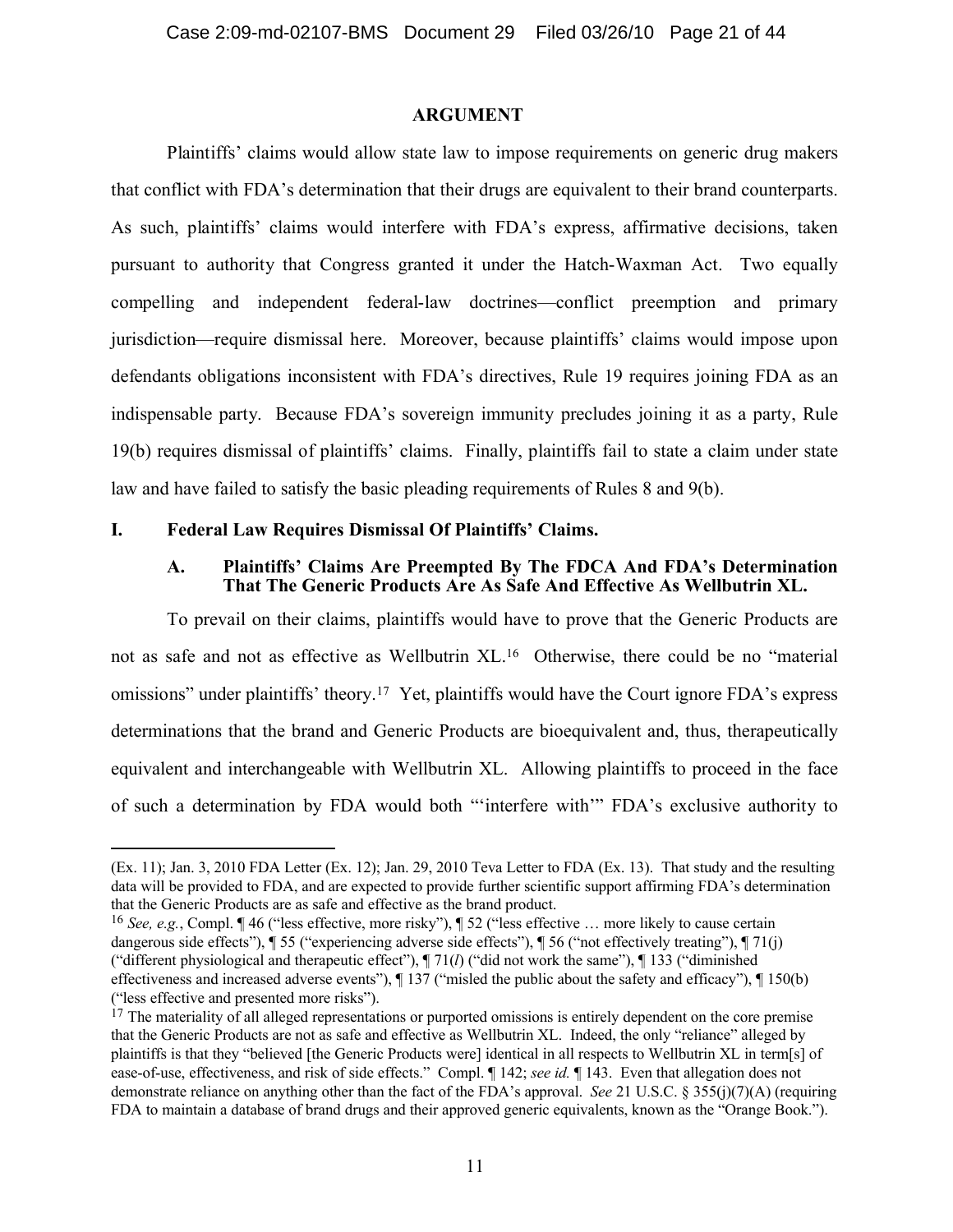## ARGUMENT

Plaintiffs' claims would allow state law to impose requirements on generic drug makers that conflict with FDA's determination that their drugs are equivalent to their brand counterparts. As such, plaintiffs' claims would interfere with FDA's express, affirmative decisions, taken pursuant to authority that Congress granted it under the Hatch-Waxman Act. Two equally compelling and independent federal-law doctrines—conflict preemption and primary jurisdiction—require dismissal here. Moreover, because plaintiffs' claims would impose upon defendants obligations inconsistent with FDA's directives, Rule 19 requires joining FDA as an indispensable party. Because FDA's sovereign immunity precludes joining it as a party, Rule 19(b) requires dismissal of plaintiffs' claims. Finally, plaintiffs fail to state a claim under state law and have failed to satisfy the basic pleading requirements of Rules 8 and 9(b).

### I. Federal Law Requires Dismissal Of Plaintiffs' Claims.

#### A. Plaintiffs' Claims Are Preempted By The FDCA And FDA's Determination That The Generic Products Are As Safe And Effective As Wellbutrin XL.

To prevail on their claims, plaintiffs would have to prove that the Generic Products are not as safe and not as effective as Wellbutrin XL.[16] Otherwise, there could be no "material omissions" under plaintiffs' theory.[17] Yet, plaintiffs would have the Court ignore FDA's express determinations that the brand and Generic Products are bioequivalent and, thus, therapeutically equivalent and interchangeable with Wellbutrin XL. Allowing plaintiffs to proceed in the face of such a determination by FDA would both "'interfere with'" FDA's exclusive authority to

---

(Ex. 11); Jan. 3, 2010 FDA Letter (Ex. 12); Jan. 29, 2010 Teva Letter to FDA (Ex. 13). That study and the resulting data will be provided to FDA, and are expected to provide further scientific support affirming FDA's determination that the Generic Products are as safe and effective as the brand product.

[16] *See, e.g.*, Compl. ¶ 46 ("less effective, more risky"), ¶ 52 ("less effective … more likely to cause certain dangerous side effects"), ¶ 55 ("experiencing adverse side effects"), ¶ 56 ("not effectively treating"), ¶ 71(j) ("different physiological and therapeutic effect"), ¶ 71(*l*) ("did not work the same"), ¶ 133 ("diminished effectiveness and increased adverse events"), ¶ 137 ("misled the public about the safety and efficacy"), ¶ 150(b) ("less effective and presented more risks").

[17] The materiality of all alleged representations or purported omissions is entirely dependent on the core premise that the Generic Products are not as safe and effective as Wellbutrin XL. Indeed, the only "reliance" alleged by plaintiffs is that they "believed [the Generic Products were] identical in all respects to Wellbutrin XL in term[s] of ease-of-use, effectiveness, and risk of side effects." Compl. ¶ 142; *see id.* ¶ 143. Even that allegation does not demonstrate reliance on anything other than the fact of the FDA's approval. *See* 21 U.S.C. § 355(j)(7)(A) (requiring FDA to maintain a database of brand drugs and their approved generic equivalents, known as the "Orange Book.").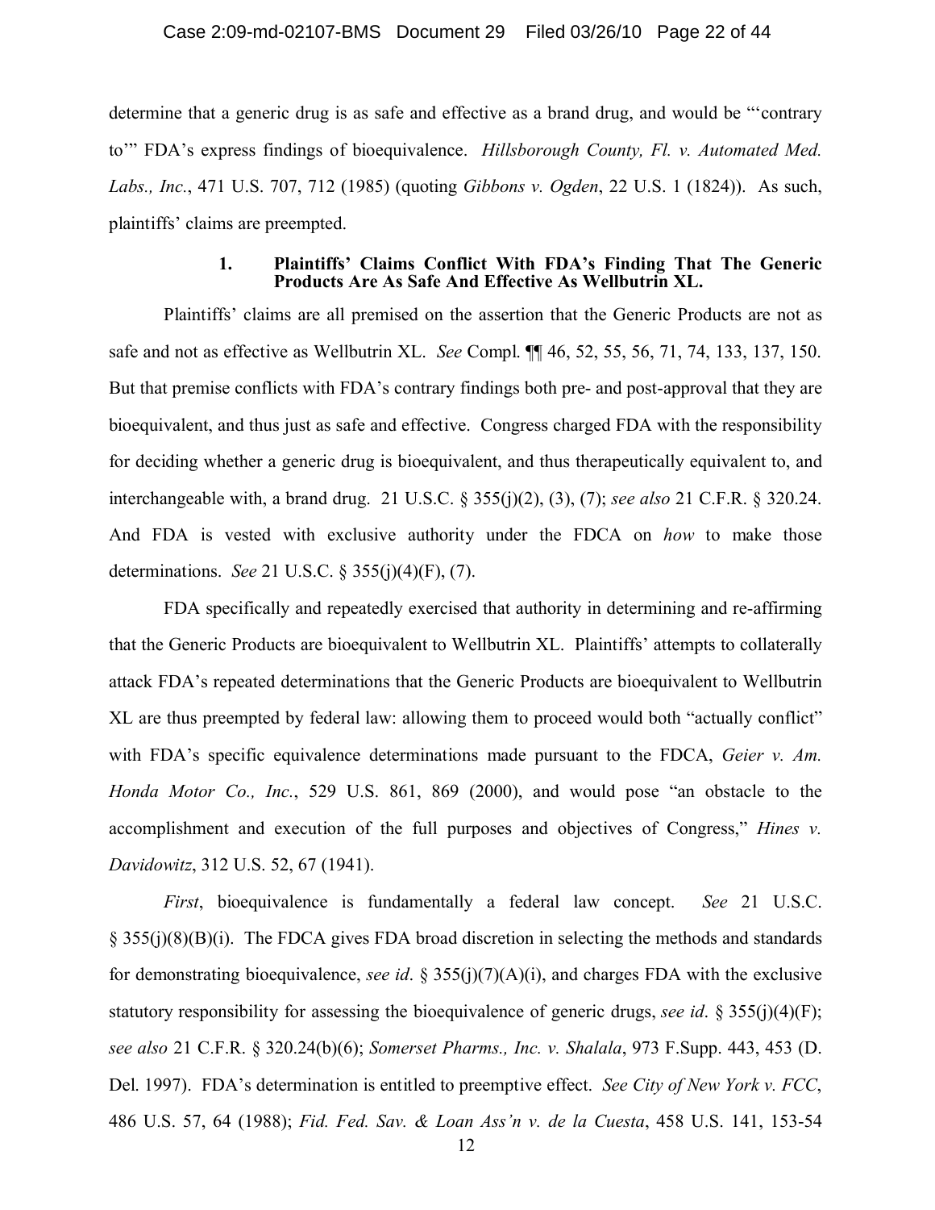determine that a generic drug is as safe and effective as a brand drug, and would be "'contrary to'" FDA's express findings of bioequivalence. *Hillsborough County, Fl. v. Automated Med. Labs., Inc.*, 471 U.S. 707, 712 (1985) (quoting *Gibbons v. Ogden*, 22 U.S. 1 (1824)). As such, plaintiffs' claims are preempted.

### 1. Plaintiffs' Claims Conflict With FDA's Finding That The Generic Products Are As Safe And Effective As Wellbutrin XL.

Plaintiffs' claims are all premised on the assertion that the Generic Products are not as safe and not as effective as Wellbutrin XL. *See* Compl. ¶¶ 46, 52, 55, 56, 71, 74, 133, 137, 150. But that premise conflicts with FDA's contrary findings both pre- and post-approval that they are bioequivalent, and thus just as safe and effective. Congress charged FDA with the responsibility for deciding whether a generic drug is bioequivalent, and thus therapeutically equivalent to, and interchangeable with, a brand drug. 21 U.S.C. § 355(j)(2), (3), (7); *see also* 21 C.F.R. § 320.24. And FDA is vested with exclusive authority under the FDCA on *how* to make those determinations. *See* 21 U.S.C. § 355(j)(4)(F), (7).

FDA specifically and repeatedly exercised that authority in determining and re-affirming that the Generic Products are bioequivalent to Wellbutrin XL. Plaintiffs' attempts to collaterally attack FDA's repeated determinations that the Generic Products are bioequivalent to Wellbutrin XL are thus preempted by federal law: allowing them to proceed would both "actually conflict" with FDA's specific equivalence determinations made pursuant to the FDCA, *Geier v. Am. Honda Motor Co., Inc.*, 529 U.S. 861, 869 (2000), and would pose "an obstacle to the accomplishment and execution of the full purposes and objectives of Congress," *Hines v. Davidowitz*, 312 U.S. 52, 67 (1941).

*First*, bioequivalence is fundamentally a federal law concept. *See* 21 U.S.C. § 355(j)(8)(B)(i). The FDCA gives FDA broad discretion in selecting the methods and standards for demonstrating bioequivalence, *see id*. § 355(j)(7)(A)(i), and charges FDA with the exclusive statutory responsibility for assessing the bioequivalence of generic drugs, *see id*. § 355(j)(4)(F); *see also* 21 C.F.R. § 320.24(b)(6); *Somerset Pharms., Inc. v. Shalala*, 973 F.Supp. 443, 453 (D. Del. 1997). FDA's determination is entitled to preemptive effect. *See City of New York v. FCC*, 486 U.S. 57, 64 (1988); *Fid. Fed. Sav. & Loan Ass'n v. de la Cuesta*, 458 U.S. 141, 153-54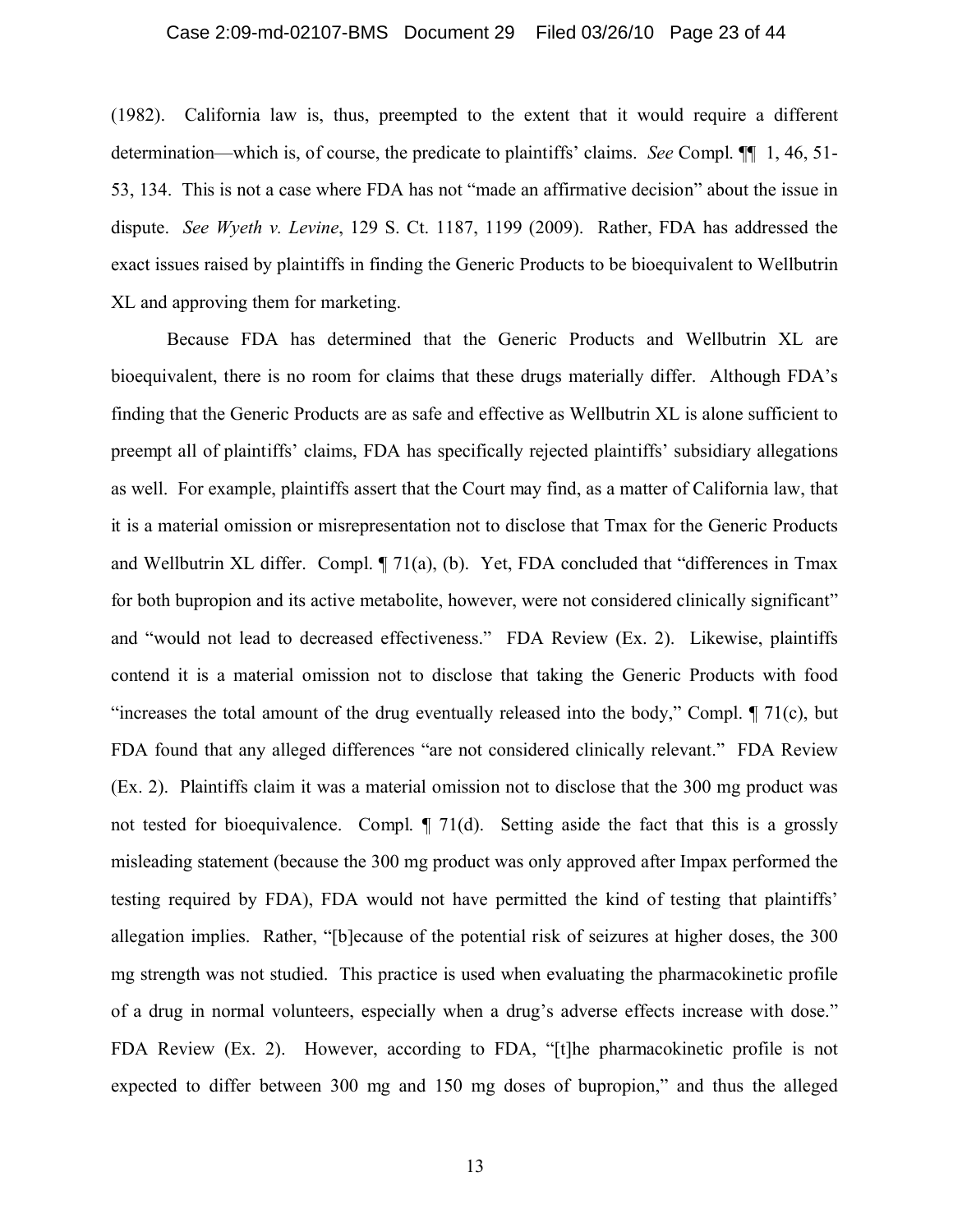(1982). California law is, thus, preempted to the extent that it would require a different determination—which is, of course, the predicate to plaintiffs' claims. *See* Compl. ¶¶ 1, 46, 51-53, 134. This is not a case where FDA has not "made an affirmative decision" about the issue in dispute. *See Wyeth v. Levine*, 129 S. Ct. 1187, 1199 (2009). Rather, FDA has addressed the exact issues raised by plaintiffs in finding the Generic Products to be bioequivalent to Wellbutrin XL and approving them for marketing.

Because FDA has determined that the Generic Products and Wellbutrin XL are bioequivalent, there is no room for claims that these drugs materially differ. Although FDA's finding that the Generic Products are as safe and effective as Wellbutrin XL is alone sufficient to preempt all of plaintiffs' claims, FDA has specifically rejected plaintiffs' subsidiary allegations as well. For example, plaintiffs assert that the Court may find, as a matter of California law, that it is a material omission or misrepresentation not to disclose that Tmax for the Generic Products and Wellbutrin XL differ. Compl. ¶ 71(a), (b). Yet, FDA concluded that "differences in Tmax for both bupropion and its active metabolite, however, were not considered clinically significant" and "would not lead to decreased effectiveness." FDA Review (Ex. 2). Likewise, plaintiffs contend it is a material omission not to disclose that taking the Generic Products with food "increases the total amount of the drug eventually released into the body," Compl. ¶ 71(c), but FDA found that any alleged differences "are not considered clinically relevant." FDA Review (Ex. 2). Plaintiffs claim it was a material omission not to disclose that the 300 mg product was not tested for bioequivalence. Compl. ¶ 71(d). Setting aside the fact that this is a grossly misleading statement (because the 300 mg product was only approved after Impax performed the testing required by FDA), FDA would not have permitted the kind of testing that plaintiffs' allegation implies. Rather, "[b]ecause of the potential risk of seizures at higher doses, the 300 mg strength was not studied. This practice is used when evaluating the pharmacokinetic profile of a drug in normal volunteers, especially when a drug's adverse effects increase with dose." FDA Review (Ex. 2). However, according to FDA, "[t]he pharmacokinetic profile is not expected to differ between 300 mg and 150 mg doses of bupropion," and thus the alleged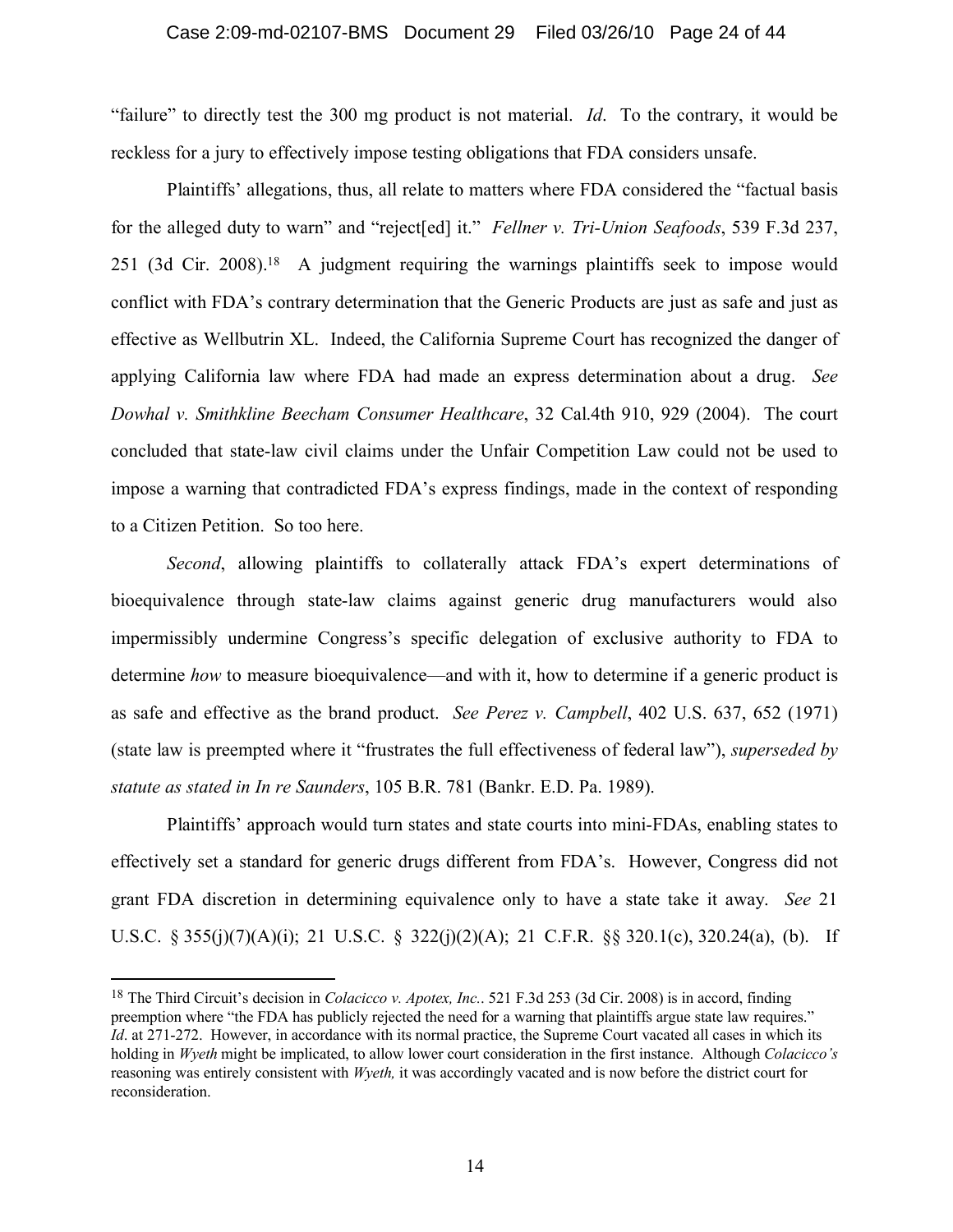"failure" to directly test the 300 mg product is not material. *Id*. To the contrary, it would be reckless for a jury to effectively impose testing obligations that FDA considers unsafe.

Plaintiffs' allegations, thus, all relate to matters where FDA considered the "factual basis for the alleged duty to warn" and "reject[ed] it." *Fellner v. Tri-Union Seafoods*, 539 F.3d 237, 251 (3d Cir. 2008).[18] A judgment requiring the warnings plaintiffs seek to impose would conflict with FDA's contrary determination that the Generic Products are just as safe and just as effective as Wellbutrin XL. Indeed, the California Supreme Court has recognized the danger of applying California law where FDA had made an express determination about a drug. *See Dowhal v. Smithkline Beecham Consumer Healthcare*, 32 Cal.4th 910, 929 (2004). The court concluded that state-law civil claims under the Unfair Competition Law could not be used to impose a warning that contradicted FDA's express findings, made in the context of responding to a Citizen Petition. So too here.

*Second*, allowing plaintiffs to collaterally attack FDA's expert determinations of bioequivalence through state-law claims against generic drug manufacturers would also impermissibly undermine Congress's specific delegation of exclusive authority to FDA to determine *how* to measure bioequivalence—and with it, how to determine if a generic product is as safe and effective as the brand product. *See Perez v. Campbell*, 402 U.S. 637, 652 (1971) (state law is preempted where it "frustrates the full effectiveness of federal law"), *superseded by statute as stated in In re Saunders*, 105 B.R. 781 (Bankr. E.D. Pa. 1989).

Plaintiffs' approach would turn states and state courts into mini-FDAs, enabling states to effectively set a standard for generic drugs different from FDA's. However, Congress did not grant FDA discretion in determining equivalence only to have a state take it away. *See* 21 U.S.C. § 355(j)(7)(A)(i); 21 U.S.C. § 322(j)(2)(A); 21 C.F.R. §§ 320.1(c), 320.24(a), (b). If

---

[18] The Third Circuit's decision in *Colacicco v. Apotex, Inc.*. 521 F.3d 253 (3d Cir. 2008) is in accord, finding preemption where "the FDA has publicly rejected the need for a warning that plaintiffs argue state law requires." *Id*. at 271-272. However, in accordance with its normal practice, the Supreme Court vacated all cases in which its holding in *Wyeth* might be implicated, to allow lower court consideration in the first instance. Although *Colacicco's* reasoning was entirely consistent with *Wyeth,* it was accordingly vacated and is now before the district court for reconsideration.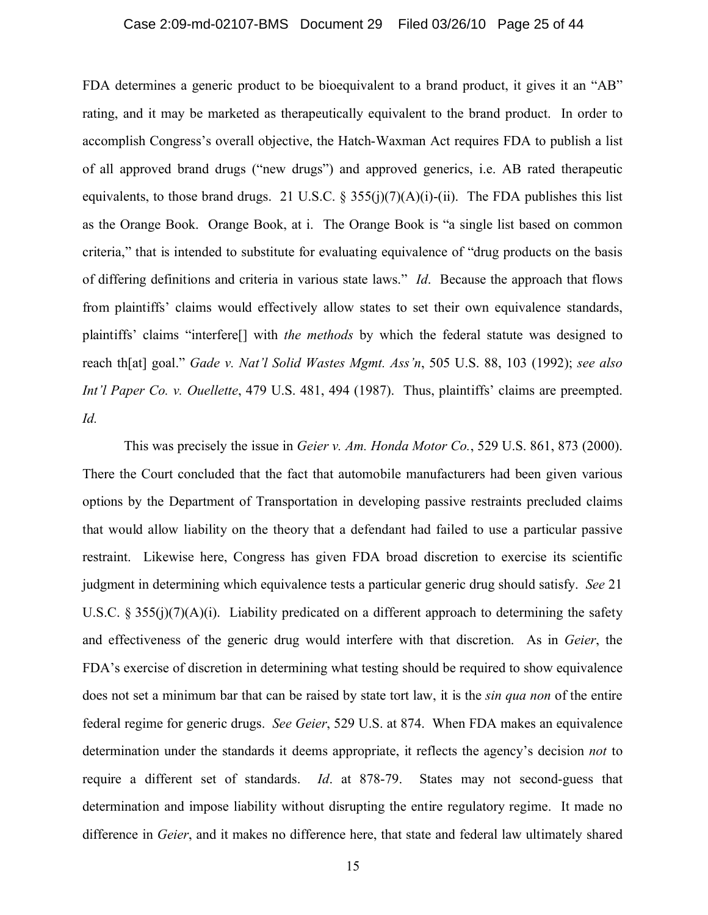FDA determines a generic product to be bioequivalent to a brand product, it gives it an "AB" rating, and it may be marketed as therapeutically equivalent to the brand product. In order to accomplish Congress's overall objective, the Hatch-Waxman Act requires FDA to publish a list of all approved brand drugs ("new drugs") and approved generics, i.e. AB rated therapeutic equivalents, to those brand drugs. 21 U.S.C. § 355(j)(7)(A)(i)-(ii). The FDA publishes this list as the Orange Book. Orange Book, at i. The Orange Book is "a single list based on common criteria," that is intended to substitute for evaluating equivalence of "drug products on the basis of differing definitions and criteria in various state laws." *Id*. Because the approach that flows from plaintiffs' claims would effectively allow states to set their own equivalence standards, plaintiffs' claims "interfere[] with *the methods* by which the federal statute was designed to reach th[at] goal." *Gade v. Nat'l Solid Wastes Mgmt. Ass'n*, 505 U.S. 88, 103 (1992); *see also Int'l Paper Co. v. Ouellette*, 479 U.S. 481, 494 (1987). Thus, plaintiffs' claims are preempted. *Id.*

This was precisely the issue in *Geier v. Am. Honda Motor Co.*, 529 U.S. 861, 873 (2000). There the Court concluded that the fact that automobile manufacturers had been given various options by the Department of Transportation in developing passive restraints precluded claims that would allow liability on the theory that a defendant had failed to use a particular passive restraint. Likewise here, Congress has given FDA broad discretion to exercise its scientific judgment in determining which equivalence tests a particular generic drug should satisfy. *See* 21 U.S.C. § 355(j)(7)(A)(i). Liability predicated on a different approach to determining the safety and effectiveness of the generic drug would interfere with that discretion. As in *Geier*, the FDA's exercise of discretion in determining what testing should be required to show equivalence does not set a minimum bar that can be raised by state tort law, it is the *sin qua non* of the entire federal regime for generic drugs. *See Geier*, 529 U.S. at 874. When FDA makes an equivalence determination under the standards it deems appropriate, it reflects the agency's decision *not* to require a different set of standards. *Id*. at 878-79. States may not second-guess that determination and impose liability without disrupting the entire regulatory regime. It made no difference in *Geier*, and it makes no difference here, that state and federal law ultimately shared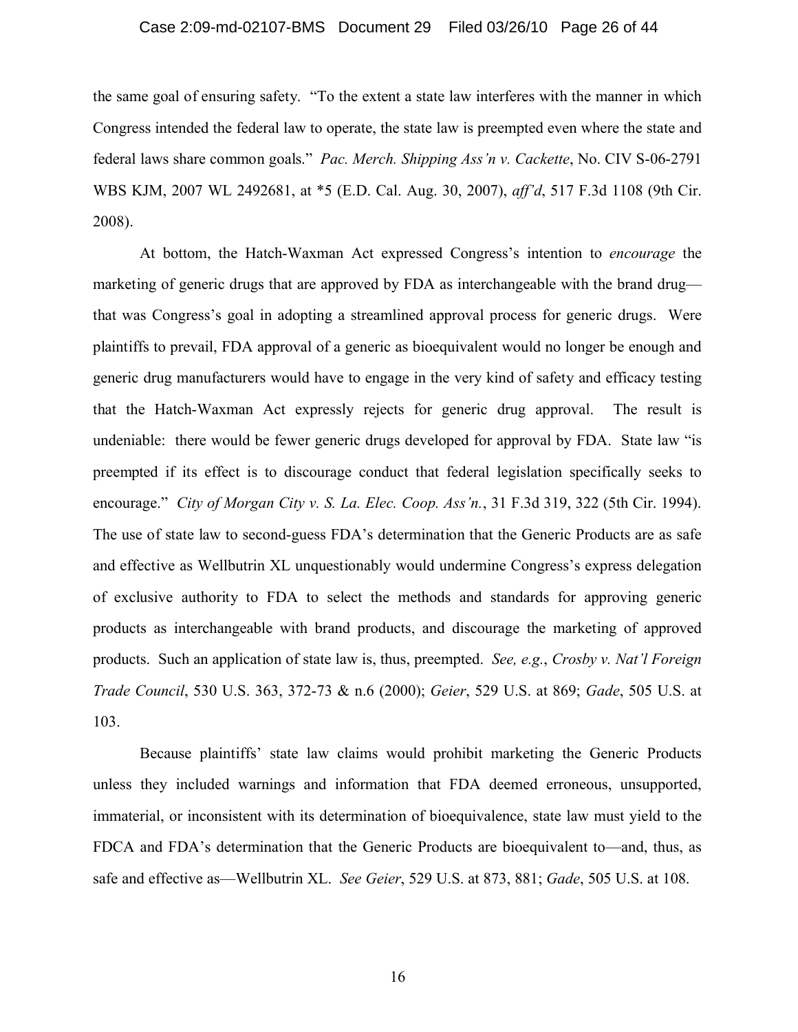the same goal of ensuring safety. "To the extent a state law interferes with the manner in which Congress intended the federal law to operate, the state law is preempted even where the state and federal laws share common goals." *Pac. Merch. Shipping Ass'n v. Cackette*, No. CIV S-06-2791 WBS KJM, 2007 WL 2492681, at *5 (E.D. Cal. Aug. 30, 2007), *aff'd*, 517 F.3d 1108 (9th Cir. 2008).

At bottom, the Hatch-Waxman Act expressed Congress's intention to *encourage* the marketing of generic drugs that are approved by FDA as interchangeable with the brand drug—that was Congress's goal in adopting a streamlined approval process for generic drugs. Were plaintiffs to prevail, FDA approval of a generic as bioequivalent would no longer be enough and generic drug manufacturers would have to engage in the very kind of safety and efficacy testing that the Hatch-Waxman Act expressly rejects for generic drug approval. The result is undeniable: there would be fewer generic drugs developed for approval by FDA. State law "is preempted if its effect is to discourage conduct that federal legislation specifically seeks to encourage." *City of Morgan City v. S. La. Elec. Coop. Ass'n.*, 31 F.3d 319, 322 (5th Cir. 1994). The use of state law to second-guess FDA's determination that the Generic Products are as safe and effective as Wellbutrin XL unquestionably would undermine Congress's express delegation of exclusive authority to FDA to select the methods and standards for approving generic products as interchangeable with brand products, and discourage the marketing of approved products. Such an application of state law is, thus, preempted. *See, e.g.*, *Crosby v. Nat'l Foreign Trade Council*, 530 U.S. 363, 372-73 & n.6 (2000); *Geier*, 529 U.S. at 869; *Gade*, 505 U.S. at 103.

Because plaintiffs' state law claims would prohibit marketing the Generic Products unless they included warnings and information that FDA deemed erroneous, unsupported, immaterial, or inconsistent with its determination of bioequivalence, state law must yield to the FDCA and FDA's determination that the Generic Products are bioequivalent to—and, thus, as safe and effective as—Wellbutrin XL. *See Geier*, 529 U.S. at 873, 881; *Gade*, 505 U.S. at 108.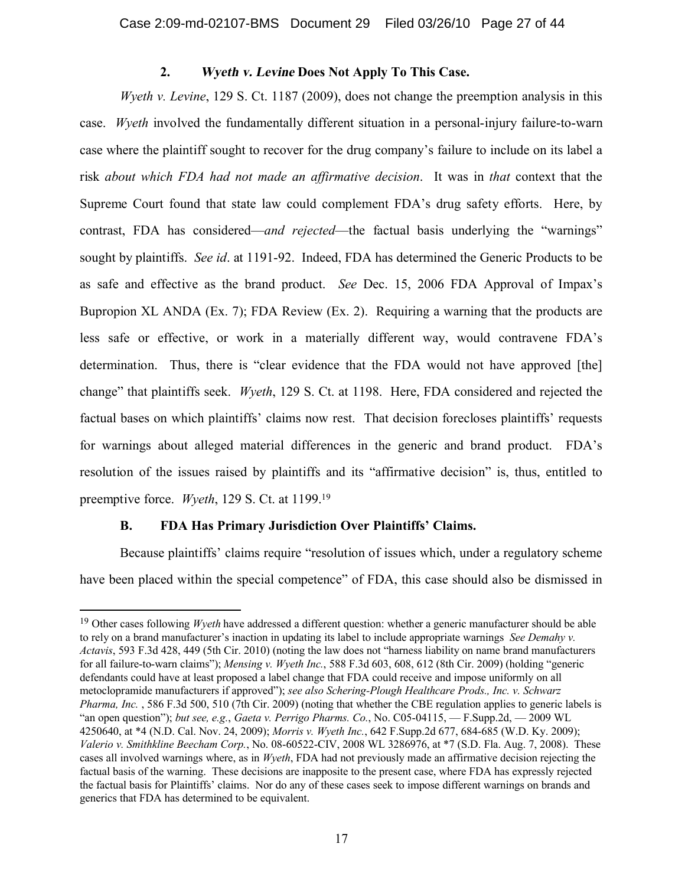### 2. *Wyeth v. Levine* Does Not Apply To This Case.

*Wyeth v. Levine*, 129 S. Ct. 1187 (2009), does not change the preemption analysis in this case. *Wyeth* involved the fundamentally different situation in a personal-injury failure-to-warn case where the plaintiff sought to recover for the drug company's failure to include on its label a risk *about which FDA had not made an affirmative decision*. It was in *that* context that the Supreme Court found that state law could complement FDA's drug safety efforts. Here, by contrast, FDA has considered—*and rejected*—the factual basis underlying the "warnings" sought by plaintiffs. *See id*. at 1191-92. Indeed, FDA has determined the Generic Products to be as safe and effective as the brand product. *See* Dec. 15, 2006 FDA Approval of Impax's Bupropion XL ANDA (Ex. 7); FDA Review (Ex. 2). Requiring a warning that the products are less safe or effective, or work in a materially different way, would contravene FDA's determination. Thus, there is "clear evidence that the FDA would not have approved [the] change" that plaintiffs seek. *Wyeth*, 129 S. Ct. at 1198. Here, FDA considered and rejected the factual bases on which plaintiffs' claims now rest. That decision forecloses plaintiffs' requests for warnings about alleged material differences in the generic and brand product. FDA's resolution of the issues raised by plaintiffs and its "affirmative decision" is, thus, entitled to preemptive force. *Wyeth*, 129 S. Ct. at 1199.[19]

### B. FDA Has Primary Jurisdiction Over Plaintiffs' Claims.

Because plaintiffs' claims require "resolution of issues which, under a regulatory scheme have been placed within the special competence" of FDA, this case should also be dismissed in

---

[19] Other cases following *Wyeth* have addressed a different question: whether a generic manufacturer should be able to rely on a brand manufacturer's inaction in updating its label to include appropriate warnings *See Demahy v. Actavis*, 593 F.3d 428, 449 (5th Cir. 2010) (noting the law does not "harness liability on name brand manufacturers for all failure-to-warn claims"); *Mensing v. Wyeth Inc.*, 588 F.3d 603, 608, 612 (8th Cir. 2009) (holding "generic defendants could have at least proposed a label change that FDA could receive and impose uniformly on all metoclopramide manufacturers if approved"); *see also Schering-Plough Healthcare Prods., Inc. v. Schwarz Pharma, Inc.* , 586 F.3d 500, 510 (7th Cir. 2009) (noting that whether the CBE regulation applies to generic labels is "an open question"); *but see, e.g.*, *Gaeta v. Perrigo Pharms. Co.*, No. C05-04115, — F.Supp.2d, — 2009 WL 4250640, at *4 (N.D. Cal. Nov. 24, 2009); *Morris v. Wyeth Inc.*, 642 F.Supp.2d 677, 684-685 (W.D. Ky. 2009); *Valerio v. Smithkline Beecham Corp.*, No. 08-60522-CIV, 2008 WL 3286976, at *7 (S.D. Fla. Aug. 7, 2008). These cases all involved warnings where, as in *Wyeth*, FDA had not previously made an affirmative decision rejecting the factual basis of the warning. These decisions are inapposite to the present case, where FDA has expressly rejected the factual basis for Plaintiffs' claims. Nor do any of these cases seek to impose different warnings on brands and generics that FDA has determined to be equivalent.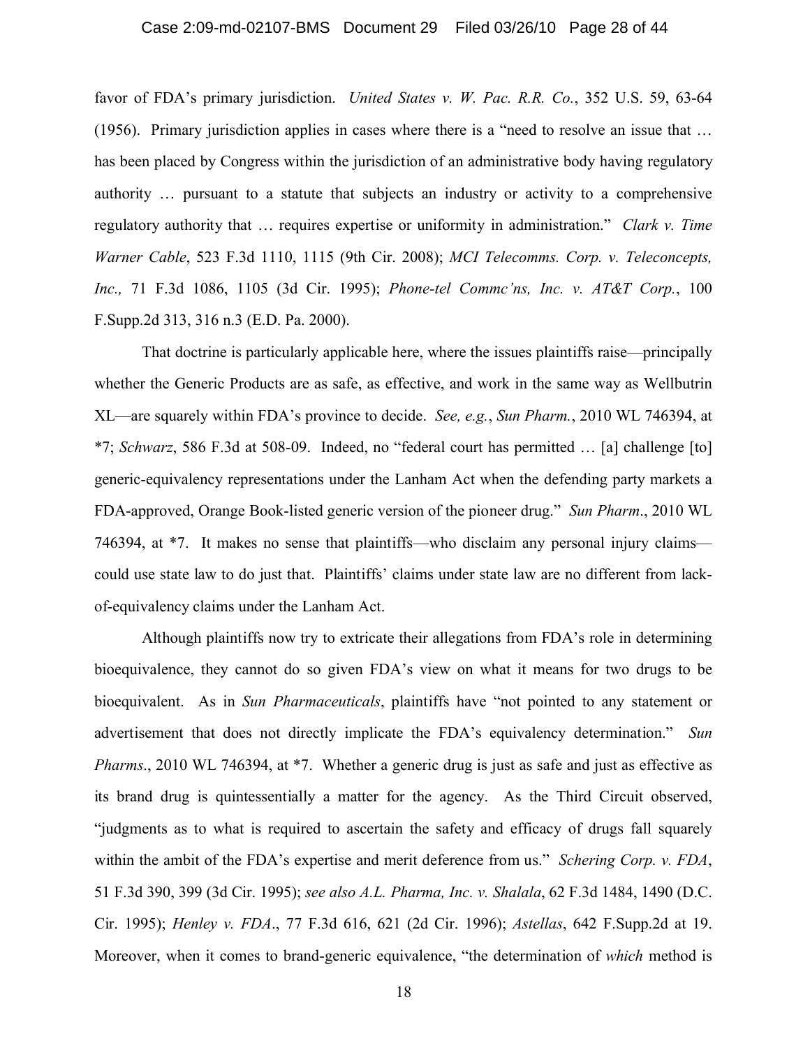favor of FDA's primary jurisdiction. *United States v. W. Pac. R.R. Co.*, 352 U.S. 59, 63-64 (1956). Primary jurisdiction applies in cases where there is a "need to resolve an issue that … has been placed by Congress within the jurisdiction of an administrative body having regulatory authority … pursuant to a statute that subjects an industry or activity to a comprehensive regulatory authority that … requires expertise or uniformity in administration." *Clark v. Time Warner Cable*, 523 F.3d 1110, 1115 (9th Cir. 2008); *MCI Telecomms. Corp. v. Teleconcepts, Inc.,* 71 F.3d 1086, 1105 (3d Cir. 1995); *Phone-tel Commc'ns, Inc. v. AT&T Corp.*, 100 F.Supp.2d 313, 316 n.3 (E.D. Pa. 2000).

That doctrine is particularly applicable here, where the issues plaintiffs raise—principally whether the Generic Products are as safe, as effective, and work in the same way as Wellbutrin XL—are squarely within FDA's province to decide. *See, e.g.*, *Sun Pharm.*, 2010 WL 746394, at *7; *Schwarz*, 586 F.3d at 508-09. Indeed, no "federal court has permitted … [a] challenge [to] generic-equivalency representations under the Lanham Act when the defending party markets a FDA-approved, Orange Book-listed generic version of the pioneer drug." *Sun Pharm*., 2010 WL 746394, at *7. It makes no sense that plaintiffs—who disclaim any personal injury claims—could use state law to do just that. Plaintiffs' claims under state law are no different from lack-of-equivalency claims under the Lanham Act.

Although plaintiffs now try to extricate their allegations from FDA's role in determining bioequivalence, they cannot do so given FDA's view on what it means for two drugs to be bioequivalent. As in *Sun Pharmaceuticals*, plaintiffs have "not pointed to any statement or advertisement that does not directly implicate the FDA's equivalency determination." *Sun Pharms*., 2010 WL 746394, at *7. Whether a generic drug is just as safe and just as effective as its brand drug is quintessentially a matter for the agency. As the Third Circuit observed, "judgments as to what is required to ascertain the safety and efficacy of drugs fall squarely within the ambit of the FDA's expertise and merit deference from us." *Schering Corp. v. FDA*, 51 F.3d 390, 399 (3d Cir. 1995); *see also A.L. Pharma, Inc. v. Shalala*, 62 F.3d 1484, 1490 (D.C. Cir. 1995); *Henley v. FDA*., 77 F.3d 616, 621 (2d Cir. 1996); *Astellas*, 642 F.Supp.2d at 19. Moreover, when it comes to brand-generic equivalence, "the determination of *which* method is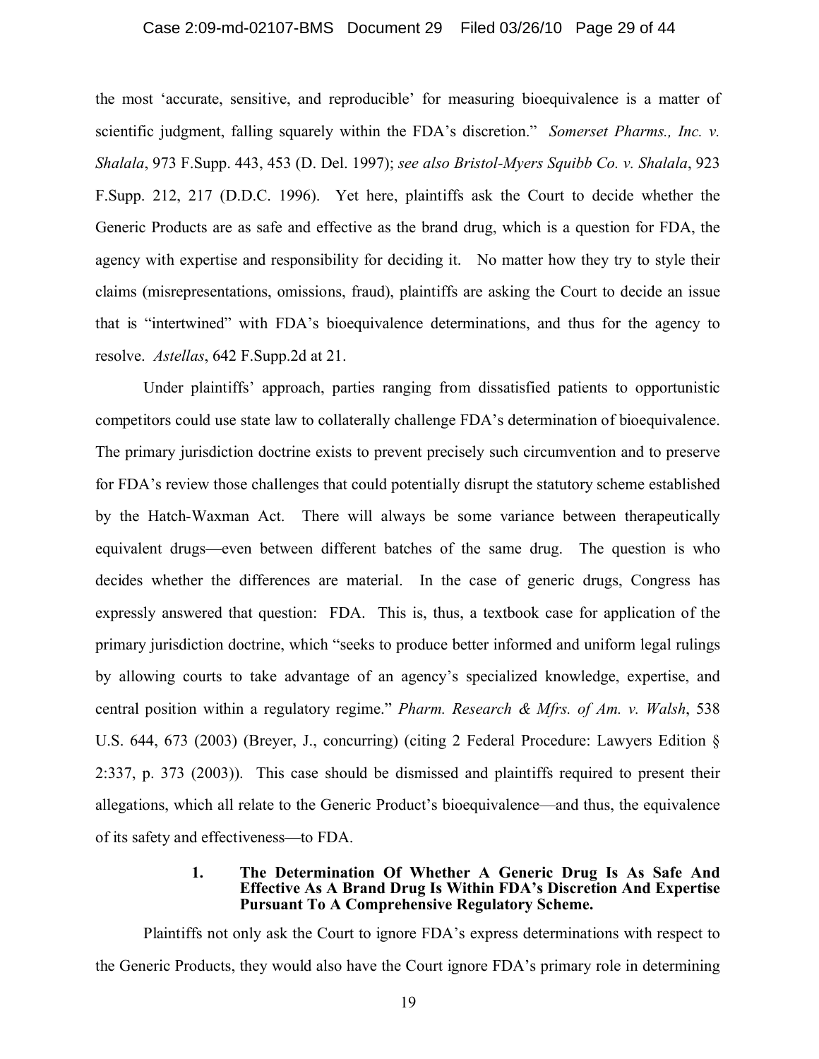the most 'accurate, sensitive, and reproducible' for measuring bioequivalence is a matter of scientific judgment, falling squarely within the FDA's discretion." *Somerset Pharms., Inc. v. Shalala*, 973 F.Supp. 443, 453 (D. Del. 1997); *see also Bristol-Myers Squibb Co. v. Shalala*, 923 F.Supp. 212, 217 (D.D.C. 1996). Yet here, plaintiffs ask the Court to decide whether the Generic Products are as safe and effective as the brand drug, which is a question for FDA, the agency with expertise and responsibility for deciding it. No matter how they try to style their claims (misrepresentations, omissions, fraud), plaintiffs are asking the Court to decide an issue that is "intertwined" with FDA's bioequivalence determinations, and thus for the agency to resolve. *Astellas*, 642 F.Supp.2d at 21.

Under plaintiffs' approach, parties ranging from dissatisfied patients to opportunistic competitors could use state law to collaterally challenge FDA's determination of bioequivalence. The primary jurisdiction doctrine exists to prevent precisely such circumvention and to preserve for FDA's review those challenges that could potentially disrupt the statutory scheme established by the Hatch-Waxman Act. There will always be some variance between therapeutically equivalent drugs—even between different batches of the same drug. The question is who decides whether the differences are material. In the case of generic drugs, Congress has expressly answered that question: FDA. This is, thus, a textbook case for application of the primary jurisdiction doctrine, which "seeks to produce better informed and uniform legal rulings by allowing courts to take advantage of an agency's specialized knowledge, expertise, and central position within a regulatory regime." *Pharm. Research & Mfrs. of Am. v. Walsh*, 538 U.S. 644, 673 (2003) (Breyer, J., concurring) (citing 2 Federal Procedure: Lawyers Edition § 2:337, p. 373 (2003)). This case should be dismissed and plaintiffs required to present their allegations, which all relate to the Generic Product's bioequivalence—and thus, the equivalence of its safety and effectiveness—to FDA.

#### 1. The Determination Of Whether A Generic Drug Is As Safe And Effective As A Brand Drug Is Within FDA's Discretion And Expertise Pursuant To A Comprehensive Regulatory Scheme.

Plaintiffs not only ask the Court to ignore FDA's express determinations with respect to the Generic Products, they would also have the Court ignore FDA's primary role in determining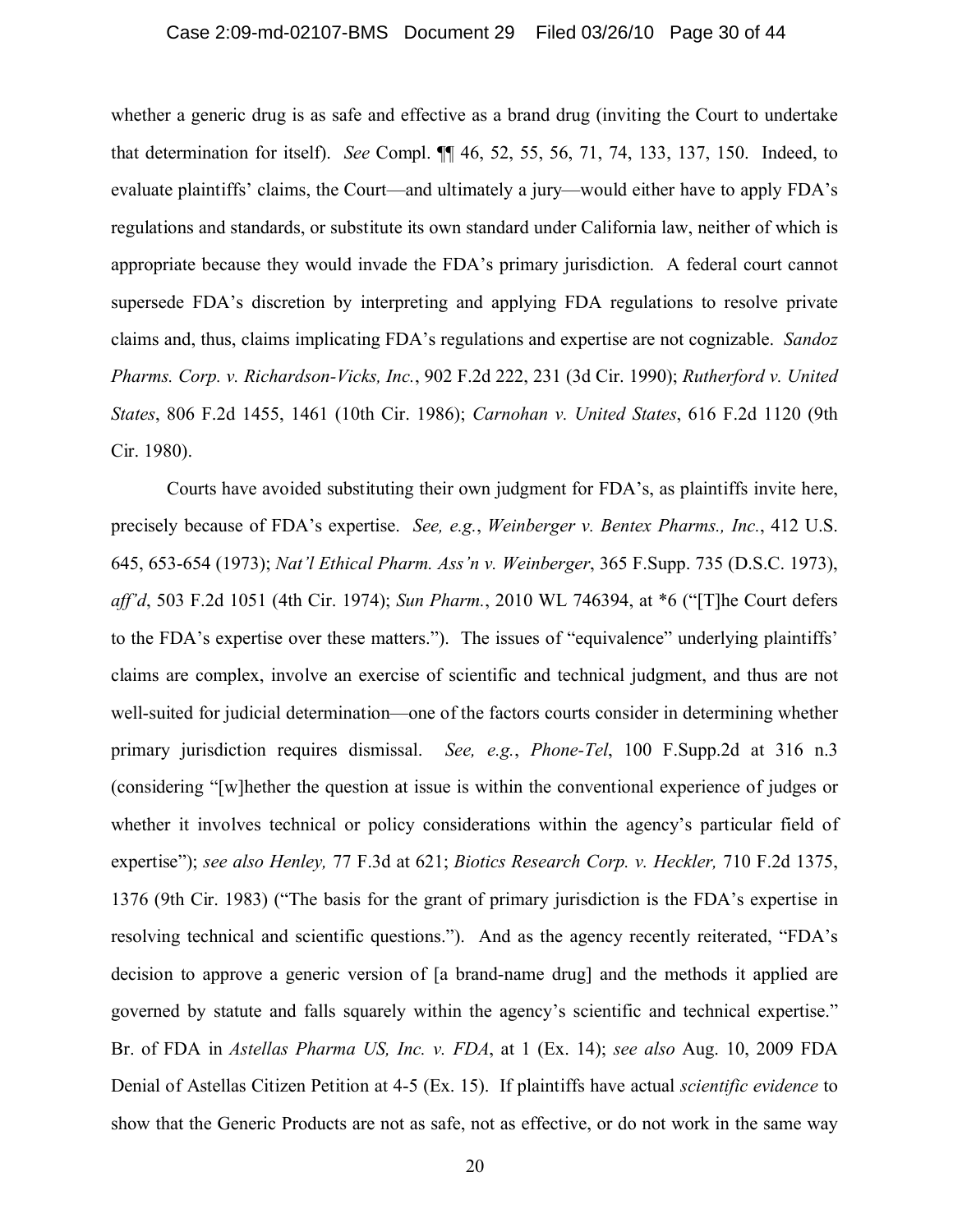whether a generic drug is as safe and effective as a brand drug (inviting the Court to undertake that determination for itself). *See* Compl. ¶¶ 46, 52, 55, 56, 71, 74, 133, 137, 150. Indeed, to evaluate plaintiffs' claims, the Court—and ultimately a jury—would either have to apply FDA's regulations and standards, or substitute its own standard under California law, neither of which is appropriate because they would invade the FDA's primary jurisdiction. A federal court cannot supersede FDA's discretion by interpreting and applying FDA regulations to resolve private claims and, thus, claims implicating FDA's regulations and expertise are not cognizable. *Sandoz Pharms. Corp. v. Richardson-Vicks, Inc.*, 902 F.2d 222, 231 (3d Cir. 1990); *Rutherford v. United States*, 806 F.2d 1455, 1461 (10th Cir. 1986); *Carnohan v. United States*, 616 F.2d 1120 (9th Cir. 1980).

Courts have avoided substituting their own judgment for FDA's, as plaintiffs invite here, precisely because of FDA's expertise. *See, e.g.*, *Weinberger v. Bentex Pharms., Inc.*, 412 U.S. 645, 653-654 (1973); *Nat'l Ethical Pharm. Ass'n v. Weinberger*, 365 F.Supp. 735 (D.S.C. 1973), *aff'd*, 503 F.2d 1051 (4th Cir. 1974); *Sun Pharm.*, 2010 WL 746394, at *6 ("[T]he Court defers to the FDA's expertise over these matters."). The issues of "equivalence" underlying plaintiffs' claims are complex, involve an exercise of scientific and technical judgment, and thus are not well-suited for judicial determination—one of the factors courts consider in determining whether primary jurisdiction requires dismissal. *See, e.g.*, *Phone-Tel*, 100 F.Supp.2d at 316 n.3 (considering "[w]hether the question at issue is within the conventional experience of judges or whether it involves technical or policy considerations within the agency's particular field of expertise"); *see also Henley,* 77 F.3d at 621; *Biotics Research Corp. v. Heckler,* 710 F.2d 1375, 1376 (9th Cir. 1983) ("The basis for the grant of primary jurisdiction is the FDA's expertise in resolving technical and scientific questions."). And as the agency recently reiterated, "FDA's decision to approve a generic version of [a brand-name drug] and the methods it applied are governed by statute and falls squarely within the agency's scientific and technical expertise." Br. of FDA in *Astellas Pharma US, Inc. v. FDA*, at 1 (Ex. 14); *see also* Aug. 10, 2009 FDA Denial of Astellas Citizen Petition at 4-5 (Ex. 15). If plaintiffs have actual *scientific evidence* to show that the Generic Products are not as safe, not as effective, or do not work in the same way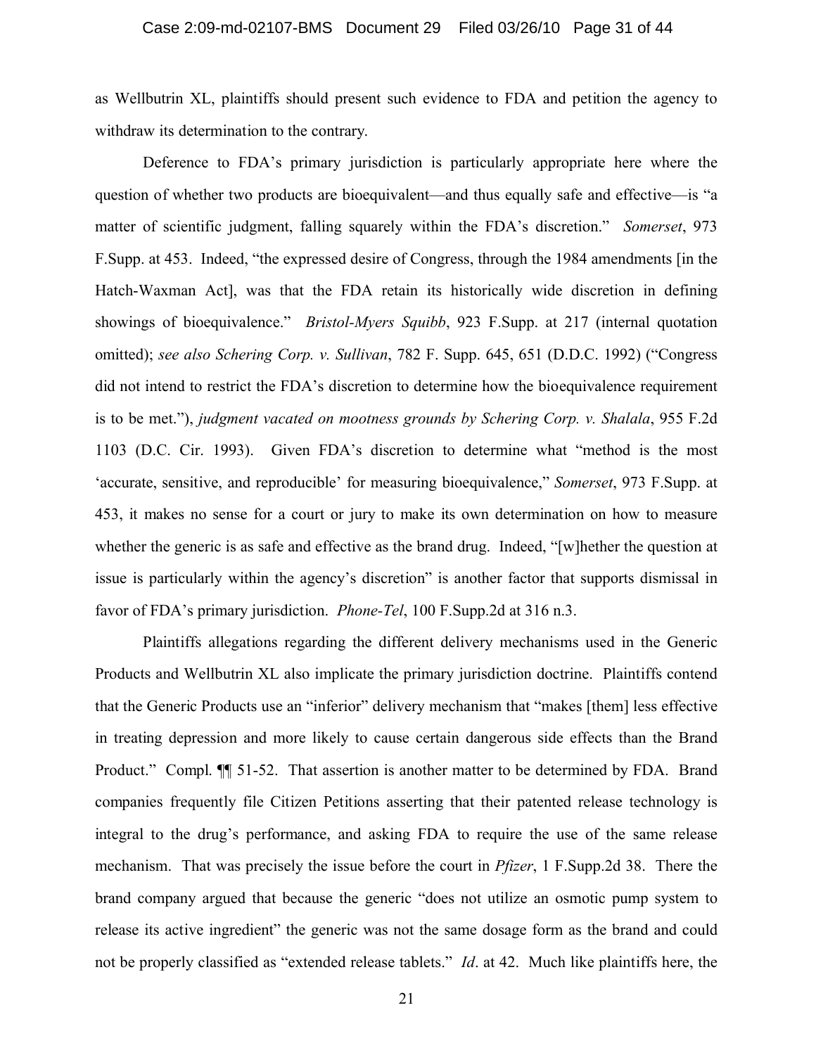as Wellbutrin XL, plaintiffs should present such evidence to FDA and petition the agency to withdraw its determination to the contrary.

Deference to FDA's primary jurisdiction is particularly appropriate here where the question of whether two products are bioequivalent—and thus equally safe and effective—is "a matter of scientific judgment, falling squarely within the FDA's discretion." *Somerset*, 973 F.Supp. at 453. Indeed, "the expressed desire of Congress, through the 1984 amendments [in the Hatch-Waxman Act], was that the FDA retain its historically wide discretion in defining showings of bioequivalence." *Bristol-Myers Squibb*, 923 F.Supp. at 217 (internal quotation omitted); *see also Schering Corp. v. Sullivan*, 782 F. Supp. 645, 651 (D.D.C. 1992) ("Congress did not intend to restrict the FDA's discretion to determine how the bioequivalence requirement is to be met."), *judgment vacated on mootness grounds by Schering Corp. v. Shalala*, 955 F.2d 1103 (D.C. Cir. 1993). Given FDA's discretion to determine what "method is the most 'accurate, sensitive, and reproducible' for measuring bioequivalence," *Somerset*, 973 F.Supp. at 453, it makes no sense for a court or jury to make its own determination on how to measure whether the generic is as safe and effective as the brand drug. Indeed, "[w]hether the question at issue is particularly within the agency's discretion" is another factor that supports dismissal in favor of FDA's primary jurisdiction. *Phone-Tel*, 100 F.Supp.2d at 316 n.3.

Plaintiffs allegations regarding the different delivery mechanisms used in the Generic Products and Wellbutrin XL also implicate the primary jurisdiction doctrine. Plaintiffs contend that the Generic Products use an "inferior" delivery mechanism that "makes [them] less effective in treating depression and more likely to cause certain dangerous side effects than the Brand Product." Compl. ¶¶ 51-52. That assertion is another matter to be determined by FDA. Brand companies frequently file Citizen Petitions asserting that their patented release technology is integral to the drug's performance, and asking FDA to require the use of the same release mechanism. That was precisely the issue before the court in *Pfizer*, 1 F.Supp.2d 38. There the brand company argued that because the generic "does not utilize an osmotic pump system to release its active ingredient" the generic was not the same dosage form as the brand and could not be properly classified as "extended release tablets." *Id*. at 42. Much like plaintiffs here, the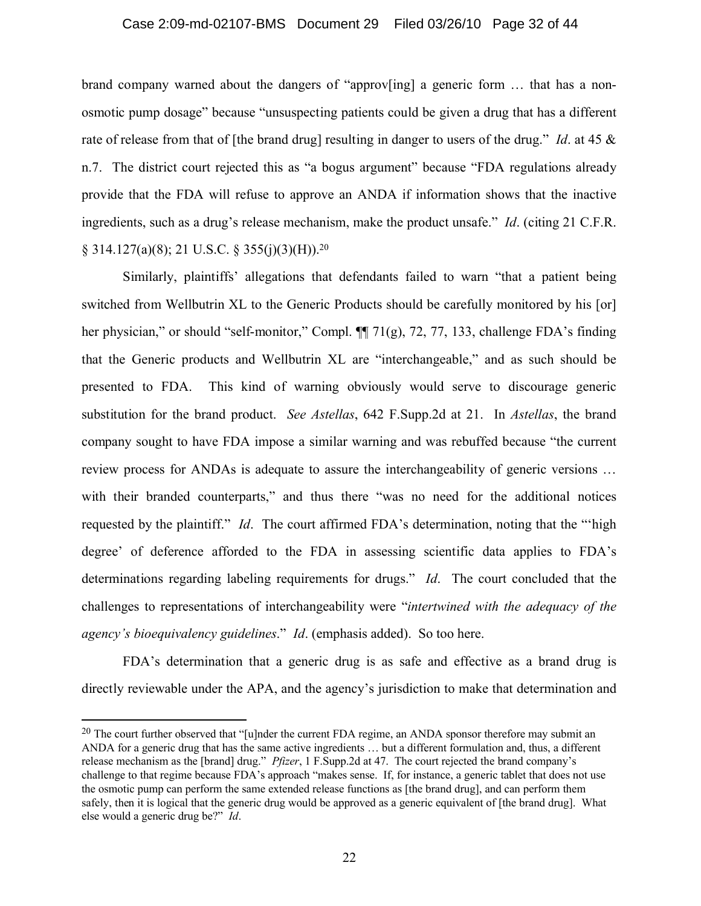brand company warned about the dangers of "approv[ing] a generic form … that has a non-osmotic pump dosage" because "unsuspecting patients could be given a drug that has a different rate of release from that of [the brand drug] resulting in danger to users of the drug." *Id*. at 45 & n.7. The district court rejected this as "a bogus argument" because "FDA regulations already provide that the FDA will refuse to approve an ANDA if information shows that the inactive ingredients, such as a drug's release mechanism, make the product unsafe." *Id*. (citing 21 C.F.R. § 314.127(a)(8); 21 U.S.C. § 355(j)(3)(H)).[20]

Similarly, plaintiffs' allegations that defendants failed to warn "that a patient being switched from Wellbutrin XL to the Generic Products should be carefully monitored by his [or] her physician," or should "self-monitor," Compl. ¶¶ 71(g), 72, 77, 133, challenge FDA's finding that the Generic products and Wellbutrin XL are "interchangeable," and as such should be presented to FDA. This kind of warning obviously would serve to discourage generic substitution for the brand product. *See Astellas*, 642 F.Supp.2d at 21. In *Astellas*, the brand company sought to have FDA impose a similar warning and was rebuffed because "the current review process for ANDAs is adequate to assure the interchangeability of generic versions … with their branded counterparts," and thus there "was no need for the additional notices requested by the plaintiff." *Id*. The court affirmed FDA's determination, noting that the "'high degree' of deference afforded to the FDA in assessing scientific data applies to FDA's determinations regarding labeling requirements for drugs." *Id*. The court concluded that the challenges to representations of interchangeability were "*intertwined with the adequacy of the agency's bioequivalency guidelines*." *Id*. (emphasis added). So too here.

FDA's determination that a generic drug is as safe and effective as a brand drug is directly reviewable under the APA, and the agency's jurisdiction to make that determination and

---

[20] The court further observed that "[u]nder the current FDA regime, an ANDA sponsor therefore may submit an ANDA for a generic drug that has the same active ingredients … but a different formulation and, thus, a different release mechanism as the [brand] drug." *Pfizer*, 1 F.Supp.2d at 47. The court rejected the brand company's challenge to that regime because FDA's approach "makes sense. If, for instance, a generic tablet that does not use the osmotic pump can perform the same extended release functions as [the brand drug], and can perform them safely, then it is logical that the generic drug would be approved as a generic equivalent of [the brand drug]. What else would a generic drug be?" *Id*.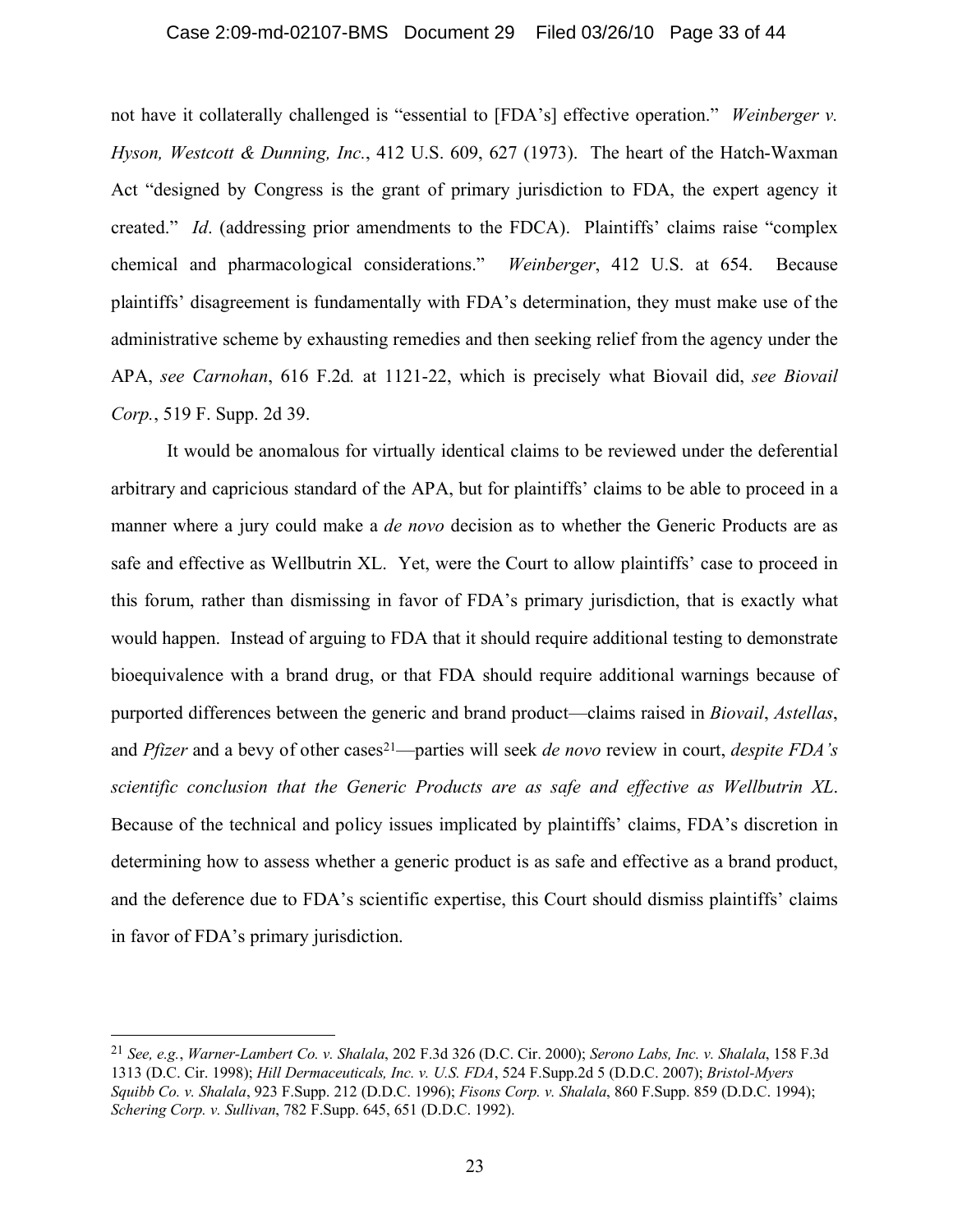not have it collaterally challenged is "essential to [FDA's] effective operation." *Weinberger v. Hyson, Westcott & Dunning, Inc.*, 412 U.S. 609, 627 (1973). The heart of the Hatch-Waxman Act "designed by Congress is the grant of primary jurisdiction to FDA, the expert agency it created." *Id*. (addressing prior amendments to the FDCA). Plaintiffs' claims raise "complex chemical and pharmacological considerations." *Weinberger*, 412 U.S. at 654. Because plaintiffs' disagreement is fundamentally with FDA's determination, they must make use of the administrative scheme by exhausting remedies and then seeking relief from the agency under the APA, *see Carnohan*, 616 F.2d. at 1121-22, which is precisely what Biovail did, *see Biovail Corp.*, 519 F. Supp. 2d 39.

It would be anomalous for virtually identical claims to be reviewed under the deferential arbitrary and capricious standard of the APA, but for plaintiffs' claims to be able to proceed in a manner where a jury could make a *de novo* decision as to whether the Generic Products are as safe and effective as Wellbutrin XL. Yet, were the Court to allow plaintiffs' case to proceed in this forum, rather than dismissing in favor of FDA's primary jurisdiction, that is exactly what would happen. Instead of arguing to FDA that it should require additional testing to demonstrate bioequivalence with a brand drug, or that FDA should require additional warnings because of purported differences between the generic and brand product—claims raised in *Biovail*, *Astellas*, and *Pfizer* and a bevy of other cases[21]—parties will seek *de novo* review in court, *despite FDA's scientific conclusion that the Generic Products are as safe and effective as Wellbutrin XL*. Because of the technical and policy issues implicated by plaintiffs' claims, FDA's discretion in determining how to assess whether a generic product is as safe and effective as a brand product, and the deference due to FDA's scientific expertise, this Court should dismiss plaintiffs' claims in favor of FDA's primary jurisdiction.

---

[21] *See, e.g.*, *Warner-Lambert Co. v. Shalala*, 202 F.3d 326 (D.C. Cir. 2000); *Serono Labs, Inc. v. Shalala*, 158 F.3d 1313 (D.C. Cir. 1998); *Hill Dermaceuticals, Inc. v. U.S. FDA*, 524 F.Supp.2d 5 (D.D.C. 2007); *Bristol-Myers Squibb Co. v. Shalala*, 923 F.Supp. 212 (D.D.C. 1996); *Fisons Corp. v. Shalala*, 860 F.Supp. 859 (D.D.C. 1994); *Schering Corp. v. Sullivan*, 782 F.Supp. 645, 651 (D.D.C. 1992).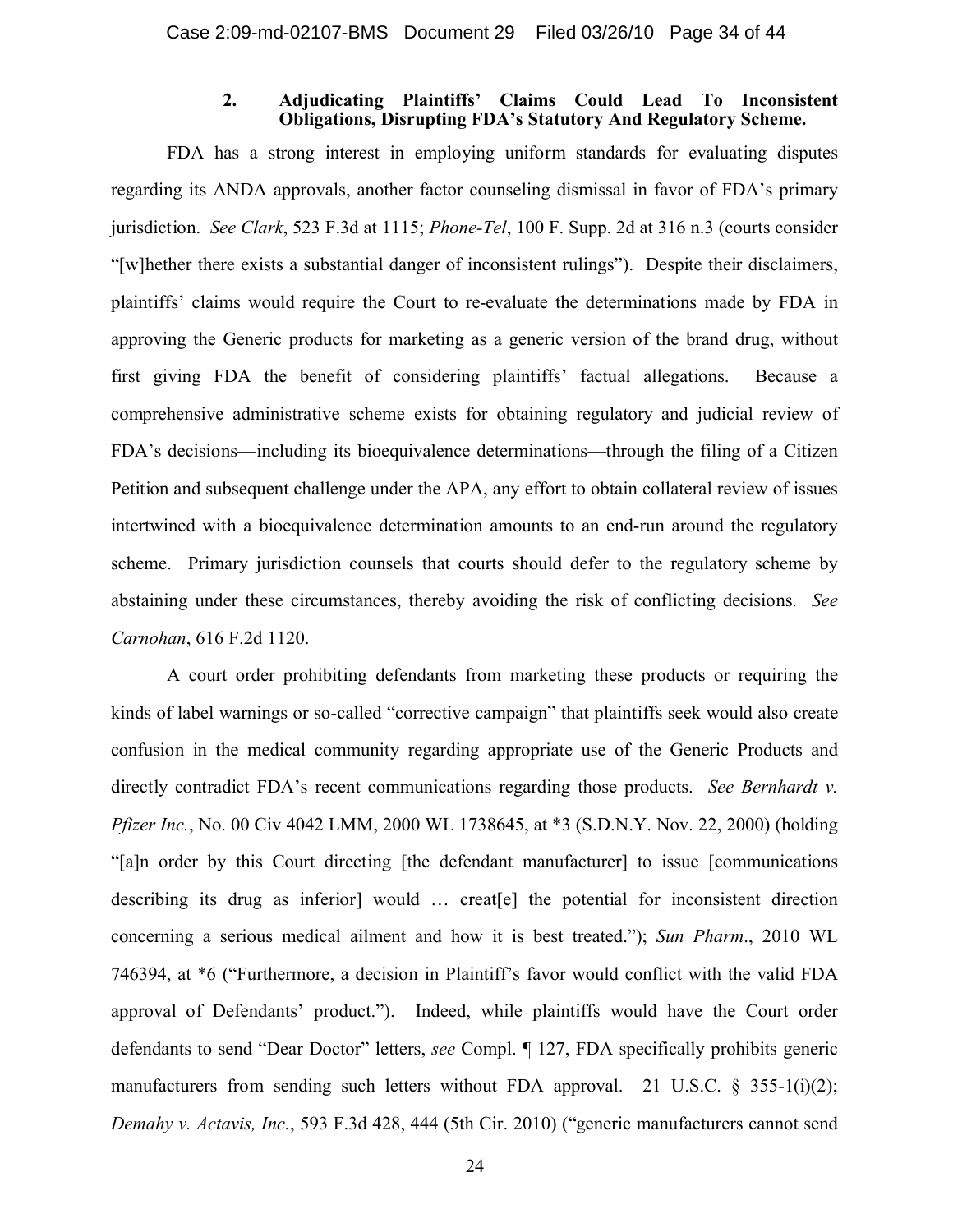### 2. Adjudicating Plaintiffs' Claims Could Lead To Inconsistent Obligations, Disrupting FDA's Statutory And Regulatory Scheme.

FDA has a strong interest in employing uniform standards for evaluating disputes regarding its ANDA approvals, another factor counseling dismissal in favor of FDA's primary jurisdiction. *See Clark*, 523 F.3d at 1115; *Phone-Tel*, 100 F. Supp. 2d at 316 n.3 (courts consider "[w]hether there exists a substantial danger of inconsistent rulings"). Despite their disclaimers, plaintiffs' claims would require the Court to re-evaluate the determinations made by FDA in approving the Generic products for marketing as a generic version of the brand drug, without first giving FDA the benefit of considering plaintiffs' factual allegations. Because a comprehensive administrative scheme exists for obtaining regulatory and judicial review of FDA's decisions—including its bioequivalence determinations—through the filing of a Citizen Petition and subsequent challenge under the APA, any effort to obtain collateral review of issues intertwined with a bioequivalence determination amounts to an end-run around the regulatory scheme. Primary jurisdiction counsels that courts should defer to the regulatory scheme by abstaining under these circumstances, thereby avoiding the risk of conflicting decisions. *See Carnohan*, 616 F.2d 1120.

A court order prohibiting defendants from marketing these products or requiring the kinds of label warnings or so-called "corrective campaign" that plaintiffs seek would also create confusion in the medical community regarding appropriate use of the Generic Products and directly contradict FDA's recent communications regarding those products. *See Bernhardt v. Pfizer Inc.*, No. 00 Civ 4042 LMM, 2000 WL 1738645, at *3 (S.D.N.Y. Nov. 22, 2000) (holding "[a]n order by this Court directing [the defendant manufacturer] to issue [communications describing its drug as inferior] would … creat[e] the potential for inconsistent direction concerning a serious medical ailment and how it is best treated."); *Sun Pharm*., 2010 WL 746394, at *6 ("Furthermore, a decision in Plaintiff's favor would conflict with the valid FDA approval of Defendants' product."). Indeed, while plaintiffs would have the Court order defendants to send "Dear Doctor" letters, *see* Compl. ¶ 127, FDA specifically prohibits generic manufacturers from sending such letters without FDA approval. 21 U.S.C. § 355-1(i)(2); *Demahy v. Actavis, Inc.*, 593 F.3d 428, 444 (5th Cir. 2010) ("generic manufacturers cannot send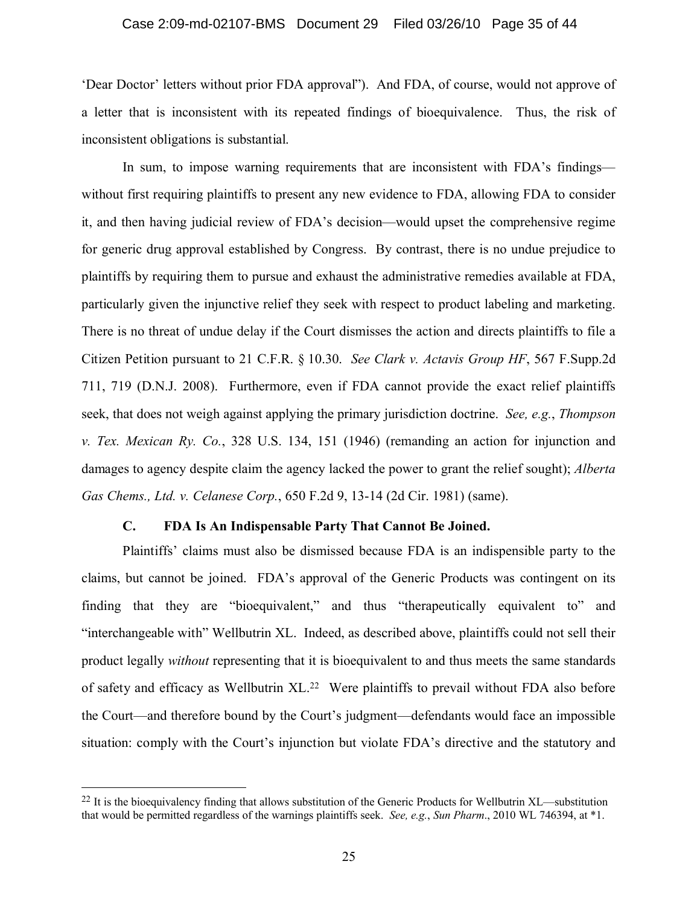'Dear Doctor' letters without prior FDA approval"). And FDA, of course, would not approve of a letter that is inconsistent with its repeated findings of bioequivalence. Thus, the risk of inconsistent obligations is substantial.

In sum, to impose warning requirements that are inconsistent with FDA's findings—without first requiring plaintiffs to present any new evidence to FDA, allowing FDA to consider it, and then having judicial review of FDA's decision—would upset the comprehensive regime for generic drug approval established by Congress. By contrast, there is no undue prejudice to plaintiffs by requiring them to pursue and exhaust the administrative remedies available at FDA, particularly given the injunctive relief they seek with respect to product labeling and marketing. There is no threat of undue delay if the Court dismisses the action and directs plaintiffs to file a Citizen Petition pursuant to 21 C.F.R. § 10.30. *See Clark v. Actavis Group HF*, 567 F.Supp.2d 711, 719 (D.N.J. 2008). Furthermore, even if FDA cannot provide the exact relief plaintiffs seek, that does not weigh against applying the primary jurisdiction doctrine. *See, e.g.*, *Thompson v. Tex. Mexican Ry. Co.*, 328 U.S. 134, 151 (1946) (remanding an action for injunction and damages to agency despite claim the agency lacked the power to grant the relief sought); *Alberta Gas Chems., Ltd. v. Celanese Corp.*, 650 F.2d 9, 13-14 (2d Cir. 1981) (same).

### C. FDA Is An Indispensable Party That Cannot Be Joined.

Plaintiffs' claims must also be dismissed because FDA is an indispensible party to the claims, but cannot be joined. FDA's approval of the Generic Products was contingent on its finding that they are "bioequivalent," and thus "therapeutically equivalent to" and "interchangeable with" Wellbutrin XL. Indeed, as described above, plaintiffs could not sell their product legally *without* representing that it is bioequivalent to and thus meets the same standards of safety and efficacy as Wellbutrin XL.[22] Were plaintiffs to prevail without FDA also before the Court—and therefore bound by the Court's judgment—defendants would face an impossible situation: comply with the Court's injunction but violate FDA's directive and the statutory and

---

[22] It is the bioequivalency finding that allows substitution of the Generic Products for Wellbutrin XL—substitution that would be permitted regardless of the warnings plaintiffs seek. *See, e.g.*, *Sun Pharm*., 2010 WL 746394, at *1.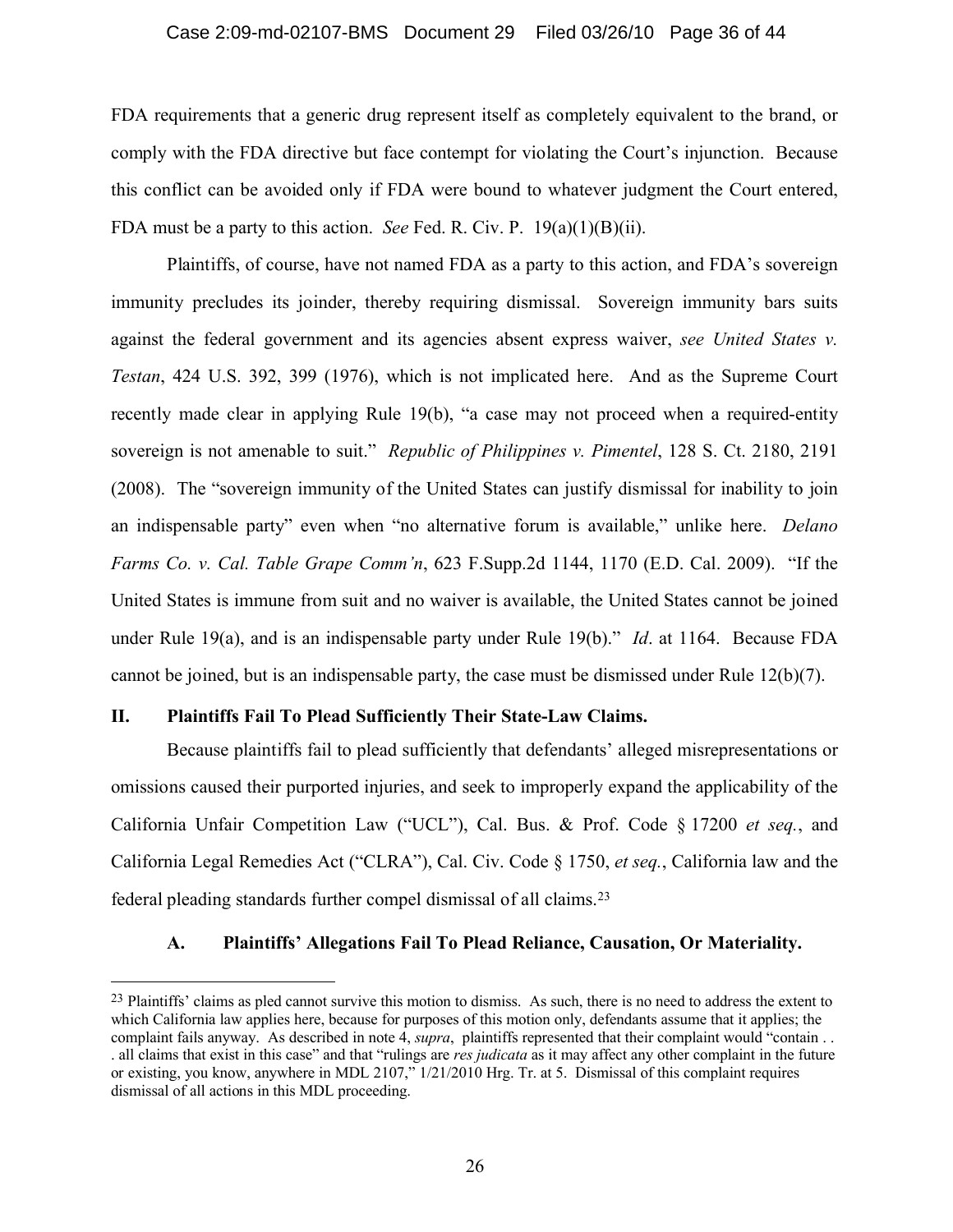FDA requirements that a generic drug represent itself as completely equivalent to the brand, or comply with the FDA directive but face contempt for violating the Court's injunction. Because this conflict can be avoided only if FDA were bound to whatever judgment the Court entered, FDA must be a party to this action. *See* Fed. R. Civ. P. 19(a)(1)(B)(ii).

Plaintiffs, of course, have not named FDA as a party to this action, and FDA's sovereign immunity precludes its joinder, thereby requiring dismissal. Sovereign immunity bars suits against the federal government and its agencies absent express waiver, *see United States v. Testan*, 424 U.S. 392, 399 (1976), which is not implicated here. And as the Supreme Court recently made clear in applying Rule 19(b), "a case may not proceed when a required-entity sovereign is not amenable to suit." *Republic of Philippines v. Pimentel*, 128 S. Ct. 2180, 2191 (2008). The "sovereign immunity of the United States can justify dismissal for inability to join an indispensable party" even when "no alternative forum is available," unlike here. *Delano Farms Co. v. Cal. Table Grape Comm'n*, 623 F.Supp.2d 1144, 1170 (E.D. Cal. 2009). "If the United States is immune from suit and no waiver is available, the United States cannot be joined under Rule 19(a), and is an indispensable party under Rule 19(b)." *Id*. at 1164. Because FDA cannot be joined, but is an indispensable party, the case must be dismissed under Rule 12(b)(7).

## II. Plaintiffs Fail To Plead Sufficiently Their State-Law Claims.

Because plaintiffs fail to plead sufficiently that defendants' alleged misrepresentations or omissions caused their purported injuries, and seek to improperly expand the applicability of the California Unfair Competition Law ("UCL"), Cal. Bus. & Prof. Code § 17200 *et seq.*, and California Legal Remedies Act ("CLRA"), Cal. Civ. Code § 1750, *et seq.*, California law and the federal pleading standards further compel dismissal of all claims.[23]

### A. Plaintiffs' Allegations Fail To Plead Reliance, Causation, Or Materiality.

---

[23] Plaintiffs' claims as pled cannot survive this motion to dismiss. As such, there is no need to address the extent to which California law applies here, because for purposes of this motion only, defendants assume that it applies; the complaint fails anyway. As described in note 4, *supra*, plaintiffs represented that their complaint would "contain . . . all claims that exist in this case" and that "rulings are *res judicata* as it may affect any other complaint in the future or existing, you know, anywhere in MDL 2107," 1/21/2010 Hrg. Tr. at 5. Dismissal of this complaint requires dismissal of all actions in this MDL proceeding.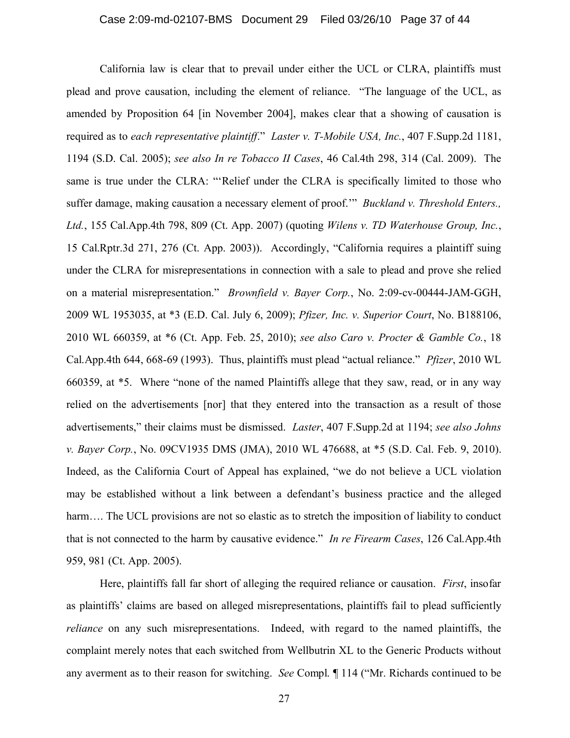California law is clear that to prevail under either the UCL or CLRA, plaintiffs must plead and prove causation, including the element of reliance. "The language of the UCL, as amended by Proposition 64 [in November 2004], makes clear that a showing of causation is required as to *each representative plaintiff*." *Laster v. T-Mobile USA, Inc.*, 407 F.Supp.2d 1181, 1194 (S.D. Cal. 2005); *see also In re Tobacco II Cases*, 46 Cal.4th 298, 314 (Cal. 2009). The same is true under the CLRA: "'Relief under the CLRA is specifically limited to those who suffer damage, making causation a necessary element of proof.'" *Buckland v. Threshold Enters., Ltd.*, 155 Cal.App.4th 798, 809 (Ct. App. 2007) (quoting *Wilens v. TD Waterhouse Group, Inc.*, 15 Cal.Rptr.3d 271, 276 (Ct. App. 2003)). Accordingly, "California requires a plaintiff suing under the CLRA for misrepresentations in connection with a sale to plead and prove she relied on a material misrepresentation." *Brownfield v. Bayer Corp.*, No. 2:09-cv-00444-JAM-GGH, 2009 WL 1953035, at *3 (E.D. Cal. July 6, 2009); *Pfizer, Inc. v. Superior Court*, No. B188106, 2010 WL 660359, at *6 (Ct. App. Feb. 25, 2010); *see also Caro v. Procter & Gamble Co.*, 18 Cal.App.4th 644, 668-69 (1993). Thus, plaintiffs must plead "actual reliance." *Pfizer*, 2010 WL 660359, at *5. Where "none of the named Plaintiffs allege that they saw, read, or in any way relied on the advertisements [nor] that they entered into the transaction as a result of those advertisements," their claims must be dismissed. *Laster*, 407 F.Supp.2d at 1194; *see also Johns v. Bayer Corp.*, No. 09CV1935 DMS (JMA), 2010 WL 476688, at *5 (S.D. Cal. Feb. 9, 2010). Indeed, as the California Court of Appeal has explained, "we do not believe a UCL violation may be established without a link between a defendant's business practice and the alleged harm…. The UCL provisions are not so elastic as to stretch the imposition of liability to conduct that is not connected to the harm by causative evidence." *In re Firearm Cases*, 126 Cal.App.4th 959, 981 (Ct. App. 2005).

Here, plaintiffs fall far short of alleging the required reliance or causation. *First*, insofar as plaintiffs' claims are based on alleged misrepresentations, plaintiffs fail to plead sufficiently *reliance* on any such misrepresentations. Indeed, with regard to the named plaintiffs, the complaint merely notes that each switched from Wellbutrin XL to the Generic Products without any averment as to their reason for switching. *See* Compl. ¶ 114 ("Mr. Richards continued to be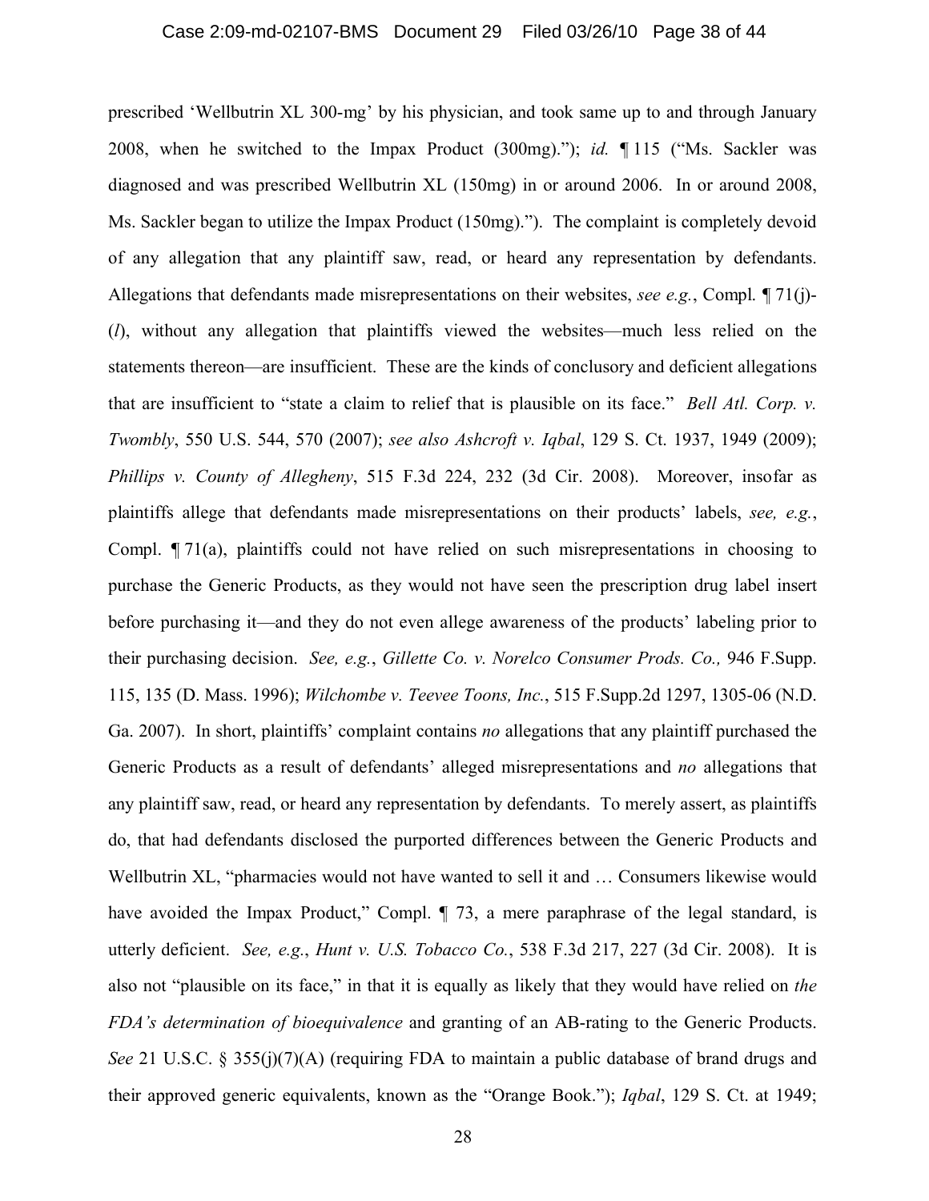prescribed 'Wellbutrin XL 300-mg' by his physician, and took same up to and through January 2008, when he switched to the Impax Product (300mg)."); *id.* ¶ 115 ("Ms. Sackler was diagnosed and was prescribed Wellbutrin XL (150mg) in or around 2006. In or around 2008, Ms. Sackler began to utilize the Impax Product (150mg)."). The complaint is completely devoid of any allegation that any plaintiff saw, read, or heard any representation by defendants. Allegations that defendants made misrepresentations on their websites, *see e.g.*, Compl. ¶ 71(j)-(*l*), without any allegation that plaintiffs viewed the websites—much less relied on the statements thereon—are insufficient. These are the kinds of conclusory and deficient allegations that are insufficient to "state a claim to relief that is plausible on its face." *Bell Atl. Corp. v. Twombly*, 550 U.S. 544, 570 (2007); *see also Ashcroft v. Iqbal*, 129 S. Ct. 1937, 1949 (2009); *Phillips v. County of Allegheny*, 515 F.3d 224, 232 (3d Cir. 2008). Moreover, insofar as plaintiffs allege that defendants made misrepresentations on their products' labels, *see, e.g.*, Compl. ¶ 71(a), plaintiffs could not have relied on such misrepresentations in choosing to purchase the Generic Products, as they would not have seen the prescription drug label insert before purchasing it—and they do not even allege awareness of the products' labeling prior to their purchasing decision. *See, e.g.*, *Gillette Co. v. Norelco Consumer Prods. Co.,* 946 F.Supp. 115, 135 (D. Mass. 1996); *Wilchombe v. Teevee Toons, Inc.*, 515 F.Supp.2d 1297, 1305-06 (N.D. Ga. 2007). In short, plaintiffs' complaint contains *no* allegations that any plaintiff purchased the Generic Products as a result of defendants' alleged misrepresentations and *no* allegations that any plaintiff saw, read, or heard any representation by defendants. To merely assert, as plaintiffs do, that had defendants disclosed the purported differences between the Generic Products and Wellbutrin XL, "pharmacies would not have wanted to sell it and … Consumers likewise would have avoided the Impax Product," Compl. ¶ 73, a mere paraphrase of the legal standard, is utterly deficient. *See, e.g.*, *Hunt v. U.S. Tobacco Co.*, 538 F.3d 217, 227 (3d Cir. 2008). It is also not "plausible on its face," in that it is equally as likely that they would have relied on *the FDA's determination of bioequivalence* and granting of an AB-rating to the Generic Products. *See* 21 U.S.C. § 355(j)(7)(A) (requiring FDA to maintain a public database of brand drugs and their approved generic equivalents, known as the "Orange Book."); *Iqbal*, 129 S. Ct. at 1949;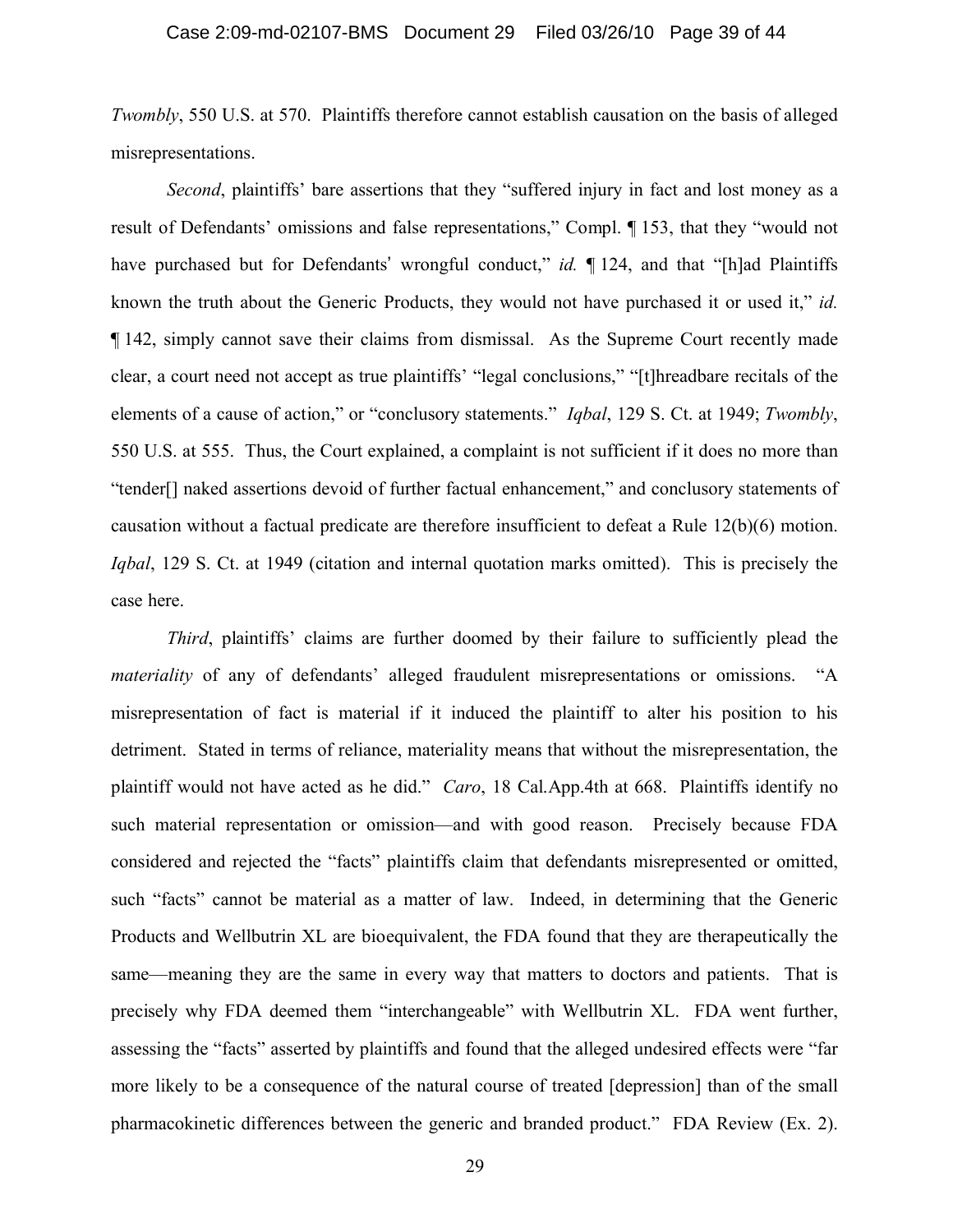*Twombly*, 550 U.S. at 570. Plaintiffs therefore cannot establish causation on the basis of alleged misrepresentations.

*Second*, plaintiffs' bare assertions that they "suffered injury in fact and lost money as a result of Defendants' omissions and false representations," Compl. ¶ 153, that they "would not have purchased but for Defendants' wrongful conduct," *id.* ¶ 124, and that "[h]ad Plaintiffs known the truth about the Generic Products, they would not have purchased it or used it," *id.* ¶ 142, simply cannot save their claims from dismissal. As the Supreme Court recently made clear, a court need not accept as true plaintiffs' "legal conclusions," "[t]hreadbare recitals of the elements of a cause of action," or "conclusory statements." *Iqbal*, 129 S. Ct. at 1949; *Twombly*, 550 U.S. at 555. Thus, the Court explained, a complaint is not sufficient if it does no more than "tender[] naked assertions devoid of further factual enhancement," and conclusory statements of causation without a factual predicate are therefore insufficient to defeat a Rule 12(b)(6) motion. *Iqbal*, 129 S. Ct. at 1949 (citation and internal quotation marks omitted). This is precisely the case here.

*Third*, plaintiffs' claims are further doomed by their failure to sufficiently plead the *materiality* of any of defendants' alleged fraudulent misrepresentations or omissions. "A misrepresentation of fact is material if it induced the plaintiff to alter his position to his detriment. Stated in terms of reliance, materiality means that without the misrepresentation, the plaintiff would not have acted as he did." *Caro*, 18 Cal.App.4th at 668. Plaintiffs identify no such material representation or omission—and with good reason. Precisely because FDA considered and rejected the "facts" plaintiffs claim that defendants misrepresented or omitted, such "facts" cannot be material as a matter of law. Indeed, in determining that the Generic Products and Wellbutrin XL are bioequivalent, the FDA found that they are therapeutically the same—meaning they are the same in every way that matters to doctors and patients. That is precisely why FDA deemed them "interchangeable" with Wellbutrin XL. FDA went further, assessing the "facts" asserted by plaintiffs and found that the alleged undesired effects were "far more likely to be a consequence of the natural course of treated [depression] than of the small pharmacokinetic differences between the generic and branded product." FDA Review (Ex. 2).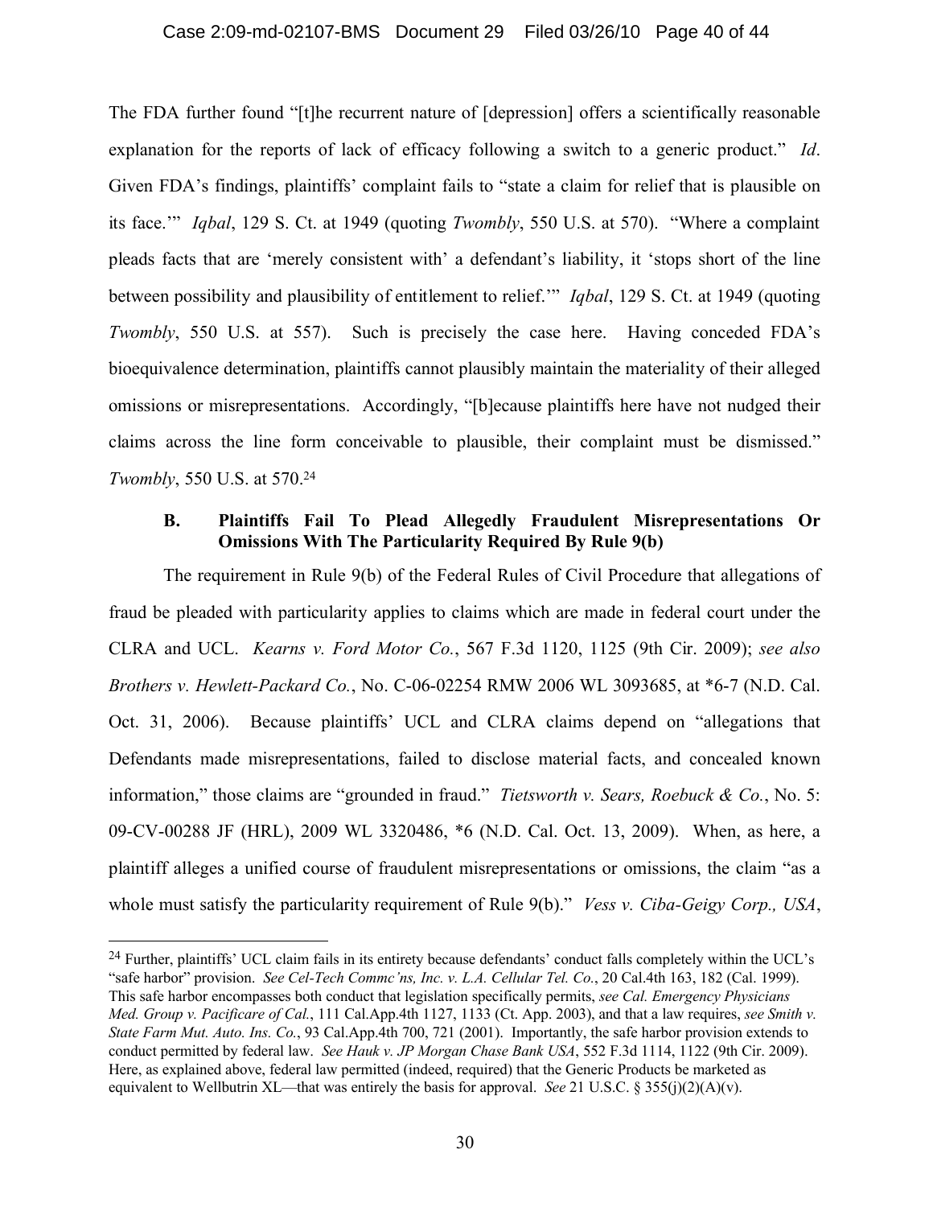The FDA further found "[t]he recurrent nature of [depression] offers a scientifically reasonable explanation for the reports of lack of efficacy following a switch to a generic product." *Id*. Given FDA's findings, plaintiffs' complaint fails to "state a claim for relief that is plausible on its face.'" *Iqbal*, 129 S. Ct. at 1949 (quoting *Twombly*, 550 U.S. at 570). "Where a complaint pleads facts that are 'merely consistent with' a defendant's liability, it 'stops short of the line between possibility and plausibility of entitlement to relief.'" *Iqbal*, 129 S. Ct. at 1949 (quoting *Twombly*, 550 U.S. at 557). Such is precisely the case here. Having conceded FDA's bioequivalence determination, plaintiffs cannot plausibly maintain the materiality of their alleged omissions or misrepresentations. Accordingly, "[b]ecause plaintiffs here have not nudged their claims across the line form conceivable to plausible, their complaint must be dismissed." *Twombly*, 550 U.S. at 570.[24]

### B. Plaintiffs Fail To Plead Allegedly Fraudulent Misrepresentations Or Omissions With The Particularity Required By Rule 9(b)

The requirement in Rule 9(b) of the Federal Rules of Civil Procedure that allegations of fraud be pleaded with particularity applies to claims which are made in federal court under the CLRA and UCL. *Kearns v. Ford Motor Co.*, 567 F.3d 1120, 1125 (9th Cir. 2009); *see also Brothers v. Hewlett-Packard Co.*, No. C-06-02254 RMW 2006 WL 3093685, at *6-7 (N.D. Cal. Oct. 31, 2006). Because plaintiffs' UCL and CLRA claims depend on "allegations that Defendants made misrepresentations, failed to disclose material facts, and concealed known information," those claims are "grounded in fraud." *Tietsworth v. Sears, Roebuck & Co.*, No. 5: 09-CV-00288 JF (HRL), 2009 WL 3320486, *6 (N.D. Cal. Oct. 13, 2009). When, as here, a plaintiff alleges a unified course of fraudulent misrepresentations or omissions, the claim "as a whole must satisfy the particularity requirement of Rule 9(b)." *Vess v. Ciba-Geigy Corp., USA*,

---

[24] Further, plaintiffs' UCL claim fails in its entirety because defendants' conduct falls completely within the UCL's "safe harbor" provision. *See Cel-Tech Commc'ns, Inc. v. L.A. Cellular Tel. Co.*, 20 Cal.4th 163, 182 (Cal. 1999). This safe harbor encompasses both conduct that legislation specifically permits, *see Cal. Emergency Physicians Med. Group v. Pacificare of Cal.*, 111 Cal.App.4th 1127, 1133 (Ct. App. 2003), and that a law requires, *see Smith v. State Farm Mut. Auto. Ins. Co.*, 93 Cal.App.4th 700, 721 (2001). Importantly, the safe harbor provision extends to conduct permitted by federal law. *See Hauk v. JP Morgan Chase Bank USA*, 552 F.3d 1114, 1122 (9th Cir. 2009). Here, as explained above, federal law permitted (indeed, required) that the Generic Products be marketed as equivalent to Wellbutrin XL—that was entirely the basis for approval. *See* 21 U.S.C. § 355(j)(2)(A)(v).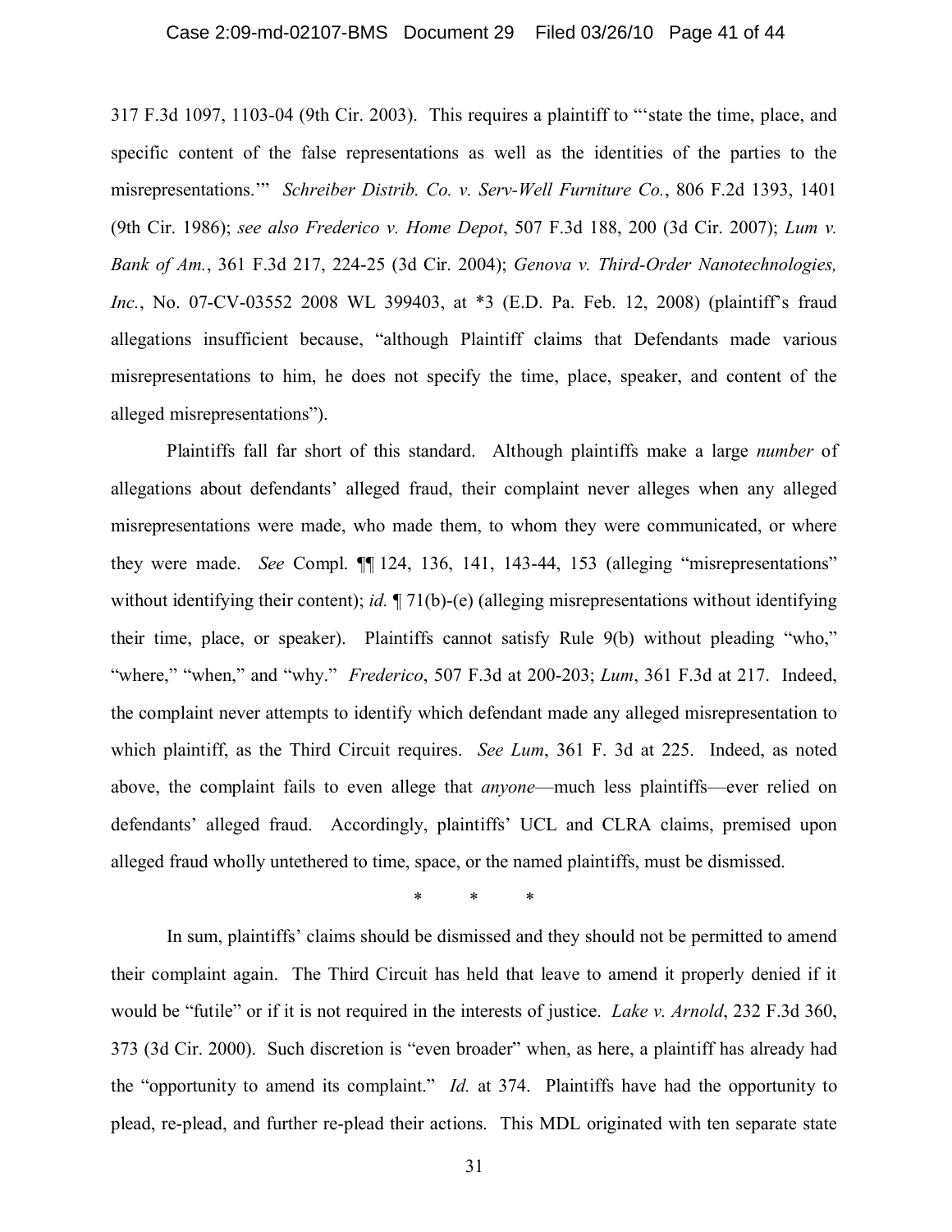317 F.3d 1097, 1103-04 (9th Cir. 2003). This requires a plaintiff to "'state the time, place, and specific content of the false representations as well as the identities of the parties to the misrepresentations.'" *Schreiber Distrib. Co. v. Serv-Well Furniture Co.*, 806 F.2d 1393, 1401 (9th Cir. 1986); *see also Frederico v. Home Depot*, 507 F.3d 188, 200 (3d Cir. 2007); *Lum v. Bank of Am.*, 361 F.3d 217, 224-25 (3d Cir. 2004); *Genova v. Third-Order Nanotechnologies, Inc.*, No. 07-CV-03552 2008 WL 399403, at *3 (E.D. Pa. Feb. 12, 2008) (plaintiff's fraud allegations insufficient because, "although Plaintiff claims that Defendants made various misrepresentations to him, he does not specify the time, place, speaker, and content of the alleged misrepresentations").

Plaintiffs fall far short of this standard. Although plaintiffs make a large *number* of allegations about defendants' alleged fraud, their complaint never alleges when any alleged misrepresentations were made, who made them, to whom they were communicated, or where they were made. *See* Compl. ¶¶ 124, 136, 141, 143-44, 153 (alleging "misrepresentations" without identifying their content); *id.* ¶ 71(b)-(e) (alleging misrepresentations without identifying their time, place, or speaker). Plaintiffs cannot satisfy Rule 9(b) without pleading "who," "where," "when," and "why." *Frederico*, 507 F.3d at 200-203; *Lum*, 361 F.3d at 217. Indeed, the complaint never attempts to identify which defendant made any alleged misrepresentation to which plaintiff, as the Third Circuit requires. *See Lum*, 361 F. 3d at 225. Indeed, as noted above, the complaint fails to even allege that *anyone*—much less plaintiffs—ever relied on defendants' alleged fraud. Accordingly, plaintiffs' UCL and CLRA claims, premised upon alleged fraud wholly untethered to time, space, or the named plaintiffs, must be dismissed.

\* \* \*

In sum, plaintiffs' claims should be dismissed and they should not be permitted to amend their complaint again. The Third Circuit has held that leave to amend it properly denied if it would be "futile" or if it is not required in the interests of justice. *Lake v. Arnold*, 232 F.3d 360, 373 (3d Cir. 2000). Such discretion is "even broader" when, as here, a plaintiff has already had the "opportunity to amend its complaint." *Id.* at 374. Plaintiffs have had the opportunity to plead, re-plead, and further re-plead their actions. This MDL originated with ten separate state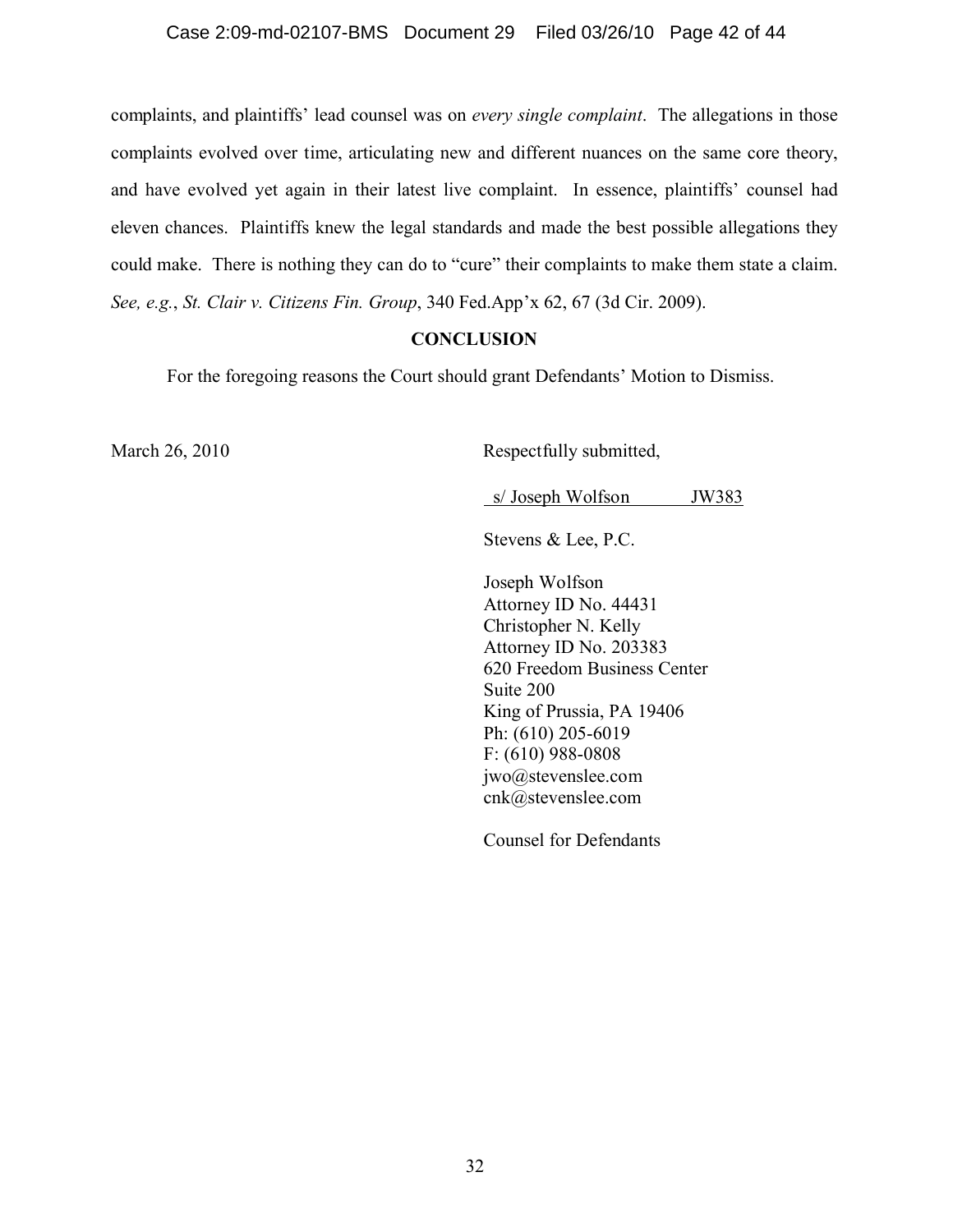complaints, and plaintiffs' lead counsel was on *every single complaint*. The allegations in those complaints evolved over time, articulating new and different nuances on the same core theory, and have evolved yet again in their latest live complaint. In essence, plaintiffs' counsel had eleven chances. Plaintiffs knew the legal standards and made the best possible allegations they could make. There is nothing they can do to "cure" their complaints to make them state a claim. *See, e.g.*, *St. Clair v. Citizens Fin. Group*, 340 Fed.App'x 62, 67 (3d Cir. 2009).

## CONCLUSION

For the foregoing reasons the Court should grant Defendants' Motion to Dismiss.

March 26, 2010

Respectfully submitted,

s/ Joseph Wolfson JW383

Stevens & Lee, P.C.

Joseph Wolfson
Attorney ID No. 44431
Christopher N. Kelly
Attorney ID No. 203383
620 Freedom Business Center
Suite 200
King of Prussia, PA 19406
Ph: (610) 205-6019
F: (610) 988-0808
jwo@stevenslee.com
cnk@stevenslee.com

Counsel for Defendants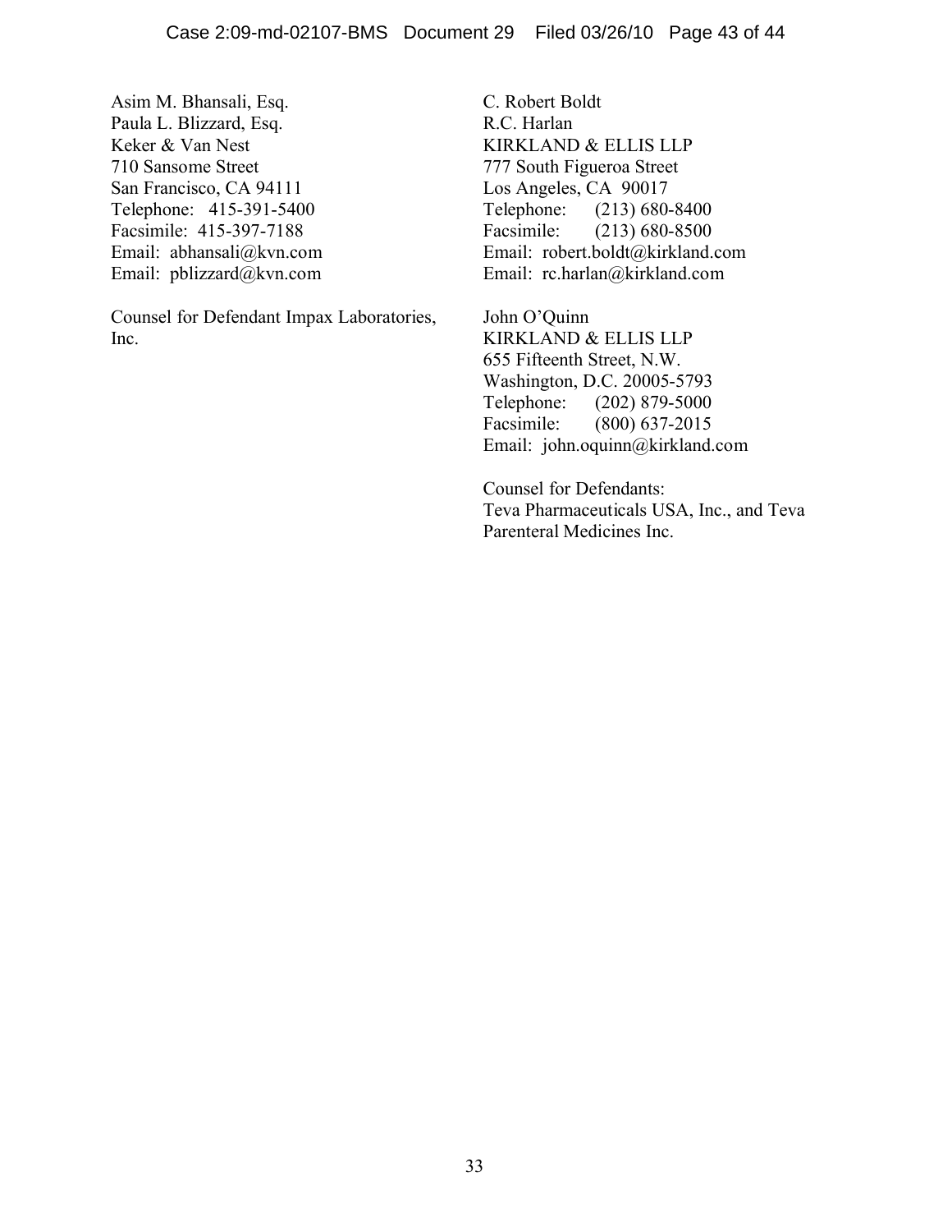Asim M. Bhansali, Esq.
Paula L. Blizzard, Esq.
Keker & Van Nest
710 Sansome Street
San Francisco, CA 94111
Telephone: 415-391-5400
Facsimile: 415-397-7188
Email: abhansali@kvn.com
Email: pblizzard@kvn.com

Counsel for Defendant Impax Laboratories, Inc.

C. Robert Boldt
R.C. Harlan
KIRKLAND & ELLIS LLP
777 South Figueroa Street
Los Angeles, CA 90017
Telephone: (213) 680-8400
Facsimile: (213) 680-8500
Email: robert.boldt@kirkland.com
Email: rc.harlan@kirkland.com

John O'Quinn
KIRKLAND & ELLIS LLP
655 Fifteenth Street, N.W.
Washington, D.C. 20005-5793
Telephone: (202) 879-5000
Facsimile: (800) 637-2015
Email: john.oquinn@kirkland.com

Counsel for Defendants:
Teva Pharmaceuticals USA, Inc., and Teva Parenteral Medicines Inc.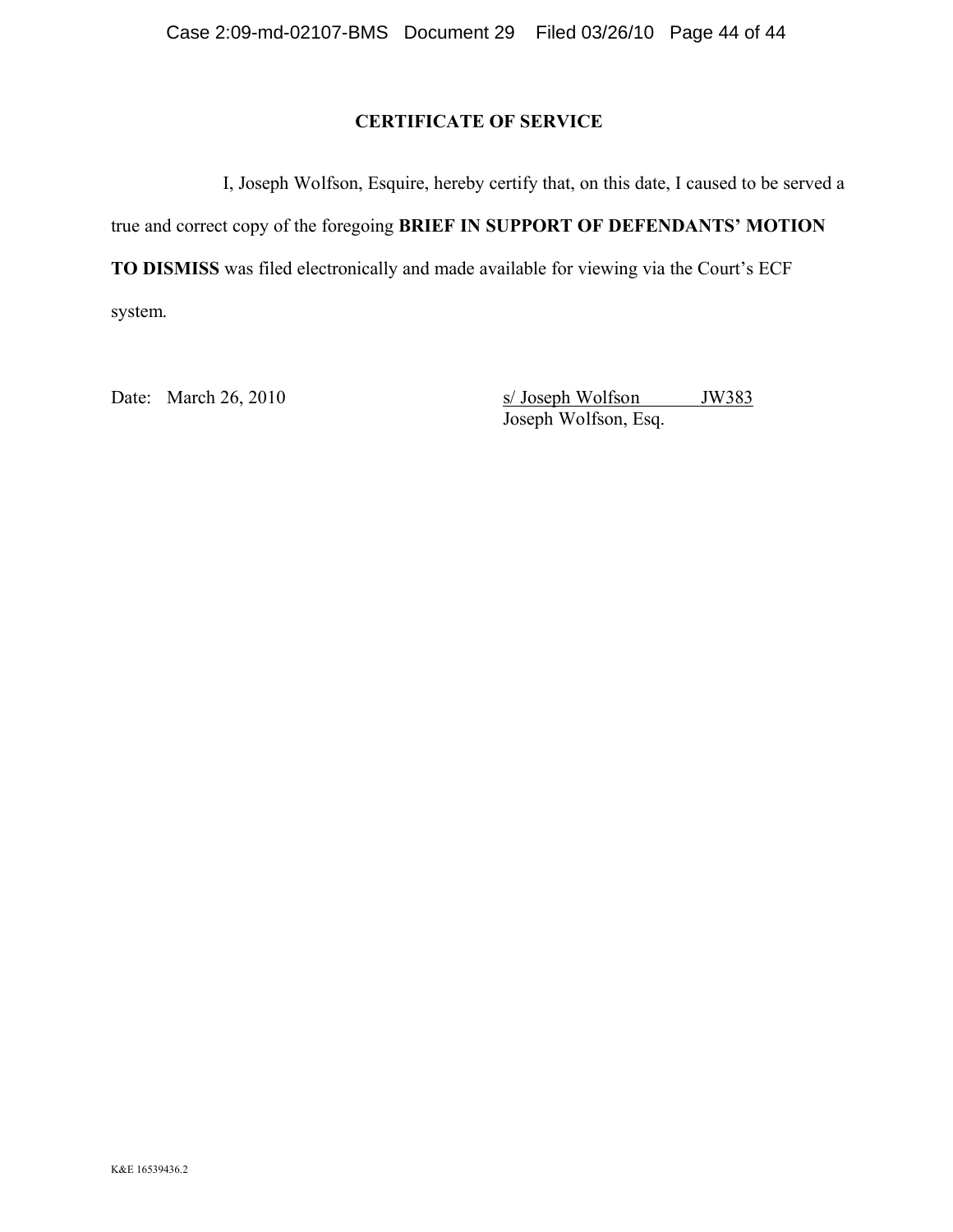## CERTIFICATE OF SERVICE

I, Joseph Wolfson, Esquire, hereby certify that, on this date, I caused to be served a true and correct copy of the foregoing **BRIEF IN SUPPORT OF DEFENDANTS' MOTION TO DISMISS** was filed electronically and made available for viewing via the Court's ECF system.

Date: March 26, 2010

s/ Joseph Wolfson JW383
Joseph Wolfson, Esq.

K&E 16539436.2